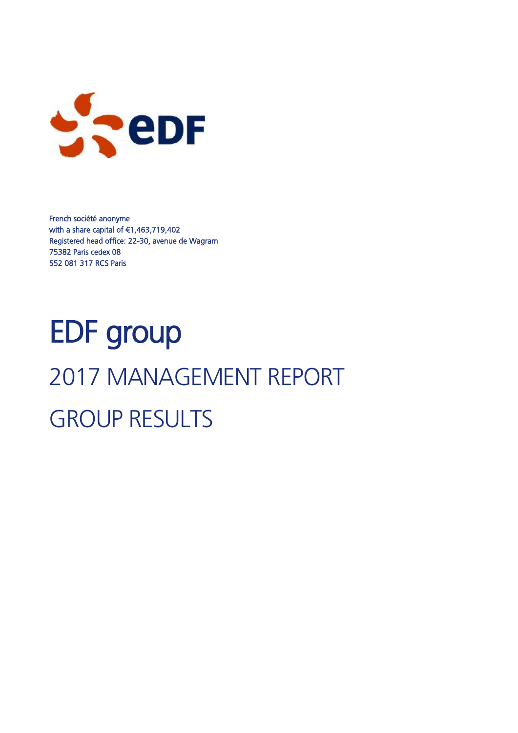French société anonyme
with a share capital of €1,463,719,402
Registered head office: 22-30, avenue de Wagram
75382 Paris cedex 08
552 081 317 RCS Paris

# EDF group

## 2017 MANAGEMENT REPORT

## GROUP RESULTS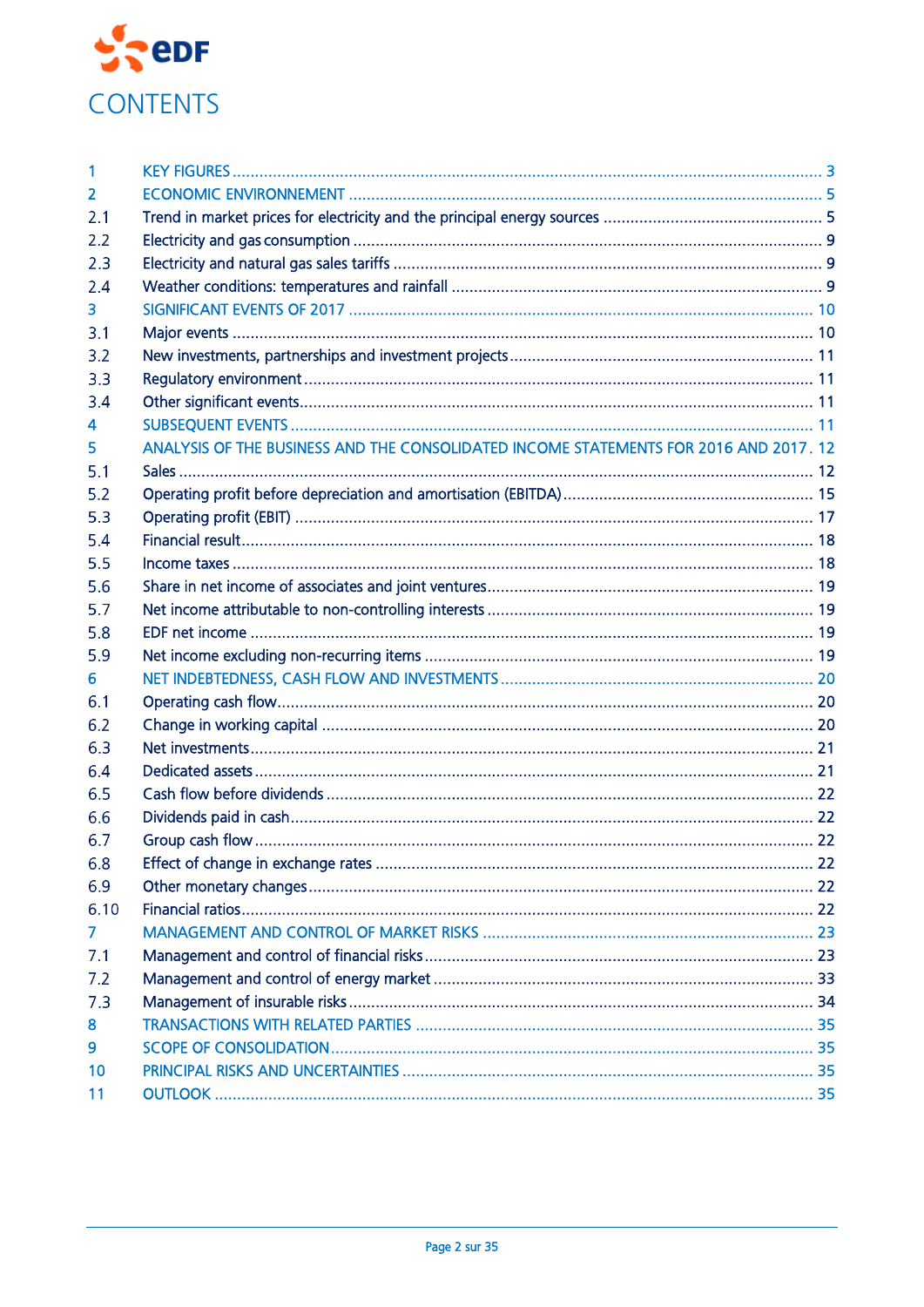# CONTENTS

| | | |
|---|---|---|
| 1 | KEY FIGURES | 3 |
| 2 | ECONOMIC ENVIRONNEMENT | 5 |
| 2.1 | Trend in market prices for electricity and the principal energy sources | 5 |
| 2.2 | Electricity and gas consumption | 9 |
| 2.3 | Electricity and natural gas sales tariffs | 9 |
| 2.4 | Weather conditions: temperatures and rainfall | 9 |
| 3 | SIGNIFICANT EVENTS OF 2017 | 10 |
| 3.1 | Major events | 10 |
| 3.2 | New investments, partnerships and investment projects | 11 |
| 3.3 | Regulatory environment | 11 |
| 3.4 | Other significant events | 11 |
| 4 | SUBSEQUENT EVENTS | 11 |
| 5 | ANALYSIS OF THE BUSINESS AND THE CONSOLIDATED INCOME STATEMENTS FOR 2016 AND 2017 | 12 |
| 5.1 | Sales | 12 |
| 5.2 | Operating profit before depreciation and amortisation (EBITDA) | 15 |
| 5.3 | Operating profit (EBIT) | 17 |
| 5.4 | Financial result | 18 |
| 5.5 | Income taxes | 18 |
| 5.6 | Share in net income of associates and joint ventures | 19 |
| 5.7 | Net income attributable to non-controlling interests | 19 |
| 5.8 | EDF net income | 19 |
| 5.9 | Net income excluding non-recurring items | 19 |
| 6 | NET INDEBTEDNESS, CASH FLOW AND INVESTMENTS | 20 |
| 6.1 | Operating cash flow | 20 |
| 6.2 | Change in working capital | 20 |
| 6.3 | Net investments | 21 |
| 6.4 | Dedicated assets | 21 |
| 6.5 | Cash flow before dividends | 22 |
| 6.6 | Dividends paid in cash | 22 |
| 6.7 | Group cash flow | 22 |
| 6.8 | Effect of change in exchange rates | 22 |
| 6.9 | Other monetary changes | 22 |
| 6.10 | Financial ratios | 22 |
| 7 | MANAGEMENT AND CONTROL OF MARKET RISKS | 23 |
| 7.1 | Management and control of financial risks | 23 |
| 7.2 | Management and control of energy market | 33 |
| 7.3 | Management of insurable risks | 34 |
| 8 | TRANSACTIONS WITH RELATED PARTIES | 35 |
| 9 | SCOPE OF CONSOLIDATION | 35 |
| 10 | PRINCIPAL RISKS AND UNCERTAINTIES | 35 |
| 11 | OUTLOOK | 35 |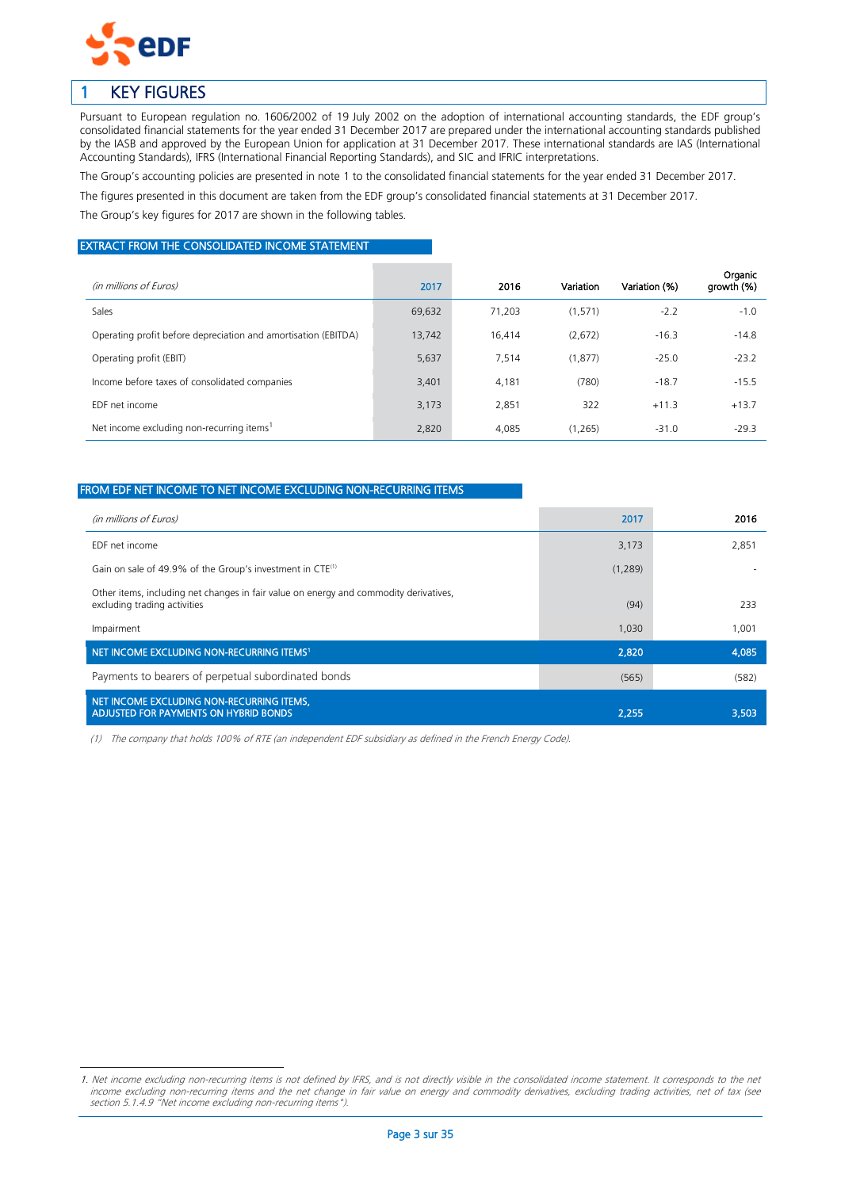# 1 KEY FIGURES

Pursuant to European regulation no. 1606/2002 of 19 July 2002 on the adoption of international accounting standards, the EDF group's consolidated financial statements for the year ended 31 December 2017 are prepared under the international accounting standards published by the IASB and approved by the European Union for application at 31 December 2017. These international standards are IAS (International Accounting Standards), IFRS (International Financial Reporting Standards), and SIC and IFRIC interpretations.

The Group's accounting policies are presented in note 1 to the consolidated financial statements for the year ended 31 December 2017.

The figures presented in this document are taken from the EDF group's consolidated financial statements at 31 December 2017.

The Group's key figures for 2017 are shown in the following tables.

## EXTRACT FROM THE CONSOLIDATED INCOME STATEMENT

| *(in millions of Euros)* | 2017 | 2016 | Variation | Variation (%) | Organic growth (%) |
|---|---|---|---|---|---|
| Sales | 69,632 | 71,203 | (1,571) | -2.2 | -1.0 |
| Operating profit before depreciation and amortisation (EBITDA) | 13,742 | 16,414 | (2,672) | -16.3 | -14.8 |
| Operating profit (EBIT) | 5,637 | 7,514 | (1,877) | -25.0 | -23.2 |
| Income before taxes of consolidated companies | 3,401 | 4,181 | (780) | -18.7 | -15.5 |
| EDF net income | 3,173 | 2,851 | 322 | +11.3 | +13.7 |
| Net income excluding non-recurring items[1] | 2,820 | 4,085 | (1,265) | -31.0 | -29.3 |

## FROM EDF NET INCOME TO NET INCOME EXCLUDING NON-RECURRING ITEMS

| *(in millions of Euros)* | 2017 | 2016 |
|---|---|---|
| EDF net income | 3,173 | 2,851 |
| Gain on sale of 49.9% of the Group's investment in CTE[(1)] | (1,289) | - |
| Other items, including net changes in fair value on energy and commodity derivatives, excluding trading activities | (94) | 233 |
| Impairment | 1,030 | 1,001 |
| **NET INCOME EXCLUDING NON-RECURRING ITEMS[1]** | **2,820** | **4,085** |
| Payments to bearers of perpetual subordinated bonds | (565) | (582) |
| **NET INCOME EXCLUDING NON-RECURRING ITEMS, ADJUSTED FOR PAYMENTS ON HYBRID BONDS** | **2,255** | **3,503** |

*(1) The company that holds 100% of RTE (an independent EDF subsidiary as defined in the French Energy Code).*

*1. Net income excluding non-recurring items is not defined by IFRS, and is not directly visible in the consolidated income statement. It corresponds to the net income excluding non-recurring items and the net change in fair value on energy and commodity derivatives, excluding trading activities, net of tax (see section 5.1.4.9 "Net income excluding non-recurring items").*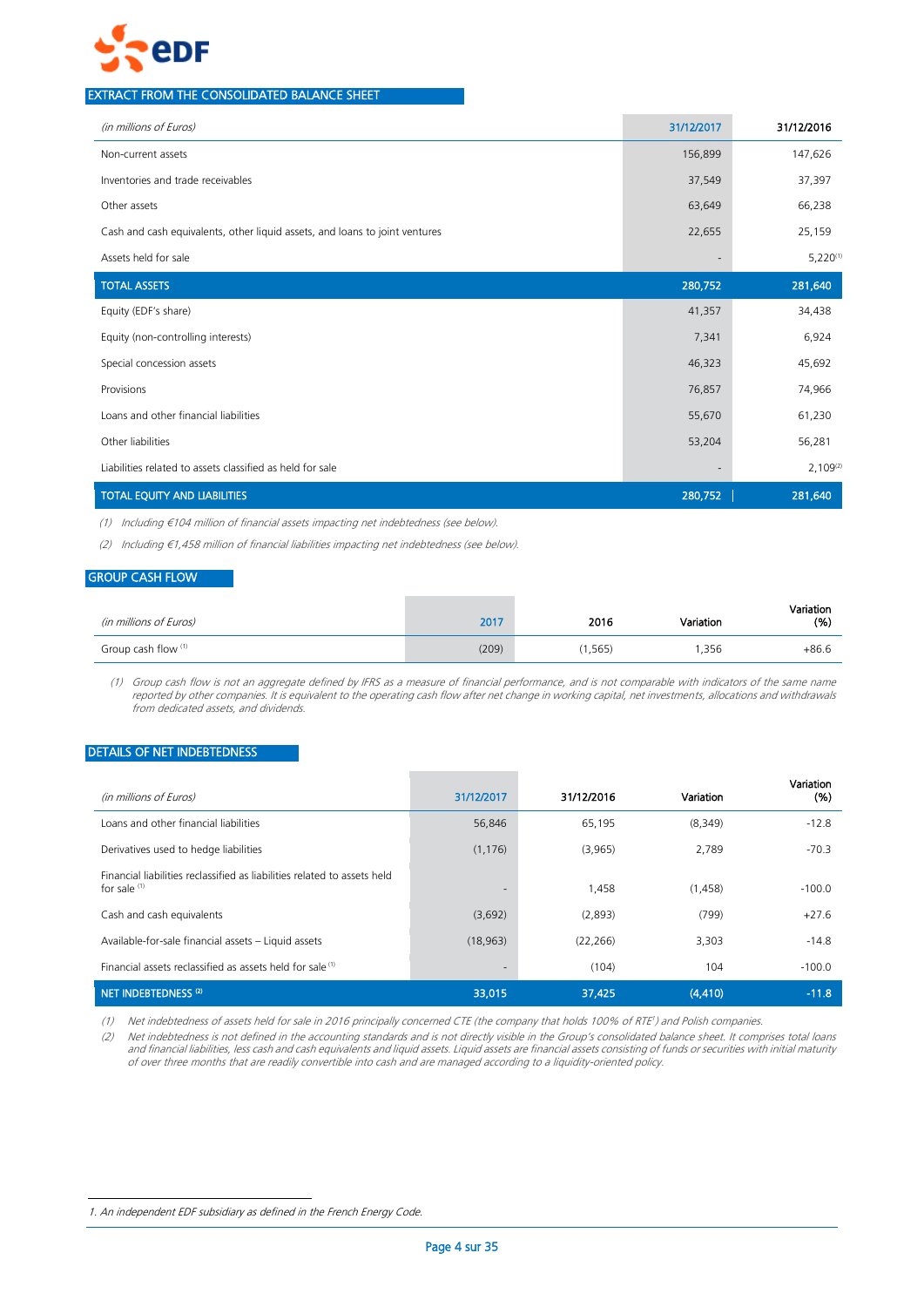## EXTRACT FROM THE CONSOLIDATED BALANCE SHEET

| *(in millions of Euros)* | 31/12/2017 | 31/12/2016 |
|---|---|---|
| Non-current assets | 156,899 | 147,626 |
| Inventories and trade receivables | 37,549 | 37,397 |
| Other assets | 63,649 | 66,238 |
| Cash and cash equivalents, other liquid assets, and loans to joint ventures | 22,655 | 25,159 |
| Assets held for sale | - | 5,220 (1) |
| **TOTAL ASSETS** | **280,752** | **281,640** |
| Equity (EDF's share) | 41,357 | 34,438 |
| Equity (non-controlling interests) | 7,341 | 6,924 |
| Special concession assets | 46,323 | 45,692 |
| Provisions | 76,857 | 74,966 |
| Loans and other financial liabilities | 55,670 | 61,230 |
| Other liabilities | 53,204 | 56,281 |
| Liabilities related to assets classified as held for sale | - | 2,109 (2) |
| **TOTAL EQUITY AND LIABILITIES** | **280,752** | **281,640** |

*(1) Including €104 million of financial assets impacting net indebtedness (see below).*

*(2) Including €1,458 million of financial liabilities impacting net indebtedness (see below).*

## GROUP CASH FLOW

| *(in millions of Euros)* | 2017 | 2016 | Variation | Variation (%) |
|---|---|---|---|---|
| Group cash flow (1) | (209) | (1,565) | 1,356 | +86.6 |

*(1) Group cash flow is not an aggregate defined by IFRS as a measure of financial performance, and is not comparable with indicators of the same name reported by other companies. It is equivalent to the operating cash flow after net change in working capital, net investments, allocations and withdrawals from dedicated assets, and dividends.*

## DETAILS OF NET INDEBTEDNESS

| *(in millions of Euros)* | 31/12/2017 | 31/12/2016 | Variation | Variation (%) |
|---|---|---|---|---|
| Loans and other financial liabilities | 56,846 | 65,195 | (8,349) | -12.8 |
| Derivatives used to hedge liabilities | (1,176) | (3,965) | 2,789 | -70.3 |
| Financial liabilities reclassified as liabilities related to assets held for sale (1) | - | 1,458 | (1,458) | -100.0 |
| Cash and cash equivalents | (3,692) | (2,893) | (799) | +27.6 |
| Available-for-sale financial assets – Liquid assets | (18,963) | (22,266) | 3,303 | -14.8 |
| Financial assets reclassified as assets held for sale (1) | - | (104) | 104 | -100.0 |
| **NET INDEBTEDNESS (2)** | **33,015** | **37,425** | **(4,410)** | **-11.8** |

*(1) Net indebtedness of assets held for sale in 2016 principally concerned CTE (the company that holds 100% of RTE[1]) and Polish companies.*

*(2) Net indebtedness is not defined in the accounting standards and is not directly visible in the Group's consolidated balance sheet. It comprises total loans and financial liabilities, less cash and cash equivalents and liquid assets. Liquid assets are financial assets consisting of funds or securities with initial maturity of over three months that are readily convertible into cash and are managed according to a liquidity-oriented policy.*

---

*1. An independent EDF subsidiary as defined in the French Energy Code.*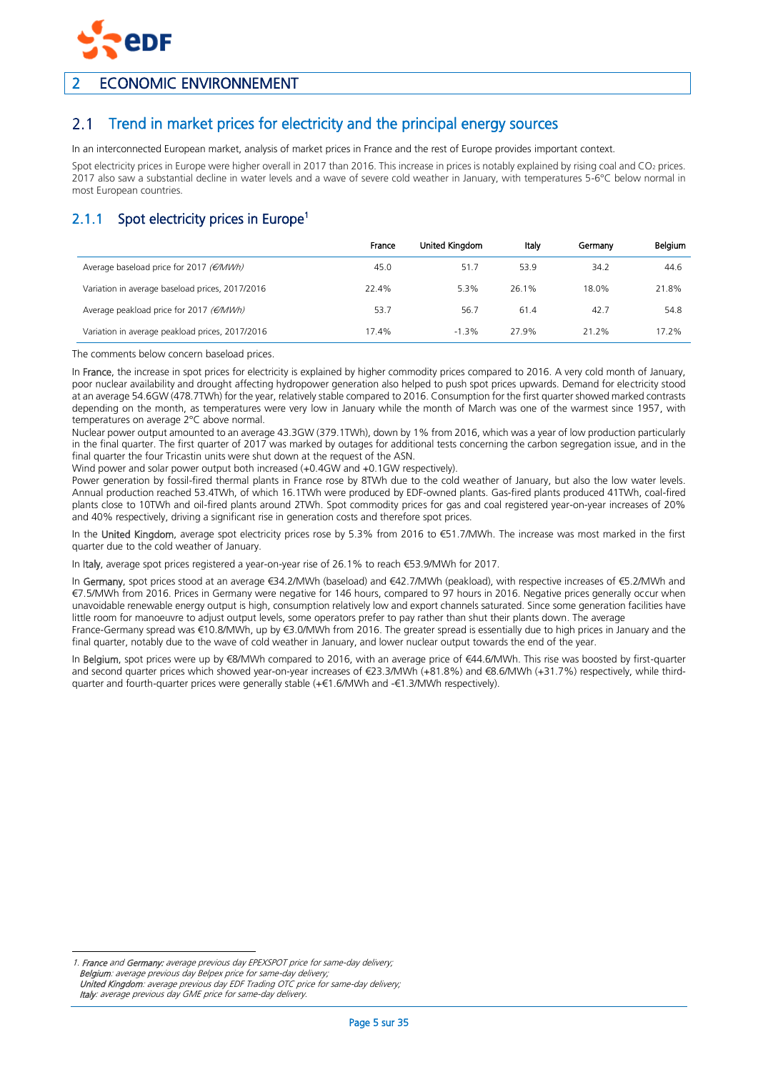## 2 ECONOMIC ENVIRONNEMENT

### 2.1 Trend in market prices for electricity and the principal energy sources

In an interconnected European market, analysis of market prices in France and the rest of Europe provides important context.

Spot electricity prices in Europe were higher overall in 2017 than 2016. This increase in prices is notably explained by rising coal and $CO_2$ prices. 2017 also saw a substantial decline in water levels and a wave of severe cold weather in January, with temperatures 5-6°C below normal in most European countries.

#### 2.1.1 Spot electricity prices in Europe[1]

| | France | United Kingdom | Italy | Germany | Belgium |
|---|---|---|---|---|---|
| Average baseload price for 2017 *(€/MWh)* | 45.0 | 51.7 | 53.9 | 34.2 | 44.6 |
| Variation in average baseload prices, 2017/2016 | 22.4% | 5.3% | 26.1% | 18.0% | 21.8% |
| Average peakload price for 2017 *(€/MWh)* | 53.7 | 56.7 | 61.4 | 42.7 | 54.8 |
| Variation in average peakload prices, 2017/2016 | 17.4% | -1.3% | 27.9% | 21.2% | 17.2% |

The comments below concern baseload prices.

In France, the increase in spot prices for electricity is explained by higher commodity prices compared to 2016. A very cold month of January, poor nuclear availability and drought affecting hydropower generation also helped to push spot prices upwards. Demand for electricity stood at an average 54.6GW (478.7TWh) for the year, relatively stable compared to 2016. Consumption for the first quarter showed marked contrasts depending on the month, as temperatures were very low in January while the month of March was one of the warmest since 1957, with temperatures on average 2°C above normal.

Nuclear power output amounted to an average 43.3GW (379.1TWh), down by 1% from 2016, which was a year of low production particularly in the final quarter. The first quarter of 2017 was marked by outages for additional tests concerning the carbon segregation issue, and in the final quarter the four Tricastin units were shut down at the request of the ASN.

Wind power and solar power output both increased (+0.4GW and +0.1GW respectively).

Power generation by fossil-fired thermal plants in France rose by 8TWh due to the cold weather of January, but also the low water levels. Annual production reached 53.4TWh, of which 16.1TWh were produced by EDF-owned plants. Gas-fired plants produced 41TWh, coal-fired plants close to 10TWh and oil-fired plants around 2TWh. Spot commodity prices for gas and coal registered year-on-year increases of 20% and 40% respectively, driving a significant rise in generation costs and therefore spot prices.

In the United Kingdom, average spot electricity prices rose by 5.3% from 2016 to €51.7/MWh. The increase was most marked in the first quarter due to the cold weather of January.

In Italy, average spot prices registered a year-on-year rise of 26.1% to reach €53.9/MWh for 2017.

In Germany, spot prices stood at an average €34.2/MWh (baseload) and €42.7/MWh (peakload), with respective increases of €5.2/MWh and €7.5/MWh from 2016. Prices in Germany were negative for 146 hours, compared to 97 hours in 2016. Negative prices generally occur when unavoidable renewable energy output is high, consumption relatively low and export channels saturated. Since some generation facilities have little room for manoeuvre to adjust output levels, some operators prefer to pay rather than shut their plants down. The average France-Germany spread was €10.8/MWh, up by €3.0/MWh from 2016. The greater spread is essentially due to high prices in January and the final quarter, notably due to the wave of cold weather in January, and lower nuclear output towards the end of the year.

In Belgium, spot prices were up by €8/MWh compared to 2016, with an average price of €44.6/MWh. This rise was boosted by first-quarter and second quarter prices which showed year-on-year increases of €23.3/MWh (+81.8%) and €8.6/MWh (+31.7%) respectively, while third-quarter and fourth-quarter prices were generally stable (+€1.6/MWh and -€1.3/MWh respectively).

---

1. *France and Germany: average previous day EPEXSPOT price for same-day delivery;*
*Belgium: average previous day Belpex price for same-day delivery;*
*United Kingdom: average previous day EDF Trading OTC price for same-day delivery;*
*Italy: average previous day GME price for same-day delivery.*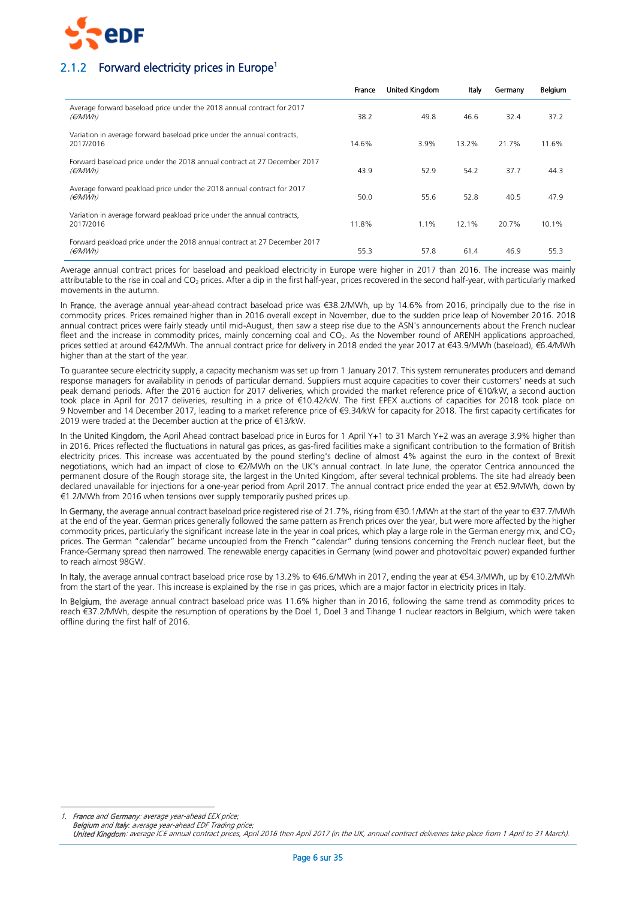## 2.1.2 Forward electricity prices in Europe[1]

| | France | United Kingdom | Italy | Germany | Belgium |
|---|---|---|---|---|---|
| Average forward baseload price under the 2018 annual contract for 2017 *(€/MWh)* | 38.2 | 49.8 | 46.6 | 32.4 | 37.2 |
| Variation in average forward baseload price under the annual contracts, 2017/2016 | 14.6% | 3.9% | 13.2% | 21.7% | 11.6% |
| Forward baseload price under the 2018 annual contract at 27 December 2017 *(€/MWh)* | 43.9 | 52.9 | 54.2 | 37.7 | 44.3 |
| Average forward peakload price under the 2018 annual contract for 2017 *(€/MWh)* | 50.0 | 55.6 | 52.8 | 40.5 | 47.9 |
| Variation in average forward peakload price under the annual contracts, 2017/2016 | 11.8% | 1.1% | 12.1% | 20.7% | 10.1% |
| Forward peakload price under the 2018 annual contract at 27 December 2017 *(€/MWh)* | 55.3 | 57.8 | 61.4 | 46.9 | 55.3 |

Average annual contract prices for baseload and peakload electricity in Europe were higher in 2017 than 2016. The increase was mainly attributable to the rise in coal and $CO_2$ prices. After a dip in the first half-year, prices recovered in the second half-year, with particularly marked movements in the autumn.

In **France**, the average annual year-ahead contract baseload price was €38.2/MWh, up by 14.6% from 2016, principally due to the rise in commodity prices. Prices remained higher than in 2016 overall except in November, due to the sudden price leap of November 2016. 2018 annual contract prices were fairly steady until mid-August, then saw a steep rise due to the ASN's announcements about the French nuclear fleet and the increase in commodity prices, mainly concerning coal and $CO_2$. As the November round of ARENH applications approached, prices settled at around €42/MWh. The annual contract price for delivery in 2018 ended the year 2017 at €43.9/MWh (baseload), €6.4/MWh higher than at the start of the year.

To guarantee secure electricity supply, a capacity mechanism was set up from 1 January 2017. This system remunerates producers and demand response managers for availability in periods of particular demand. Suppliers must acquire capacities to cover their customers' needs at such peak demand periods. After the 2016 auction for 2017 deliveries, which provided the market reference price of €10/kW, a second auction took place in April for 2017 deliveries, resulting in a price of €10.42/kW. The first EPEX auctions of capacities for 2018 took place on 9 November and 14 December 2017, leading to a market reference price of €9.34/kW for capacity for 2018. The first capacity certificates for 2019 were traded at the December auction at the price of €13/kW.

In the **United Kingdom**, the April Ahead contract baseload price in Euros for 1 April Y+1 to 31 March Y+2 was an average 3.9% higher than in 2016. Prices reflected the fluctuations in natural gas prices, as gas-fired facilities make a significant contribution to the formation of British electricity prices. This increase was accentuated by the pound sterling's decline of almost 4% against the euro in the context of Brexit negotiations, which had an impact of close to €2/MWh on the UK's annual contract. In late June, the operator Centrica announced the permanent closure of the Rough storage site, the largest in the United Kingdom, after several technical problems. The site had already been declared unavailable for injections for a one-year period from April 2017. The annual contract price ended the year at €52.9/MWh, down by €1.2/MWh from 2016 when tensions over supply temporarily pushed prices up.

In **Germany**, the average annual contract baseload price registered rise of 21.7%, rising from €30.1/MWh at the start of the year to €37.7/MWh at the end of the year. German prices generally followed the same pattern as French prices over the year, but were more affected by the higher commodity prices, particularly the significant increase late in the year in coal prices, which play a large role in the German energy mix, and $CO_2$ prices. The German "calendar" became uncoupled from the French "calendar" during tensions concerning the French nuclear fleet, but the France-Germany spread then narrowed. The renewable energy capacities in Germany (wind power and photovoltaic power) expanded further to reach almost 98GW.

In **Italy**, the average annual contract baseload price rose by 13.2% to €46.6/MWh in 2017, ending the year at €54.3/MWh, up by €10.2/MWh from the start of the year. This increase is explained by the rise in gas prices, which are a major factor in electricity prices in Italy.

In **Belgium**, the average annual contract baseload price was 11.6% higher than in 2016, following the same trend as commodity prices to reach €37.2/MWh, despite the resumption of operations by the Doel 1, Doel 3 and Tihange 1 nuclear reactors in Belgium, which were taken offline during the first half of 2016.

---

1. *France and Germany: average year-ahead EEX price;*
*Belgium and Italy: average year-ahead EDF Trading price;*
*United Kingdom: average ICE annual contract prices, April 2016 then April 2017 (in the UK, annual contract deliveries take place from 1 April to 31 March).*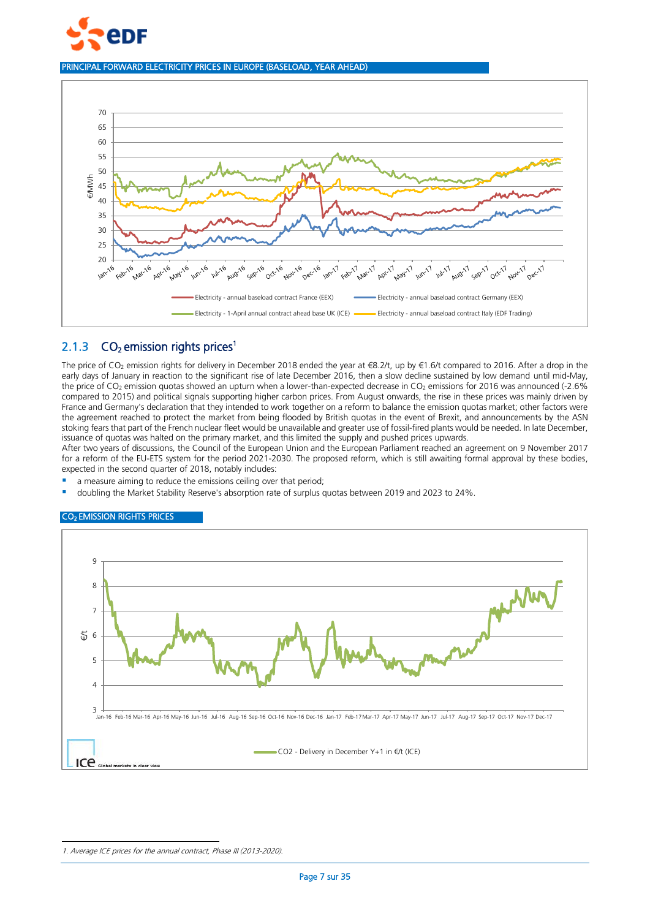PRINCIPAL FORWARD ELECTRICITY PRICES IN EUROPE (BASELOAD, YEAR AHEAD)

### 2.1.3 $CO_2$ emission rights prices[1]

The price of $CO_2$ emission rights for delivery in December 2018 ended the year at €8.2/t, up by €1.6/t compared to 2016. After a drop in the early days of January in reaction to the significant rise of late December 2016, then a slow decline sustained by low demand until mid-May, the price of $CO_2$ emission quotas showed an upturn when a lower-than-expected decrease in $CO_2$ emissions for 2016 was announced (-2.6% compared to 2015) and political signals supporting higher carbon prices. From August onwards, the rise in these prices was mainly driven by France and Germany's declaration that they intended to work together on a reform to balance the emission quotas market; other factors were the agreement reached to protect the market from being flooded by British quotas in the event of Brexit, and announcements by the ASN stoking fears that part of the French nuclear fleet would be unavailable and greater use of fossil-fired plants would be needed. In late December, issuance of quotas was halted on the primary market, and this limited the supply and pushed prices upwards.

After two years of discussions, the Council of the European Union and the European Parliament reached an agreement on 9 November 2017 for a reform of the EU-ETS system for the period 2021-2030. The proposed reform, which is still awaiting formal approval by these bodies, expected in the second quarter of 2018, notably includes:

- a measure aiming to reduce the emissions ceiling over that period;
- doubling the Market Stability Reserve's absorption rate of surplus quotas between 2019 and 2023 to 24%.

$CO_2$ EMISSION RIGHTS PRICES

1. *Average ICE prices for the annual contract, Phase III (2013-2020).*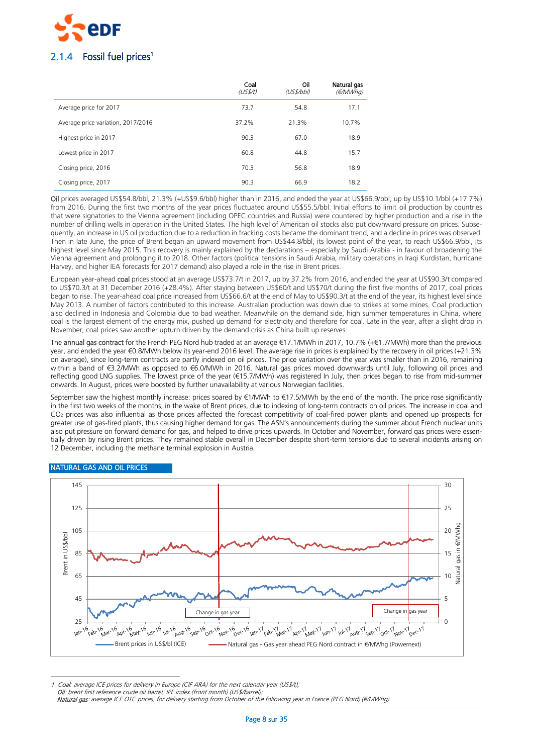### 2.1.4 Fossil fuel prices[1]

| | Coal (US$/t) | Oil (US$/bbl) | Natural gas (€/MWhg) |
|---|---|---|---|
| Average price for 2017 | 73.7 | 54.8 | 17.1 |
| Average price variation, 2017/2016 | 37.2% | 21.3% | 10.7% |
| Highest price in 2017 | 90.3 | 67.0 | 18.9 |
| Lowest price in 2017 | 60.8 | 44.8 | 15.7 |
| Closing price, 2016 | 70.3 | 56.8 | 18.9 |
| Closing price, 2017 | 90.3 | 66.9 | 18.2 |

**Oil** prices averaged US$54.8/bbl, 21.3% (+US$9.6/bbl) higher than in 2016, and ended the year at US$66.9/bbl, up by US$10.1/bbl (+17.7%) from 2016. During the first two months of the year prices fluctuated around US$55.5/bbl. Initial efforts to limit oil production by countries that were signatories to the Vienna agreement (including OPEC countries and Russia) were countered by higher production and a rise in the number of drilling wells in operation in the United States. The high level of American oil stocks also put downward pressure on prices. Subsequently, an increase in US oil production due to a reduction in fracking costs became the dominant trend, and a decline in prices was observed. Then in late June, the price of Brent began an upward movement from US$44.8/bbl, its lowest point of the year, to reach US$66.9/bbl, its highest level since May 2015. This recovery is mainly explained by the declarations – especially by Saudi Arabia - in favour of broadening the Vienna agreement and prolonging it to 2018. Other factors (political tensions in Saudi Arabia, military operations in Iraqi Kurdistan, hurricane Harvey, and higher IEA forecasts for 2017 demand) also played a role in the rise in Brent prices.

European year-ahead **coal** prices stood at an average US$73.7/t in 2017, up by 37.2% from 2016, and ended the year at US$90.3/t compared to US$70.3/t at 31 December 2016 (+28.4%). After staying between US$60/t and US$70/t during the first five months of 2017, coal prices began to rise. The year-ahead coal price increased from US$66.6/t at the end of May to US$90.3/t at the end of the year, its highest level since May 2013. A number of factors contributed to this increase. Australian production was down due to strikes at some mines. Coal production also declined in Indonesia and Colombia due to bad weather. Meanwhile on the demand side, high summer temperatures in China, where coal is the largest element of the energy mix, pushed up demand for electricity and therefore for coal. Late in the year, after a slight drop in November, coal prices saw another upturn driven by the demand crisis as China built up reserves.

The **annual gas contract** for the French PEG Nord hub traded at an average €17.1/MWh in 2017, 10.7% (+€1.7/MWh) more than the previous year, and ended the year €0.8/MWh below its year-end 2016 level. The average rise in prices is explained by the recovery in oil prices (+21.3% on average), since long-term contracts are partly indexed on oil prices. The price variation over the year was smaller than in 2016, remaining within a band of €3.2/MWh as opposed to €6.0/MWh in 2016. Natural gas prices moved downwards until July, following oil prices and reflecting good LNG supplies. The lowest price of the year (€15.7/MWh) was registered In July, then prices began to rise from mid-summer onwards. In August, prices were boosted by further unavailability at various Norwegian facilities.

September saw the highest monthly increase: prices soared by €1/MWh to €17.5/MWh by the end of the month. The price rose significantly in the first two weeks of the months, in the wake of Brent prices, due to indexing of long-term contracts on oil prices. The increase in coal and $CO_2$ prices was also influential as those prices affected the forecast competitivity of coal-fired power plants and opened up prospects for greater use of gas-fired plants, thus causing higher demand for gas. The ASN's announcements during the summer about French nuclear units also put pressure on forward demand for gas, and helped to drive prices upwards. In October and November, forward gas prices were essentially driven by rising Brent prices. They remained stable overall in December despite short-term tensions due to several incidents arising on 12 December, including the methane terminal explosion in Austria.

NATURAL GAS AND OIL PRICES

---

1. *Coal: average ICE prices for delivery in Europe (CIF ARA) for the next calendar year (US$/t);*
*Oil: brent first reference crude oil barrel, IPE index (front month) (US$/barrel);*
*Natural gas: average ICE OTC prices, for delivery starting from October of the following year in France (PEG Nord) (€/MWhg).*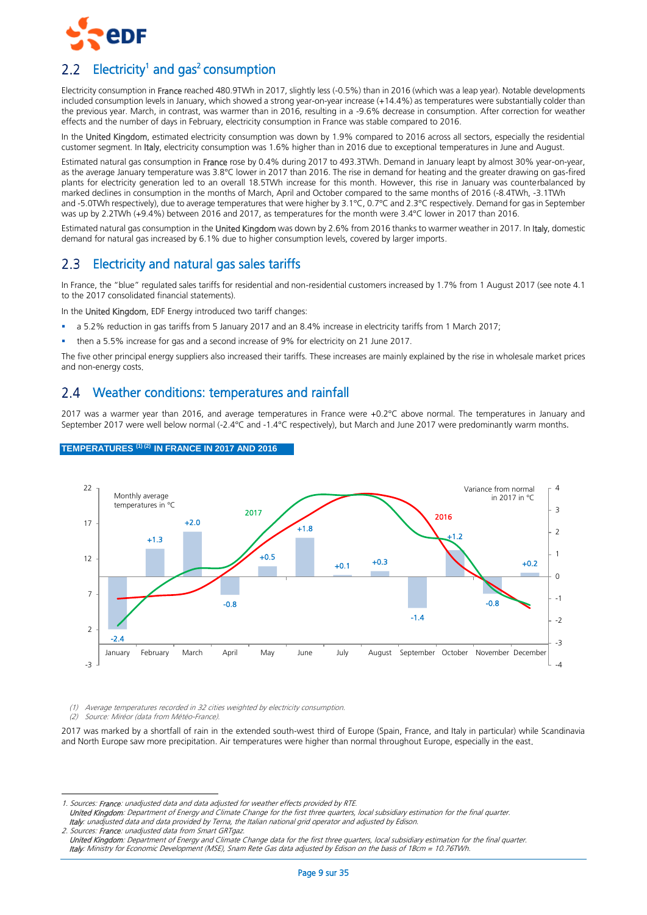## 2.2 Electricity[1] and gas[2] consumption

Electricity consumption in France reached 480.9TWh in 2017, slightly less (-0.5%) than in 2016 (which was a leap year). Notable developments included consumption levels in January, which showed a strong year-on-year increase (+14.4%) as temperatures were substantially colder than the previous year. March, in contrast, was warmer than in 2016, resulting in a -9.6% decrease in consumption. After correction for weather effects and the number of days in February, electricity consumption in France was stable compared to 2016.

In the United Kingdom, estimated electricity consumption was down by 1.9% compared to 2016 across all sectors, especially the residential customer segment. In Italy, electricity consumption was 1.6% higher than in 2016 due to exceptional temperatures in June and August.

Estimated natural gas consumption in France rose by 0.4% during 2017 to 493.3TWh. Demand in January leapt by almost 30% year-on-year, as the average January temperature was 3.8°C lower in 2017 than 2016. The rise in demand for heating and the greater drawing on gas-fired plants for electricity generation led to an overall 18.5TWh increase for this month. However, this rise in January was counterbalanced by marked declines in consumption in the months of March, April and October compared to the same months of 2016 (-8.4TWh, -3.1TWh and -5.0TWh respectively), due to average temperatures that were higher by 3.1°C, 0.7°C and 2.3°C respectively. Demand for gas in September was up by 2.2TWh (+9.4%) between 2016 and 2017, as temperatures for the month were 3.4°C lower in 2017 than 2016.

Estimated natural gas consumption in the United Kingdom was down by 2.6% from 2016 thanks to warmer weather in 2017. In Italy, domestic demand for natural gas increased by 6.1% due to higher consumption levels, covered by larger imports.

## 2.3 Electricity and natural gas sales tariffs

In France, the "blue" regulated sales tariffs for residential and non-residential customers increased by 1.7% from 1 August 2017 (see note 4.1 to the 2017 consolidated financial statements).

In the United Kingdom, EDF Energy introduced two tariff changes:

- a 5.2% reduction in gas tariffs from 5 January 2017 and an 8.4% increase in electricity tariffs from 1 March 2017;
- then a 5.5% increase for gas and a second increase of 9% for electricity on 21 June 2017.

The five other principal energy suppliers also increased their tariffs. These increases are mainly explained by the rise in wholesale market prices and non-energy costs.

## 2.4 Weather conditions: temperatures and rainfall

2017 was a warmer year than 2016, and average temperatures in France were +0.2°C above normal. The temperatures in January and September 2017 were well below normal (-2.4°C and -1.4°C respectively), but March and June 2017 were predominantly warm months.

**TEMPERATURES (1) (2) IN FRANCE IN 2017 AND 2016**

Monthly average temperatures in °C — Variance from normal in 2017 in °C

| Month | Variance from normal in 2017 (°C) |
|---|---|
| January | -2.4 |
| February | +1.3 |
| March | +2.0 |
| April | -0.8 |
| May | +0.5 |
| June | +1.8 |
| July | +0.1 |
| August | +0.3 |
| September | -1.4 |
| October | +1.2 |
| November | -0.8 |
| December | +0.2 |

*(1) Average temperatures recorded in 32 cities weighted by electricity consumption.*
*(2) Source: Miréor (data from Météo-France).*

2017 was marked by a shortfall of rain in the extended south-west third of Europe (Spain, France, and Italy in particular) while Scandinavia and North Europe saw more precipitation. Air temperatures were higher than normal throughout Europe, especially in the east.

---

*1. Sources: France: unadjusted data and data adjusted for weather effects provided by RTE.*
*United Kingdom: Department of Energy and Climate Change for the first three quarters, local subsidiary estimation for the final quarter.*
*Italy: unadjusted data and data provided by Terna, the Italian national grid operator and adjusted by Edison.*
*2. Sources: France: unadjusted data from Smart GRTgaz.*
*United Kingdom: Department of Energy and Climate Change data for the first three quarters, local subsidiary estimation for the final quarter.*
*Italy: Ministry for Economic Development (MSE), Snam Rete Gas data adjusted by Edison on the basis of 1Bcm = 10.76TWh.*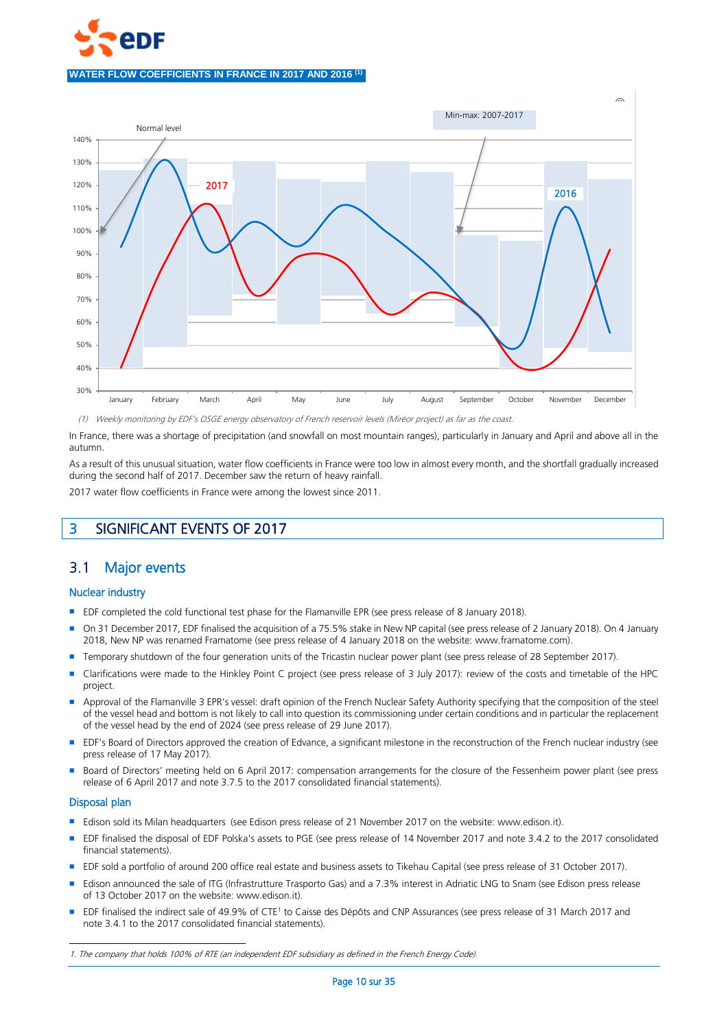**WATER FLOW COEFFICIENTS IN FRANCE IN 2017 AND 2016 [(1)]**

*(1) Weekly monitoring by EDF's OSGE energy observatory of French reservoir levels (Miréor project) as far as the coast.*

In France, there was a shortage of precipitation (and snowfall on most mountain ranges), particularly in January and April and above all in the autumn.

As a result of this unusual situation, water flow coefficients in France were too low in almost every month, and the shortfall gradually increased during the second half of 2017. December saw the return of heavy rainfall.

2017 water flow coefficients in France were among the lowest since 2011.

# 3 SIGNIFICANT EVENTS OF 2017

## 3.1 Major events

### Nuclear industry

- EDF completed the cold functional test phase for the Flamanville EPR (see press release of 8 January 2018).
- On 31 December 2017, EDF finalised the acquisition of a 75.5% stake in New NP capital (see press release of 2 January 2018). On 4 January 2018, New NP was renamed Framatome (see press release of 4 January 2018 on the website: www.framatome.com).
- Temporary shutdown of the four generation units of the Tricastin nuclear power plant (see press release of 28 September 2017).
- Clarifications were made to the Hinkley Point C project (see press release of 3 July 2017): review of the costs and timetable of the HPC project.
- Approval of the Flamanville 3 EPR's vessel: draft opinion of the French Nuclear Safety Authority specifying that the composition of the steel of the vessel head and bottom is not likely to call into question its commissioning under certain conditions and in particular the replacement of the vessel head by the end of 2024 (see press release of 29 June 2017).
- EDF's Board of Directors approved the creation of Edvance, a significant milestone in the reconstruction of the French nuclear industry (see press release of 17 May 2017).
- Board of Directors' meeting held on 6 April 2017: compensation arrangements for the closure of the Fessenheim power plant (see press release of 6 April 2017 and note 3.7.5 to the 2017 consolidated financial statements).

### Disposal plan

- Edison sold its Milan headquarters (see Edison press release of 21 November 2017 on the website: www.edison.it).
- EDF finalised the disposal of EDF Polska's assets to PGE (see press release of 14 November 2017 and note 3.4.2 to the 2017 consolidated financial statements).
- EDF sold a portfolio of around 200 office real estate and business assets to Tikehau Capital (see press release of 31 October 2017).
- Edison announced the sale of ITG (Infrastrutture Trasporto Gas) and a 7.3% interest in Adriatic LNG to Snam (see Edison press release of 13 October 2017 on the website: www.edison.it).
- EDF finalised the indirect sale of 49.9% of CTE[1] to Caisse des Dépôts and CNP Assurances (see press release of 31 March 2017 and note 3.4.1 to the 2017 consolidated financial statements).

*1. The company that holds 100% of RTE (an independent EDF subsidiary as defined in the French Energy Code).*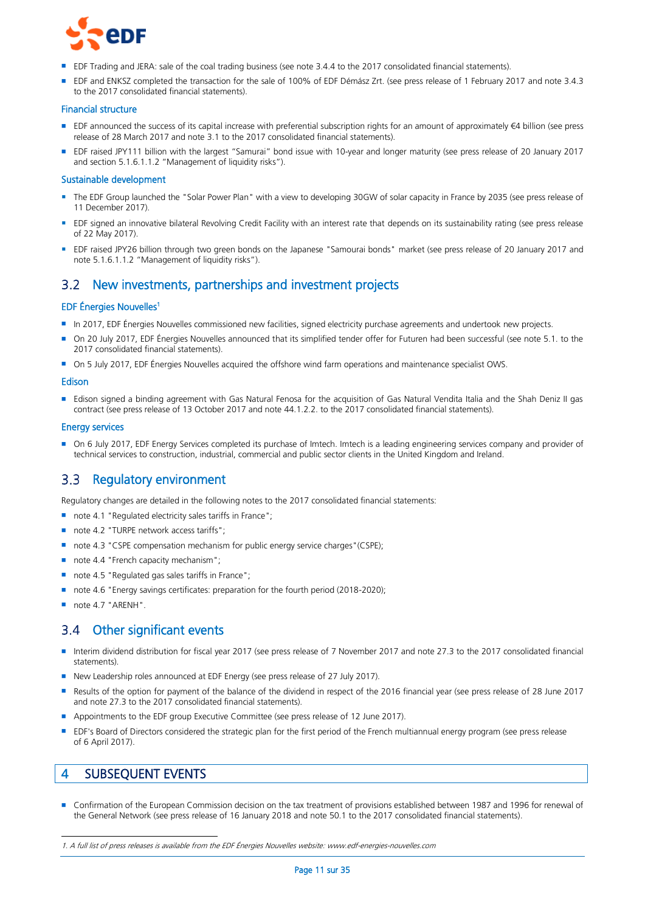- EDF Trading and JERA: sale of the coal trading business (see note 3.4.4 to the 2017 consolidated financial statements).
- EDF and ENKSZ completed the transaction for the sale of 100% of EDF Démász Zrt. (see press release of 1 February 2017 and note 3.4.3 to the 2017 consolidated financial statements).

### Financial structure

- EDF announced the success of its capital increase with preferential subscription rights for an amount of approximately €4 billion (see press release of 28 March 2017 and note 3.1 to the 2017 consolidated financial statements).
- EDF raised JPY111 billion with the largest "Samurai" bond issue with 10-year and longer maturity (see press release of 20 January 2017 and section 5.1.6.1.1.2 "Management of liquidity risks").

### Sustainable development

- The EDF Group launched the "Solar Power Plan" with a view to developing 30GW of solar capacity in France by 2035 (see press release of 11 December 2017).
- EDF signed an innovative bilateral Revolving Credit Facility with an interest rate that depends on its sustainability rating (see press release of 22 May 2017).
- EDF raised JPY26 billion through two green bonds on the Japanese "Samourai bonds" market (see press release of 20 January 2017 and note 5.1.6.1.1.2 "Management of liquidity risks").

## 3.2 New investments, partnerships and investment projects

### EDF Énergies Nouvelles[1]

- In 2017, EDF Énergies Nouvelles commissioned new facilities, signed electricity purchase agreements and undertook new projects.
- On 20 July 2017, EDF Énergies Nouvelles announced that its simplified tender offer for Futuren had been successful (see note 5.1. to the 2017 consolidated financial statements).
- On 5 July 2017, EDF Énergies Nouvelles acquired the offshore wind farm operations and maintenance specialist OWS.

### Edison

- Edison signed a binding agreement with Gas Natural Fenosa for the acquisition of Gas Natural Vendita Italia and the Shah Deniz II gas contract (see press release of 13 October 2017 and note 44.1.2.2. to the 2017 consolidated financial statements).

### Energy services

- On 6 July 2017, EDF Energy Services completed its purchase of Imtech. Imtech is a leading engineering services company and provider of technical services to construction, industrial, commercial and public sector clients in the United Kingdom and Ireland.

## 3.3 Regulatory environment

Regulatory changes are detailed in the following notes to the 2017 consolidated financial statements:

- note 4.1 "Regulated electricity sales tariffs in France";
- note 4.2 "TURPE network access tariffs";
- note 4.3 "CSPE compensation mechanism for public energy service charges"(CSPE);
- note 4.4 "French capacity mechanism";
- note 4.5 "Regulated gas sales tariffs in France";
- note 4.6 "Energy savings certificates: preparation for the fourth period (2018-2020);
- note 4.7 "ARENH".

## 3.4 Other significant events

- Interim dividend distribution for fiscal year 2017 (see press release of 7 November 2017 and note 27.3 to the 2017 consolidated financial statements).
- New Leadership roles announced at EDF Energy (see press release of 27 July 2017).
- Results of the option for payment of the balance of the dividend in respect of the 2016 financial year (see press release of 28 June 2017 and note 27.3 to the 2017 consolidated financial statements).
- Appointments to the EDF group Executive Committee (see press release of 12 June 2017).
- EDF's Board of Directors considered the strategic plan for the first period of the French multiannual energy program (see press release of 6 April 2017).

# 4 SUBSEQUENT EVENTS

- Confirmation of the European Commission decision on the tax treatment of provisions established between 1987 and 1996 for renewal of the General Network (see press release of 16 January 2018 and note 50.1 to the 2017 consolidated financial statements).

1. *A full list of press releases is available from the EDF Énergies Nouvelles website: www.edf-energies-nouvelles.com*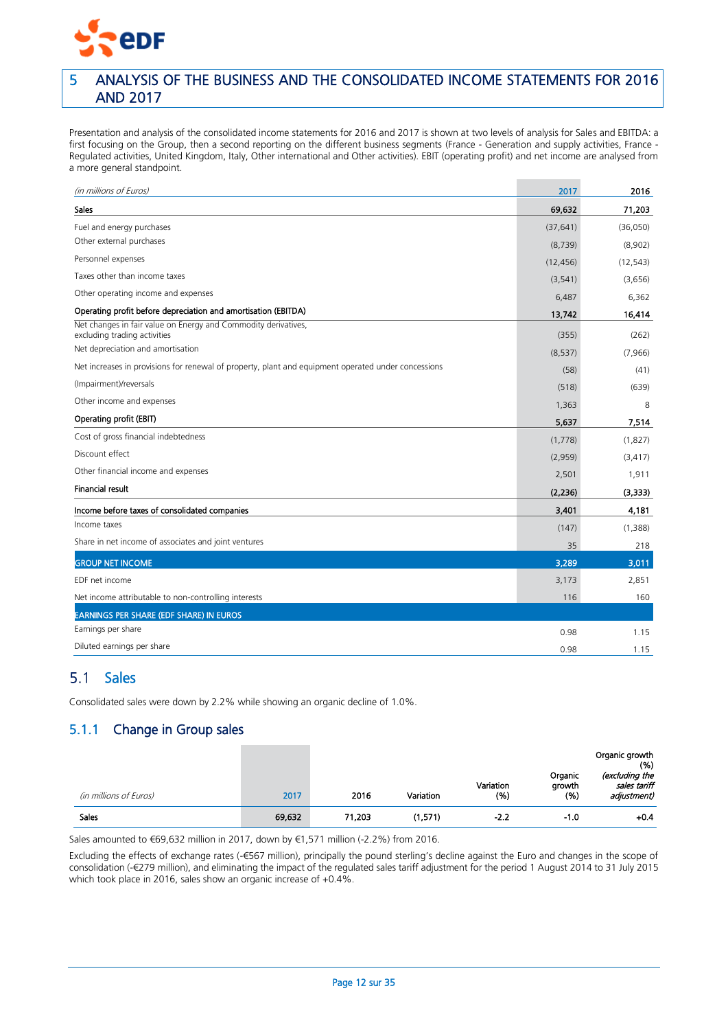# 5 ANALYSIS OF THE BUSINESS AND THE CONSOLIDATED INCOME STATEMENTS FOR 2016 AND 2017

Presentation and analysis of the consolidated income statements for 2016 and 2017 is shown at two levels of analysis for Sales and EBITDA: a first focusing on the Group, then a second reporting on the different business segments (France - Generation and supply activities, France - Regulated activities, United Kingdom, Italy, Other international and Other activities). EBIT (operating profit) and net income are analysed from a more general standpoint.

| *(in millions of Euros)* | 2017 | 2016 |
|---|---|---|
| **Sales** | **69,632** | **71,203** |
| Fuel and energy purchases | (37,641) | (36,050) |
| Other external purchases | (8,739) | (8,902) |
| Personnel expenses | (12,456) | (12,543) |
| Taxes other than income taxes | (3,541) | (3,656) |
| Other operating income and expenses | 6,487 | 6,362 |
| **Operating profit before depreciation and amortisation (EBITDA)** | **13,742** | **16,414** |
| Net changes in fair value on Energy and Commodity derivatives, excluding trading activities | (355) | (262) |
| Net depreciation and amortisation | (8,537) | (7,966) |
| Net increases in provisions for renewal of property, plant and equipment operated under concessions | (58) | (41) |
| (Impairment)/reversals | (518) | (639) |
| Other income and expenses | 1,363 | 8 |
| **Operating profit (EBIT)** | **5,637** | **7,514** |
| Cost of gross financial indebtedness | (1,778) | (1,827) |
| Discount effect | (2,959) | (3,417) |
| Other financial income and expenses | 2,501 | 1,911 |
| **Financial result** | **(2,236)** | **(3,333)** |
| **Income before taxes of consolidated companies** | **3,401** | **4,181** |
| Income taxes | (147) | (1,388) |
| Share in net income of associates and joint ventures | 35 | 218 |
| **GROUP NET INCOME** | **3,289** | **3,011** |
| EDF net income | 3,173 | 2,851 |
| Net income attributable to non-controlling interests | 116 | 160 |
| **EARNINGS PER SHARE (EDF SHARE) IN EUROS** | | |
| Earnings per share | 0.98 | 1.15 |
| Diluted earnings per share | 0.98 | 1.15 |

## 5.1 Sales

Consolidated sales were down by 2.2% while showing an organic decline of 1.0%.

### 5.1.1 Change in Group sales

| *(in millions of Euros)* | 2017 | 2016 | Variation | Variation (%) | Organic growth (%) | Organic growth (%) *(excluding the sales tariff adjustment)* |
|---|---|---|---|---|---|---|
| Sales | 69,632 | 71,203 | (1,571) | -2.2 | -1.0 | +0.4 |

Sales amounted to €69,632 million in 2017, down by €1,571 million (-2.2%) from 2016.

Excluding the effects of exchange rates (-€567 million), principally the pound sterling's decline against the Euro and changes in the scope of consolidation (-€279 million), and eliminating the impact of the regulated sales tariff adjustment for the period 1 August 2014 to 31 July 2015 which took place in 2016, sales show an organic increase of +0.4%.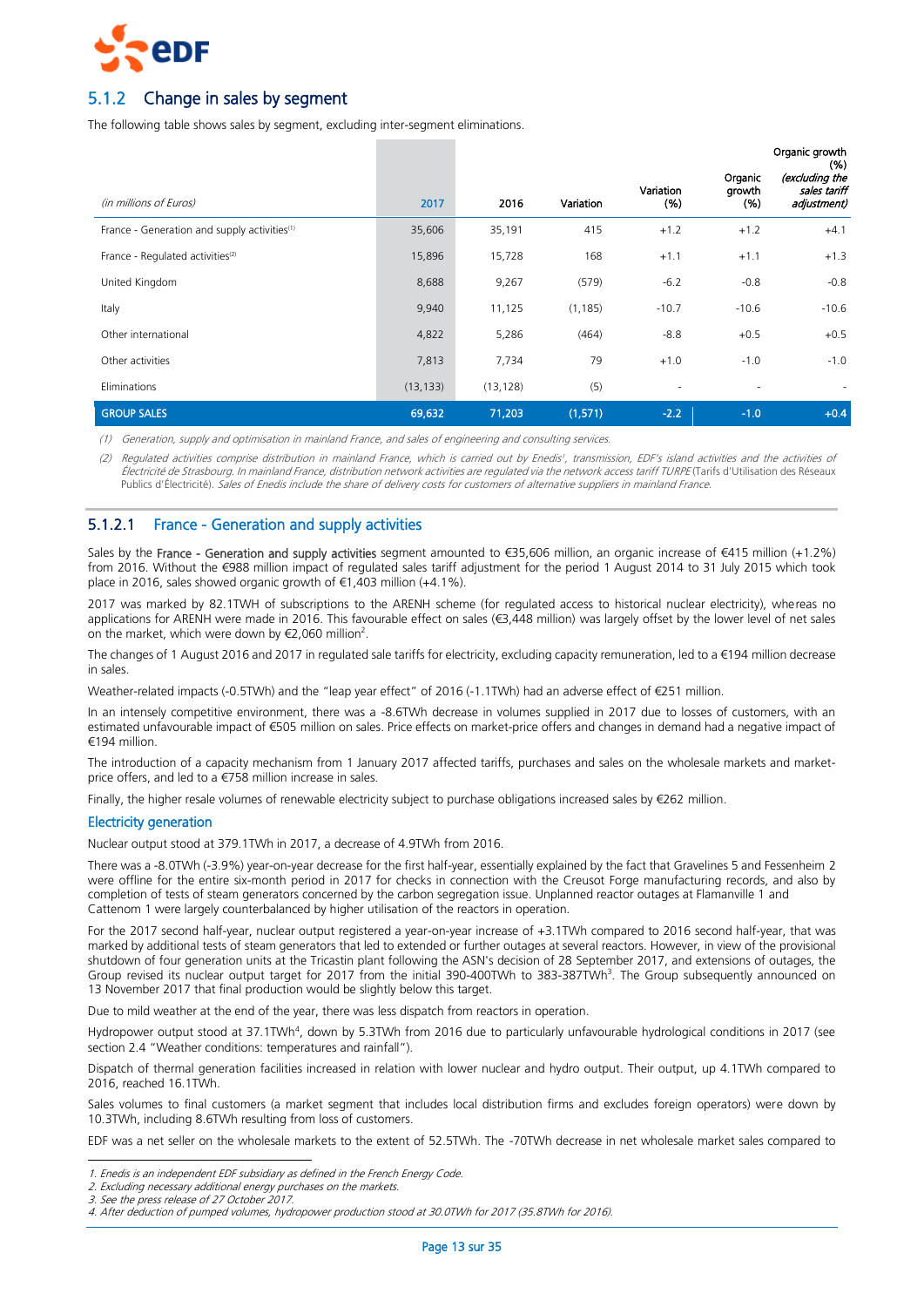## 5.1.2 Change in sales by segment

The following table shows sales by segment, excluding inter-segment eliminations.

| *(in millions of Euros)* | 2017 | 2016 | Variation | Variation (%) | Organic growth (%) | Organic growth (%) *(excluding the sales tariff adjustment)* |
|---|---|---|---|---|---|---|
| France - Generation and supply activities[(1)] | 35,606 | 35,191 | 415 | +1.2 | +1.2 | +4.1 |
| France - Regulated activities[(2)] | 15,896 | 15,728 | 168 | +1.1 | +1.1 | +1.3 |
| United Kingdom | 8,688 | 9,267 | (579) | -6.2 | -0.8 | -0.8 |
| Italy | 9,940 | 11,125 | (1,185) | -10.7 | -10.6 | -10.6 |
| Other international | 4,822 | 5,286 | (464) | -8.8 | +0.5 | +0.5 |
| Other activities | 7,813 | 7,734 | 79 | +1.0 | -1.0 | -1.0 |
| Eliminations | (13,133) | (13,128) | (5) | - | - | - |
| **GROUP SALES** | **69,632** | **71,203** | **(1,571)** | **-2.2** | **-1.0** | **+0.4** |

*(1) Generation, supply and optimisation in mainland France, and sales of engineering and consulting services.*

*(2) Regulated activities comprise distribution in mainland France, which is carried out by Enedis[1], transmission, EDF's island activities and the activities of Électricité de Strasbourg. In mainland France, distribution network activities are regulated via the network access tariff TURPE* (Tarifs d'Utilisation des Réseaux Publics d'Électricité). *Sales of Enedis include the share of delivery costs for customers of alternative suppliers in mainland France.*

### 5.1.2.1 France - Generation and supply activities

Sales by the **France - Generation and supply activities** segment amounted to €35,606 million, an organic increase of €415 million (+1.2%) from 2016. Without the €988 million impact of regulated sales tariff adjustment for the period 1 August 2014 to 31 July 2015 which took place in 2016, sales showed organic growth of €1,403 million (+4.1%).

2017 was marked by 82.1TWH of subscriptions to the ARENH scheme (for regulated access to historical nuclear electricity), whereas no applications for ARENH were made in 2016. This favourable effect on sales (€3,448 million) was largely offset by the lower level of net sales on the market, which were down by €2,060 million[2].

The changes of 1 August 2016 and 2017 in regulated sale tariffs for electricity, excluding capacity remuneration, led to a €194 million decrease in sales.

Weather-related impacts (-0.5TWh) and the "leap year effect" of 2016 (-1.1TWh) had an adverse effect of €251 million.

In an intensely competitive environment, there was a -8.6TWh decrease in volumes supplied in 2017 due to losses of customers, with an estimated unfavourable impact of €505 million on sales. Price effects on market-price offers and changes in demand had a negative impact of €194 million.

The introduction of a capacity mechanism from 1 January 2017 affected tariffs, purchases and sales on the wholesale markets and market-price offers, and led to a €758 million increase in sales.

Finally, the higher resale volumes of renewable electricity subject to purchase obligations increased sales by €262 million.

#### Electricity generation

Nuclear output stood at 379.1TWh in 2017, a decrease of 4.9TWh from 2016.

There was a -8.0TWh (-3.9%) year-on-year decrease for the first half-year, essentially explained by the fact that Gravelines 5 and Fessenheim 2 were offline for the entire six-month period in 2017 for checks in connection with the Creusot Forge manufacturing records, and also by completion of tests of steam generators concerned by the carbon segregation issue. Unplanned reactor outages at Flamanville 1 and Cattenom 1 were largely counterbalanced by higher utilisation of the reactors in operation.

For the 2017 second half-year, nuclear output registered a year-on-year increase of +3.1TWh compared to 2016 second half-year, that was marked by additional tests of steam generators that led to extended or further outages at several reactors. However, in view of the provisional shutdown of four generation units at the Tricastin plant following the ASN's decision of 28 September 2017, and extensions of outages, the Group revised its nuclear output target for 2017 from the initial 390-400TWh to 383-387TWh[3]. The Group subsequently announced on 13 November 2017 that final production would be slightly below this target.

Due to mild weather at the end of the year, there was less dispatch from reactors in operation.

Hydropower output stood at 37.1TWh[4], down by 5.3TWh from 2016 due to particularly unfavourable hydrological conditions in 2017 (see section 2.4 "Weather conditions: temperatures and rainfall").

Dispatch of thermal generation facilities increased in relation with lower nuclear and hydro output. Their output, up 4.1TWh compared to 2016, reached 16.1TWh.

Sales volumes to final customers (a market segment that includes local distribution firms and excludes foreign operators) were down by 10.3TWh, including 8.6TWh resulting from loss of customers.

EDF was a net seller on the wholesale markets to the extent of 52.5TWh. The -70TWh decrease in net wholesale market sales compared to

---

*1. Enedis is an independent EDF subsidiary as defined in the French Energy Code.*

*2. Excluding necessary additional energy purchases on the markets.*

*3. See the press release of 27 October 2017.*

*4. After deduction of pumped volumes, hydropower production stood at 30.0TWh for 2017 (35.8TWh for 2016).*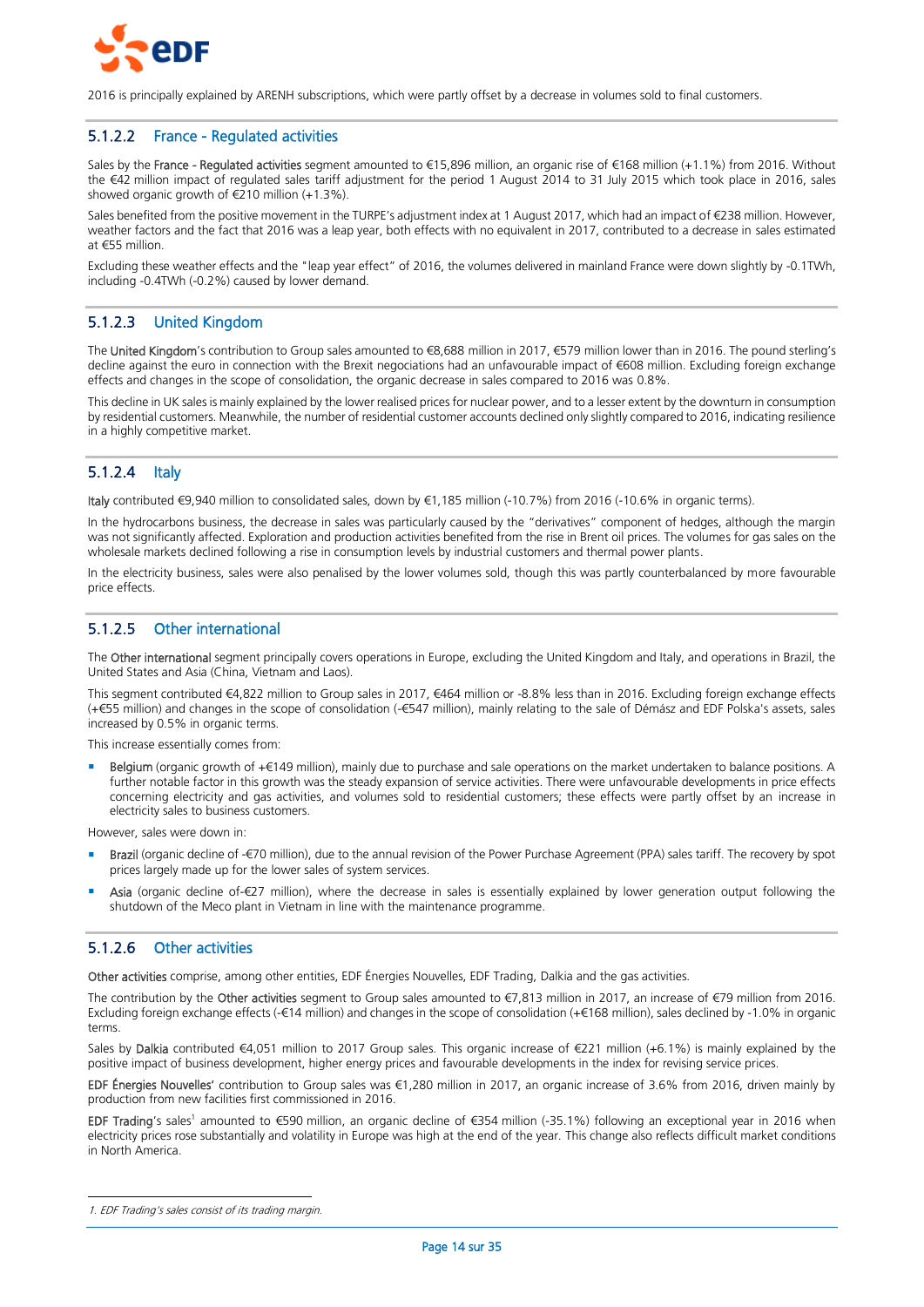2016 is principally explained by ARENH subscriptions, which were partly offset by a decrease in volumes sold to final customers.

### 5.1.2.2 France - Regulated activities

Sales by the **France - Regulated activities** segment amounted to €15,896 million, an organic rise of €168 million (+1.1%) from 2016. Without the €42 million impact of regulated sales tariff adjustment for the period 1 August 2014 to 31 July 2015 which took place in 2016, sales showed organic growth of €210 million (+1.3%).

Sales benefited from the positive movement in the TURPE's adjustment index at 1 August 2017, which had an impact of €238 million. However, weather factors and the fact that 2016 was a leap year, both effects with no equivalent in 2017, contributed to a decrease in sales estimated at €55 million.

Excluding these weather effects and the "leap year effect" of 2016, the volumes delivered in mainland France were down slightly by -0.1TWh, including -0.4TWh (-0.2%) caused by lower demand.

### 5.1.2.3 United Kingdom

The **United Kingdom**'s contribution to Group sales amounted to €8,688 million in 2017, €579 million lower than in 2016. The pound sterling's decline against the euro in connection with the Brexit negociations had an unfavourable impact of €608 million. Excluding foreign exchange effects and changes in the scope of consolidation, the organic decrease in sales compared to 2016 was 0.8%.

This decline in UK sales is mainly explained by the lower realised prices for nuclear power, and to a lesser extent by the downturn in consumption by residential customers. Meanwhile, the number of residential customer accounts declined only slightly compared to 2016, indicating resilience in a highly competitive market.

### 5.1.2.4 Italy

**Italy** contributed €9,940 million to consolidated sales, down by €1,185 million (-10.7%) from 2016 (-10.6% in organic terms).

In the hydrocarbons business, the decrease in sales was particularly caused by the "derivatives" component of hedges, although the margin was not significantly affected. Exploration and production activities benefited from the rise in Brent oil prices. The volumes for gas sales on the wholesale markets declined following a rise in consumption levels by industrial customers and thermal power plants.

In the electricity business, sales were also penalised by the lower volumes sold, though this was partly counterbalanced by more favourable price effects.

### 5.1.2.5 Other international

The **Other international** segment principally covers operations in Europe, excluding the United Kingdom and Italy, and operations in Brazil, the United States and Asia (China, Vietnam and Laos).

This segment contributed €4,822 million to Group sales in 2017, €464 million or -8.8% less than in 2016. Excluding foreign exchange effects (+€55 million) and changes in the scope of consolidation (-€547 million), mainly relating to the sale of Démász and EDF Polska's assets, sales increased by 0.5% in organic terms.

This increase essentially comes from:

- **Belgium** (organic growth of +€149 million), mainly due to purchase and sale operations on the market undertaken to balance positions. A further notable factor in this growth was the steady expansion of service activities. There were unfavourable developments in price effects concerning electricity and gas activities, and volumes sold to residential customers; these effects were partly offset by an increase in electricity sales to business customers.

However, sales were down in:

- **Brazil** (organic decline of -€70 million), due to the annual revision of the Power Purchase Agreement (PPA) sales tariff. The recovery by spot prices largely made up for the lower sales of system services.
- **Asia** (organic decline of-€27 million), where the decrease in sales is essentially explained by lower generation output following the shutdown of the Meco plant in Vietnam in line with the maintenance programme.

### 5.1.2.6 Other activities

**Other activities** comprise, among other entities, EDF Énergies Nouvelles, EDF Trading, Dalkia and the gas activities.

The contribution by the **Other activities** segment to Group sales amounted to €7,813 million in 2017, an increase of €79 million from 2016. Excluding foreign exchange effects (-€14 million) and changes in the scope of consolidation (+€168 million), sales declined by -1.0% in organic terms.

Sales by **Dalkia** contributed €4,051 million to 2017 Group sales. This organic increase of €221 million (+6.1%) is mainly explained by the positive impact of business development, higher energy prices and favourable developments in the index for revising service prices.

**EDF Énergies Nouvelles'** contribution to Group sales was €1,280 million in 2017, an organic increase of 3.6% from 2016, driven mainly by production from new facilities first commissioned in 2016.

**EDF Trading**'s sales[1] amounted to €590 million, an organic decline of €354 million (-35.1%) following an exceptional year in 2016 when electricity prices rose substantially and volatility in Europe was high at the end of the year. This change also reflects difficult market conditions in North America.

---

*1. EDF Trading's sales consist of its trading margin.*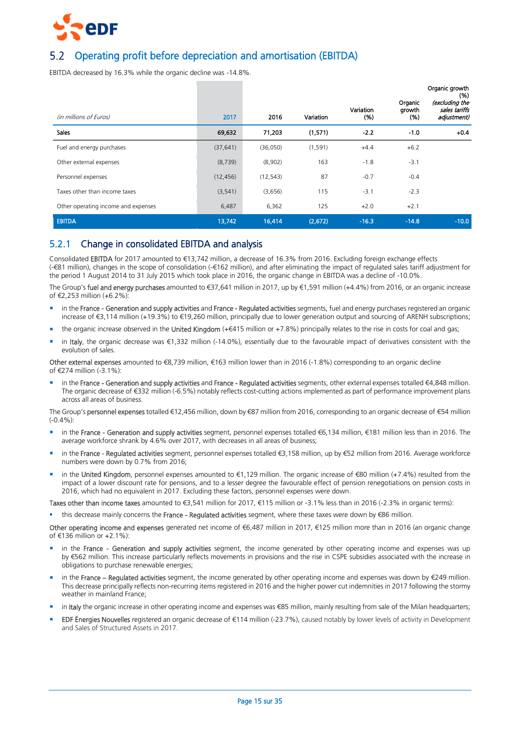## 5.2 Operating profit before depreciation and amortisation (EBITDA)

EBITDA decreased by 16.3% while the organic decline was -14.8%.

| *(in millions of Euros)* | 2017 | 2016 | Variation | Variation (%) | Organic growth (%) | Organic growth (%) *(excluding the sales tariffs adjustment)* |
|---|---|---|---|---|---|---|
| **Sales** | **69,632** | **71,203** | **(1,571)** | **-2.2** | **-1.0** | **+0.4** |
| Fuel and energy purchases | (37,641) | (36,050) | (1,591) | +4.4 | +6.2 | |
| Other external expenses | (8,739) | (8,902) | 163 | -1.8 | -3.1 | |
| Personnel expenses | (12,456) | (12,543) | 87 | -0.7 | -0.4 | |
| Taxes other than income taxes | (3,541) | (3,656) | 115 | -3.1 | -2.3 | |
| Other operating income and expenses | 6,487 | 6,362 | 125 | +2.0 | +2.1 | |
| **EBITDA** | **13,742** | **16,414** | **(2,672)** | **-16.3** | **-14.8** | **-10.0** |

### 5.2.1 Change in consolidated EBITDA and analysis

Consolidated EBITDA for 2017 amounted to €13,742 million, a decrease of 16.3% from 2016. Excluding foreign exchange effects (-€81 million), changes in the scope of consolidation (-€162 million), and after eliminating the impact of regulated sales tariff adjustment for the period 1 August 2014 to 31 July 2015 which took place in 2016, the organic change in EBITDA was a decline of -10.0%.

The Group's fuel and energy purchases amounted to €37,641 million in 2017, up by €1,591 million (+4.4%) from 2016, or an organic increase of €2,253 million (+6.2%):

- in the France - Generation and supply activities and France - Regulated activities segments, fuel and energy purchases registered an organic increase of €3,114 million (+19.3%) to €19,260 million, principally due to lower generation output and sourcing of ARENH subscriptions;
- the organic increase observed in the United Kingdom (+€415 million or +7.8%) principally relates to the rise in costs for coal and gas;
- in Italy, the organic decrease was €1,332 million (-14.0%), essentially due to the favourable impact of derivatives consistent with the evolution of sales.

Other external expenses amounted to €8,739 million, €163 million lower than in 2016 (-1.8%) corresponding to an organic decline of €274 million (-3.1%):

- in the France - Generation and supply activities and France - Regulated activities segments, other external expenses totalled €4,848 million. The organic decrease of €332 million (-6.5%) notably reflects cost-cutting actions implemented as part of performance improvement plans across all areas of business.

The Group's personnel expenses totalled €12,456 million, down by €87 million from 2016, corresponding to an organic decrease of €54 million (-0.4%):

- in the France - Generation and supply activities segment, personnel expenses totalled €6,134 million, €181 million less than in 2016. The average workforce shrank by 4.6% over 2017, with decreases in all areas of business;
- in the France - Regulated activities segment, personnel expenses totalled €3,158 million, up by €52 million from 2016. Average workforce numbers were down by 0.7% from 2016;
- in the United Kingdom, personnel expenses amounted to €1,129 million. The organic increase of €80 million (+7.4%) resulted from the impact of a lower discount rate for pensions, and to a lesser degree the favourable effect of pension renegotiations on pension costs in 2016, which had no equivalent in 2017. Excluding these factors, personnel expenses were down.

Taxes other than income taxes amounted to €3,541 million for 2017, €115 million or -3.1% less than in 2016 (-2.3% in organic terms):

- this decrease mainly concerns the France - Regulated activities segment, where these taxes were down by €86 million.

Other operating income and expenses generated net income of €6,487 million in 2017, €125 million more than in 2016 (an organic change of €136 million or +2.1%):

- in the France - Generation and supply activities segment, the income generated by other operating income and expenses was up by €562 million. This increase particularly reflects movements in provisions and the rise in CSPE subsidies associated with the increase in obligations to purchase renewable energies;
- in the France – Regulated activities segment, the income generated by other operating income and expenses was down by €249 million. This decrease principally reflects non-recurring items registered in 2016 and the higher power cut indemnities in 2017 following the stormy weather in mainland France;
- in Italy the organic increase in other operating income and expenses was €85 million, mainly resulting from sale of the Milan headquarters;
- EDF Énergies Nouvelles registered an organic decrease of €114 million (-23.7%), caused notably by lower levels of activity in Development and Sales of Structured Assets in 2017.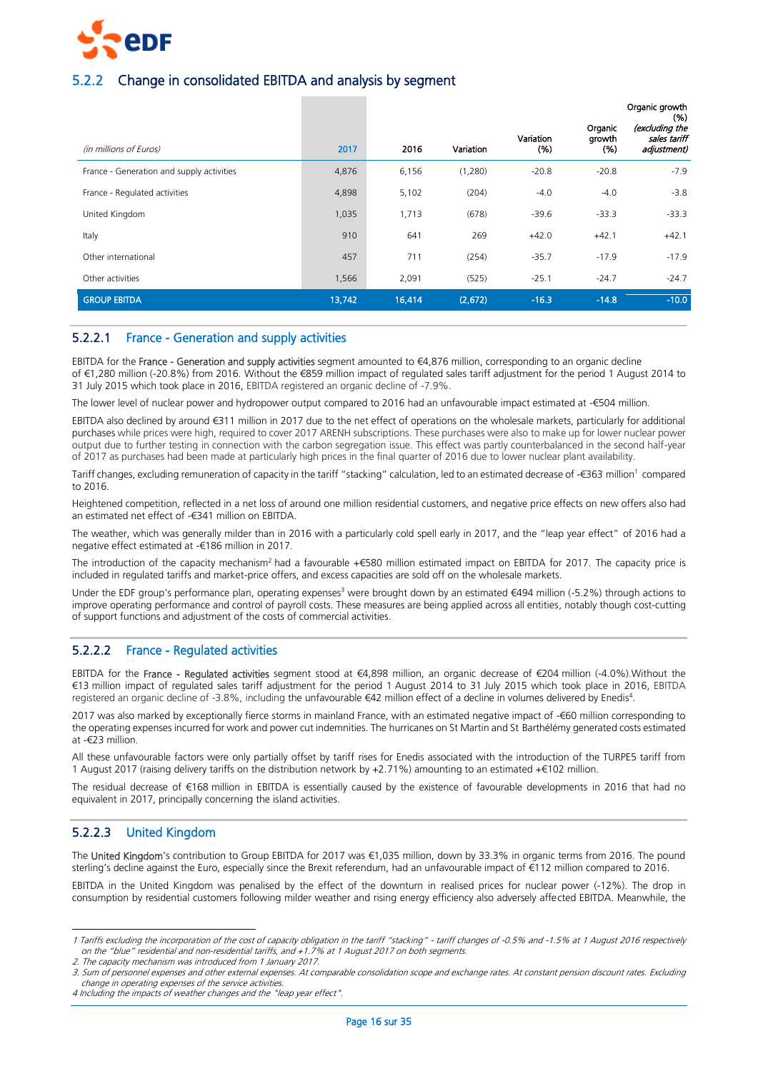## 5.2.2 Change in consolidated EBITDA and analysis by segment

| *(in millions of Euros)* | 2017 | 2016 | Variation | Variation (%) | Organic growth (%) | Organic growth (%) *(excluding the sales tariff adjustment)* |
|---|---|---|---|---|---|---|
| France - Generation and supply activities | 4,876 | 6,156 | (1,280) | -20.8 | -20.8 | -7.9 |
| France - Regulated activities | 4,898 | 5,102 | (204) | -4.0 | -4.0 | -3.8 |
| United Kingdom | 1,035 | 1,713 | (678) | -39.6 | -33.3 | -33.3 |
| Italy | 910 | 641 | 269 | +42.0 | +42.1 | +42.1 |
| Other international | 457 | 711 | (254) | -35.7 | -17.9 | -17.9 |
| Other activities | 1,566 | 2,091 | (525) | -25.1 | -24.7 | -24.7 |
| **GROUP EBITDA** | **13,742** | **16,414** | **(2,672)** | **-16.3** | **-14.8** | **-10.0** |

### 5.2.2.1 France - Generation and supply activities

EBITDA for the **France - Generation and supply activities** segment amounted to €4,876 million, corresponding to an organic decline of €1,280 million (-20.8%) from 2016. Without the €859 million impact of regulated sales tariff adjustment for the period 1 August 2014 to 31 July 2015 which took place in 2016, EBITDA registered an organic decline of -7.9%.

The lower level of nuclear power and hydropower output compared to 2016 had an unfavourable impact estimated at -€504 million.

EBITDA also declined by around €311 million in 2017 due to the net effect of operations on the wholesale markets, particularly for additional purchases while prices were high, required to cover 2017 ARENH subscriptions. These purchases were also to make up for lower nuclear power output due to further testing in connection with the carbon segregation issue. This effect was partly counterbalanced in the second half-year of 2017 as purchases had been made at particularly high prices in the final quarter of 2016 due to lower nuclear plant availability.

Tariff changes, excluding remuneration of capacity in the tariff "stacking" calculation, led to an estimated decrease of -€363 million[1] compared to 2016.

Heightened competition, reflected in a net loss of around one million residential customers, and negative price effects on new offers also had an estimated net effect of -€341 million on EBITDA.

The weather, which was generally milder than in 2016 with a particularly cold spell early in 2017, and the "leap year effect" of 2016 had a negative effect estimated at -€186 million in 2017.

The introduction of the capacity mechanism[2] had a favourable +€580 million estimated impact on EBITDA for 2017. The capacity price is included in regulated tariffs and market-price offers, and excess capacities are sold off on the wholesale markets.

Under the EDF group's performance plan, operating expenses[3] were brought down by an estimated €494 million (-5.2%) through actions to improve operating performance and control of payroll costs. These measures are being applied across all entities, notably though cost-cutting of support functions and adjustment of the costs of commercial activities.

### 5.2.2.2 France - Regulated activities

EBITDA for the **France - Regulated activities** segment stood at €4,898 million, an organic decrease of €204 million (-4.0%).Without the €13 million impact of regulated sales tariff adjustment for the period 1 August 2014 to 31 July 2015 which took place in 2016, EBITDA registered an organic decline of -3.8%, including the unfavourable €42 million effect of a decline in volumes delivered by Enedis[4].

2017 was also marked by exceptionally fierce storms in mainland France, with an estimated negative impact of -€60 million corresponding to the operating expenses incurred for work and power cut indemnities. The hurricanes on St Martin and St Barthélémy generated costs estimated at -€23 million.

All these unfavourable factors were only partially offset by tariff rises for Enedis associated with the introduction of the TURPE5 tariff from 1 August 2017 (raising delivery tariffs on the distribution network by +2.71%) amounting to an estimated +€102 million.

The residual decrease of €168 million in EBITDA is essentially caused by the existence of favourable developments in 2016 that had no equivalent in 2017, principally concerning the island activities.

### 5.2.2.3 United Kingdom

The **United Kingdom**'s contribution to Group EBITDA for 2017 was €1,035 million, down by 33.3% in organic terms from 2016. The pound sterling's decline against the Euro, especially since the Brexit referendum, had an unfavourable impact of €112 million compared to 2016.

EBITDA in the United Kingdom was penalised by the effect of the downturn in realised prices for nuclear power (-12%). The drop in consumption by residential customers following milder weather and rising energy efficiency also adversely affected EBITDA. Meanwhile, the

---

*1 Tariffs excluding the incorporation of the cost of capacity obligation in the tariff "stacking" - tariff changes of -0.5% and -1.5% at 1 August 2016 respectively on the "blue" residential and non-residential tariffs, and +1.7% at 1 August 2017 on both segments.*

*2. The capacity mechanism was introduced from 1 January 2017.*

*3. Sum of personnel expenses and other external expenses. At comparable consolidation scope and exchange rates. At constant pension discount rates. Excluding change in operating expenses of the service activities.*

*4 Including the impacts of weather changes and the "leap year effect".*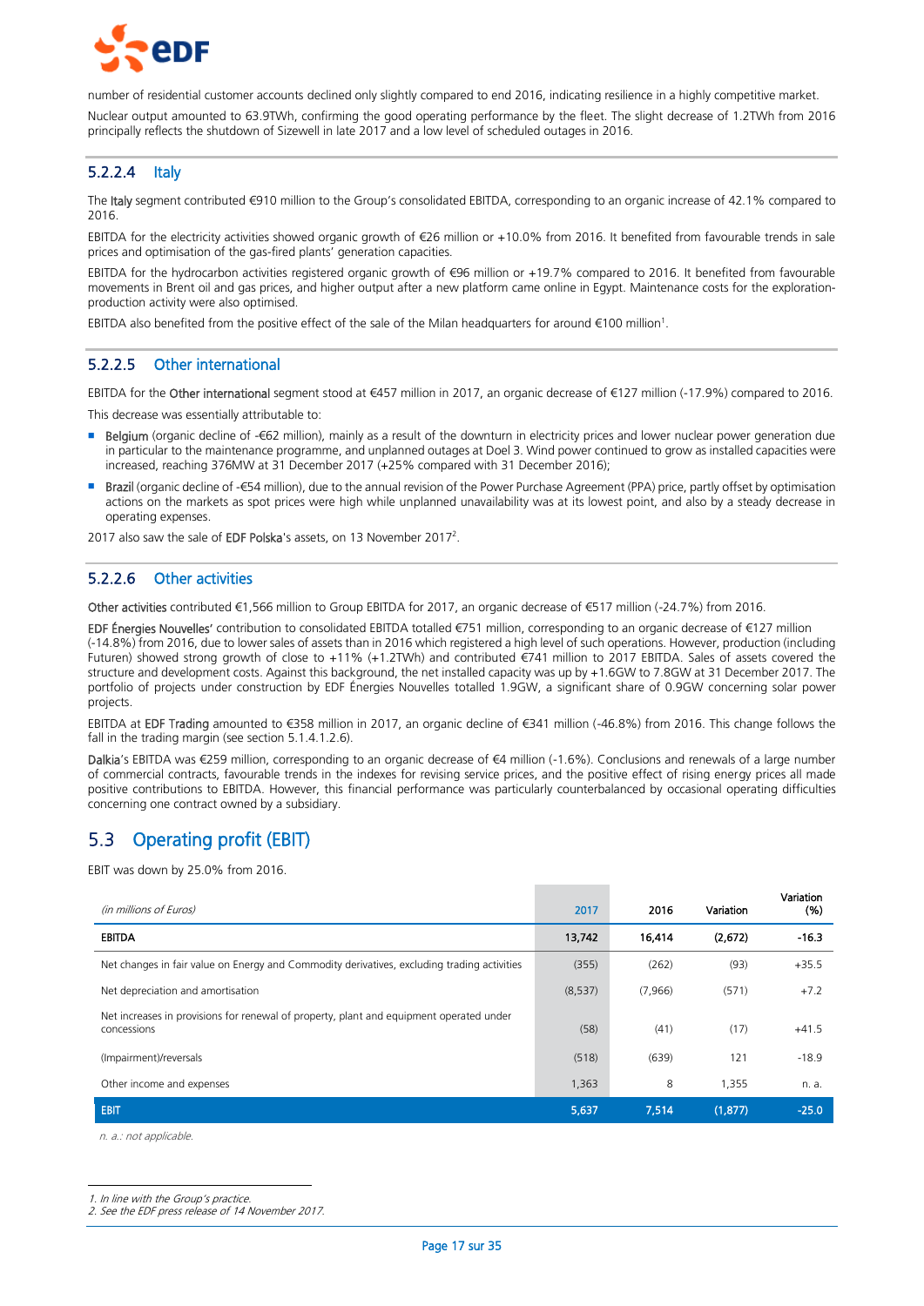number of residential customer accounts declined only slightly compared to end 2016, indicating resilience in a highly competitive market.

Nuclear output amounted to 63.9TWh, confirming the good operating performance by the fleet. The slight decrease of 1.2TWh from 2016 principally reflects the shutdown of Sizewell in late 2017 and a low level of scheduled outages in 2016.

### 5.2.2.4 Italy

The **Italy** segment contributed €910 million to the Group's consolidated EBITDA, corresponding to an organic increase of 42.1% compared to 2016.

EBITDA for the electricity activities showed organic growth of €26 million or +10.0% from 2016. It benefited from favourable trends in sale prices and optimisation of the gas-fired plants' generation capacities.

EBITDA for the hydrocarbon activities registered organic growth of €96 million or +19.7% compared to 2016. It benefited from favourable movements in Brent oil and gas prices, and higher output after a new platform came online in Egypt. Maintenance costs for the exploration-production activity were also optimised.

EBITDA also benefited from the positive effect of the sale of the Milan headquarters for around €100 million[1].

### 5.2.2.5 Other international

EBITDA for the **Other international** segment stood at €457 million in 2017, an organic decrease of €127 million (-17.9%) compared to 2016.

This decrease was essentially attributable to:

- **Belgium** (organic decline of -€62 million), mainly as a result of the downturn in electricity prices and lower nuclear power generation due in particular to the maintenance programme, and unplanned outages at Doel 3. Wind power continued to grow as installed capacities were increased, reaching 376MW at 31 December 2017 (+25% compared with 31 December 2016);
- **Brazil** (organic decline of -€54 million), due to the annual revision of the Power Purchase Agreement (PPA) price, partly offset by optimisation actions on the markets as spot prices were high while unplanned unavailability was at its lowest point, and also by a steady decrease in operating expenses.

2017 also saw the sale of **EDF Polska**'s assets, on 13 November 2017[2].

### 5.2.2.6 Other activities

**Other activities** contributed €1,566 million to Group EBITDA for 2017, an organic decrease of €517 million (-24.7%) from 2016.

**EDF Énergies Nouvelles'** contribution to consolidated EBITDA totalled €751 million, corresponding to an organic decrease of €127 million (-14.8%) from 2016, due to lower sales of assets than in 2016 which registered a high level of such operations. However, production (including Futuren) showed strong growth of close to +11% (+1.2TWh) and contributed €741 million to 2017 EBITDA. Sales of assets covered the structure and development costs. Against this background, the net installed capacity was up by +1.6GW to 7.8GW at 31 December 2017. The portfolio of projects under construction by EDF Énergies Nouvelles totalled 1.9GW, a significant share of 0.9GW concerning solar power projects.

EBITDA at **EDF Trading** amounted to €358 million in 2017, an organic decline of €341 million (-46.8%) from 2016. This change follows the fall in the trading margin (see section 5.1.4.1.2.6).

**Dalkia**'s EBITDA was €259 million, corresponding to an organic decrease of €4 million (-1.6%). Conclusions and renewals of a large number of commercial contracts, favourable trends in the indexes for revising service prices, and the positive effect of rising energy prices all made positive contributions to EBITDA. However, this financial performance was particularly counterbalanced by occasional operating difficulties concerning one contract owned by a subsidiary.

## 5.3 Operating profit (EBIT)

EBIT was down by 25.0% from 2016.

| *(in millions of Euros)* | 2017 | 2016 | Variation | Variation (%) |
|---|---|---|---|---|
| **EBITDA** | **13,742** | **16,414** | **(2,672)** | **-16.3** |
| Net changes in fair value on Energy and Commodity derivatives, excluding trading activities | (355) | (262) | (93) | +35.5 |
| Net depreciation and amortisation | (8,537) | (7,966) | (571) | +7.2 |
| Net increases in provisions for renewal of property, plant and equipment operated under concessions | (58) | (41) | (17) | +41.5 |
| (Impairment)/reversals | (518) | (639) | 121 | -18.9 |
| Other income and expenses | 1,363 | 8 | 1,355 | n. a. |
| **EBIT** | **5,637** | **7,514** | **(1,877)** | **-25.0** |

*n. a.: not applicable.*

1. *In line with the Group's practice.*
2. *See the EDF press release of 14 November 2017.*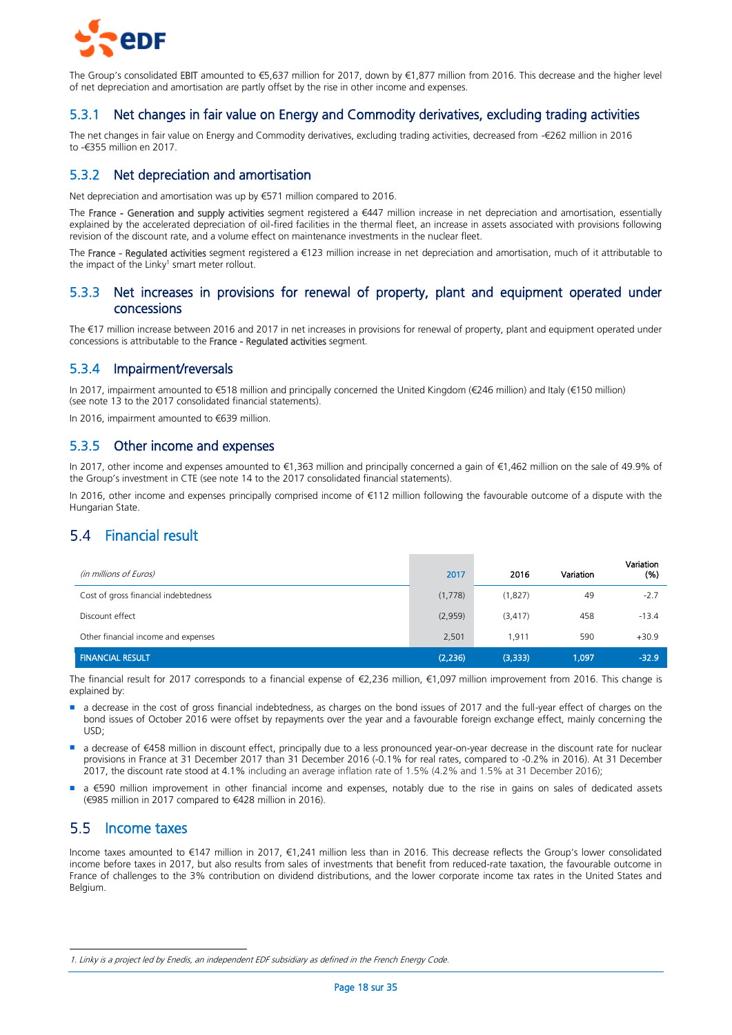The Group's consolidated EBIT amounted to €5,637 million for 2017, down by €1,877 million from 2016. This decrease and the higher level of net depreciation and amortisation are partly offset by the rise in other income and expenses.

### 5.3.1 Net changes in fair value on Energy and Commodity derivatives, excluding trading activities

The net changes in fair value on Energy and Commodity derivatives, excluding trading activities, decreased from -€262 million in 2016 to -€355 million en 2017.

### 5.3.2 Net depreciation and amortisation

Net depreciation and amortisation was up by €571 million compared to 2016.

The France - Generation and supply activities segment registered a €447 million increase in net depreciation and amortisation, essentially explained by the accelerated depreciation of oil-fired facilities in the thermal fleet, an increase in assets associated with provisions following revision of the discount rate, and a volume effect on maintenance investments in the nuclear fleet.

The France - Regulated activities segment registered a €123 million increase in net depreciation and amortisation, much of it attributable to the impact of the Linky[1] smart meter rollout.

### 5.3.3 Net increases in provisions for renewal of property, plant and equipment operated under concessions

The €17 million increase between 2016 and 2017 in net increases in provisions for renewal of property, plant and equipment operated under concessions is attributable to the France - Regulated activities segment.

### 5.3.4 Impairment/reversals

In 2017, impairment amounted to €518 million and principally concerned the United Kingdom (€246 million) and Italy (€150 million) (see note 13 to the 2017 consolidated financial statements).

In 2016, impairment amounted to €639 million.

### 5.3.5 Other income and expenses

In 2017, other income and expenses amounted to €1,363 million and principally concerned a gain of €1,462 million on the sale of 49.9% of the Group's investment in CTE (see note 14 to the 2017 consolidated financial statements).

In 2016, other income and expenses principally comprised income of €112 million following the favourable outcome of a dispute with the Hungarian State.

## 5.4 Financial result

| *(in millions of Euros)* | 2017 | 2016 | Variation | Variation (%) |
|---|---|---|---|---|
| Cost of gross financial indebtedness | (1,778) | (1,827) | 49 | -2.7 |
| Discount effect | (2,959) | (3,417) | 458 | -13.4 |
| Other financial income and expenses | 2,501 | 1,911 | 590 | +30.9 |
| **FINANCIAL RESULT** | **(2,236)** | **(3,333)** | **1,097** | **-32.9** |

The financial result for 2017 corresponds to a financial expense of €2,236 million, €1,097 million improvement from 2016. This change is explained by:

- a decrease in the cost of gross financial indebtedness, as charges on the bond issues of 2017 and the full-year effect of charges on the bond issues of October 2016 were offset by repayments over the year and a favourable foreign exchange effect, mainly concerning the USD;
- a decrease of €458 million in discount effect, principally due to a less pronounced year-on-year decrease in the discount rate for nuclear provisions in France at 31 December 2017 than 31 December 2016 (-0.1% for real rates, compared to -0.2% in 2016). At 31 December 2017, the discount rate stood at 4.1% including an average inflation rate of 1.5% (4.2% and 1.5% at 31 December 2016);
- a €590 million improvement in other financial income and expenses, notably due to the rise in gains on sales of dedicated assets (€985 million in 2017 compared to €428 million in 2016).

## 5.5 Income taxes

Income taxes amounted to €147 million in 2017, €1,241 million less than in 2016. This decrease reflects the Group's lower consolidated income before taxes in 2017, but also results from sales of investments that benefit from reduced-rate taxation, the favourable outcome in France of challenges to the 3% contribution on dividend distributions, and the lower corporate income tax rates in the United States and Belgium.

---

*1. Linky is a project led by Enedis, an independent EDF subsidiary as defined in the French Energy Code.*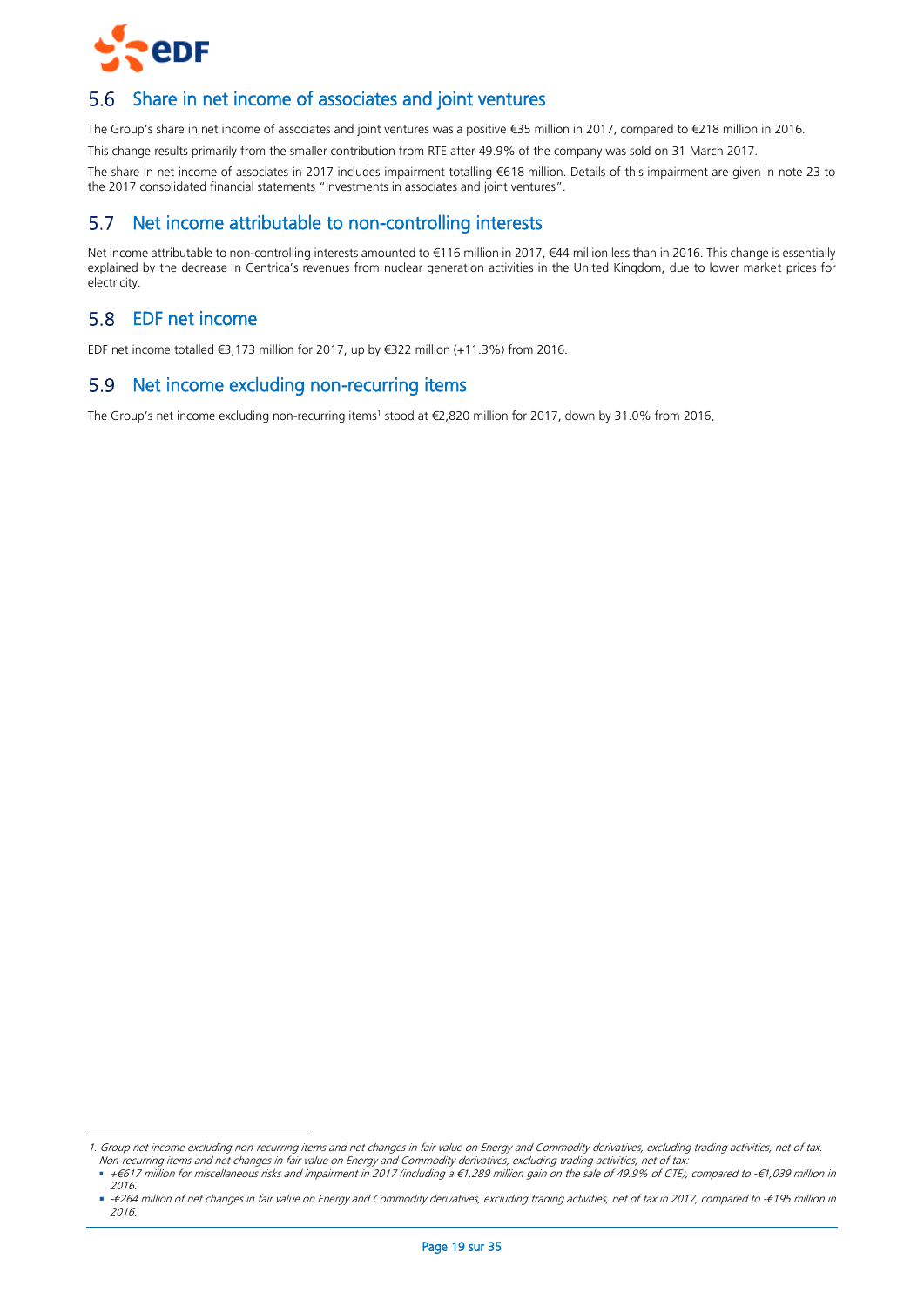## 5.6 Share in net income of associates and joint ventures

The Group's share in net income of associates and joint ventures was a positive €35 million in 2017, compared to €218 million in 2016.

This change results primarily from the smaller contribution from RTE after 49.9% of the company was sold on 31 March 2017.

The share in net income of associates in 2017 includes impairment totalling €618 million. Details of this impairment are given in note 23 to the 2017 consolidated financial statements "Investments in associates and joint ventures".

## 5.7 Net income attributable to non-controlling interests

Net income attributable to non-controlling interests amounted to €116 million in 2017, €44 million less than in 2016. This change is essentially explained by the decrease in Centrica's revenues from nuclear generation activities in the United Kingdom, due to lower market prices for electricity.

## 5.8 EDF net income

EDF net income totalled €3,173 million for 2017, up by €322 million (+11.3%) from 2016.

## 5.9 Net income excluding non-recurring items

The Group's net income excluding non-recurring items[1] stood at €2,820 million for 2017, down by 31.0% from 2016.

---

*1. Group net income excluding non-recurring items and net changes in fair value on Energy and Commodity derivatives, excluding trading activities, net of tax. Non-recurring items and net changes in fair value on Energy and Commodity derivatives, excluding trading activities, net of tax:*

- *+€617 million for miscellaneous risks and impairment in 2017 (including a €1,289 million gain on the sale of 49.9% of CTE), compared to -€1,039 million in 2016.*
- *-€264 million of net changes in fair value on Energy and Commodity derivatives, excluding trading activities, net of tax in 2017, compared to -€195 million in 2016.*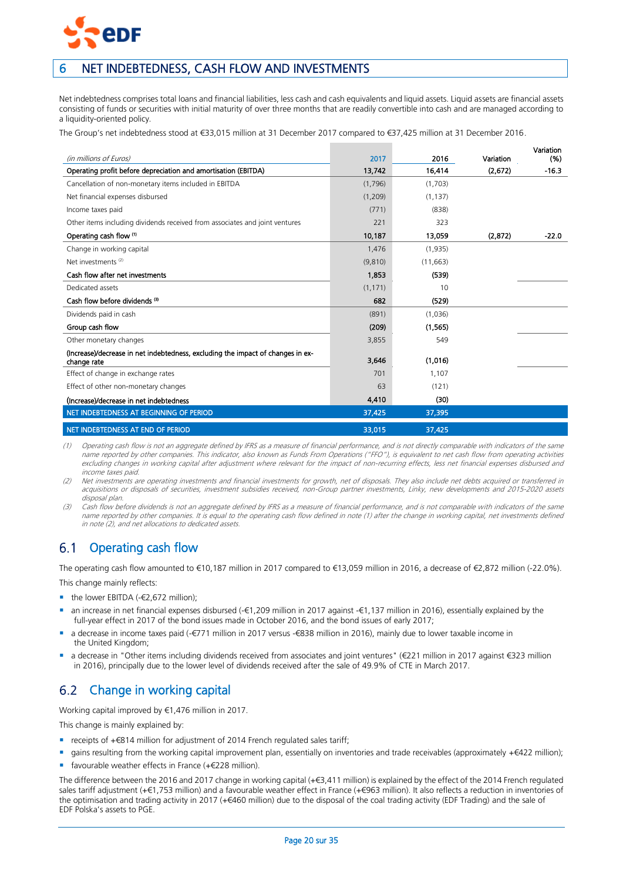## 6 NET INDEBTEDNESS, CASH FLOW AND INVESTMENTS

Net indebtedness comprises total loans and financial liabilities, less cash and cash equivalents and liquid assets. Liquid assets are financial assets consisting of funds or securities with initial maturity of over three months that are readily convertible into cash and are managed according to a liquidity-oriented policy.

The Group's net indebtedness stood at €33,015 million at 31 December 2017 compared to €37,425 million at 31 December 2016.

| *(in millions of Euros)* | 2017 | 2016 | Variation | Variation (%) |
|---|---|---|---|---|
| **Operating profit before depreciation and amortisation (EBITDA)** | **13,742** | **16,414** | **(2,672)** | **-16.3** |
| Cancellation of non-monetary items included in EBITDA | (1,796) | (1,703) | | |
| Net financial expenses disbursed | (1,209) | (1,137) | | |
| Income taxes paid | (771) | (838) | | |
| Other items including dividends received from associates and joint ventures | 221 | 323 | | |
| **Operating cash flow [(1)]** | **10,187** | **13,059** | **(2,872)** | **-22.0** |
| Change in working capital | 1,476 | (1,935) | | |
| Net investments [(2)] | (9,810) | (11,663) | | |
| **Cash flow after net investments** | **1,853** | **(539)** | | |
| Dedicated assets | (1,171) | 10 | | |
| **Cash flow before dividends [(3)]** | **682** | **(529)** | | |
| Dividends paid in cash | (891) | (1,036) | | |
| **Group cash flow** | **(209)** | **(1,565)** | | |
| Other monetary changes | 3,855 | 549 | | |
| **(Increase)/decrease in net indebtedness, excluding the impact of changes in exchange rate** | **3,646** | **(1,016)** | | |
| Effect of change in exchange rates | 701 | 1,107 | | |
| Effect of other non-monetary changes | 63 | (121) | | |
| **(Increase)/decrease in net indebtedness** | **4,410** | **(30)** | | |
| **NET INDEBTEDNESS AT BEGINNING OF PERIOD** | **37,425** | **37,395** | | |
| **NET INDEBTEDNESS AT END OF PERIOD** | **33,015** | **37,425** | | |

*(1) Operating cash flow is not an aggregate defined by IFRS as a measure of financial performance, and is not directly comparable with indicators of the same name reported by other companies. This indicator, also known as Funds From Operations ("FFO"), is equivalent to net cash flow from operating activities excluding changes in working capital after adjustment where relevant for the impact of non-recurring effects, less net financial expenses disbursed and income taxes paid.*

*(2) Net investments are operating investments and financial investments for growth, net of disposals. They also include net debts acquired or transferred in acquisitions or disposals of securities, investment subsidies received, non-Group partner investments, Linky, new developments and 2015-2020 assets disposal plan.*

*(3) Cash flow before dividends is not an aggregate defined by IFRS as a measure of financial performance, and is not comparable with indicators of the same name reported by other companies. It is equal to the operating cash flow defined in note (1) after the change in working capital, net investments defined in note (2), and net allocations to dedicated assets.*

### 6.1 Operating cash flow

The operating cash flow amounted to €10,187 million in 2017 compared to €13,059 million in 2016, a decrease of €2,872 million (-22.0%).

This change mainly reflects:

- the lower EBITDA (-€2,672 million);
- an increase in net financial expenses disbursed (-€1,209 million in 2017 against -€1,137 million in 2016), essentially explained by the full-year effect in 2017 of the bond issues made in October 2016, and the bond issues of early 2017;
- a decrease in income taxes paid (-€771 million in 2017 versus -€838 million in 2016), mainly due to lower taxable income in the United Kingdom;
- a decrease in "Other items including dividends received from associates and joint ventures" (€221 million in 2017 against €323 million in 2016), principally due to the lower level of dividends received after the sale of 49.9% of CTE in March 2017.

### 6.2 Change in working capital

Working capital improved by €1,476 million in 2017.

This change is mainly explained by:

- receipts of +€814 million for adjustment of 2014 French regulated sales tariff;
- gains resulting from the working capital improvement plan, essentially on inventories and trade receivables (approximately +€422 million);
- favourable weather effects in France (+€228 million).

The difference between the 2016 and 2017 change in working capital (+€3,411 million) is explained by the effect of the 2014 French regulated sales tariff adjustment (+€1,753 million) and a favourable weather effect in France (+€963 million). It also reflects a reduction in inventories of the optimisation and trading activity in 2017 (+€460 million) due to the disposal of the coal trading activity (EDF Trading) and the sale of EDF Polska's assets to PGE.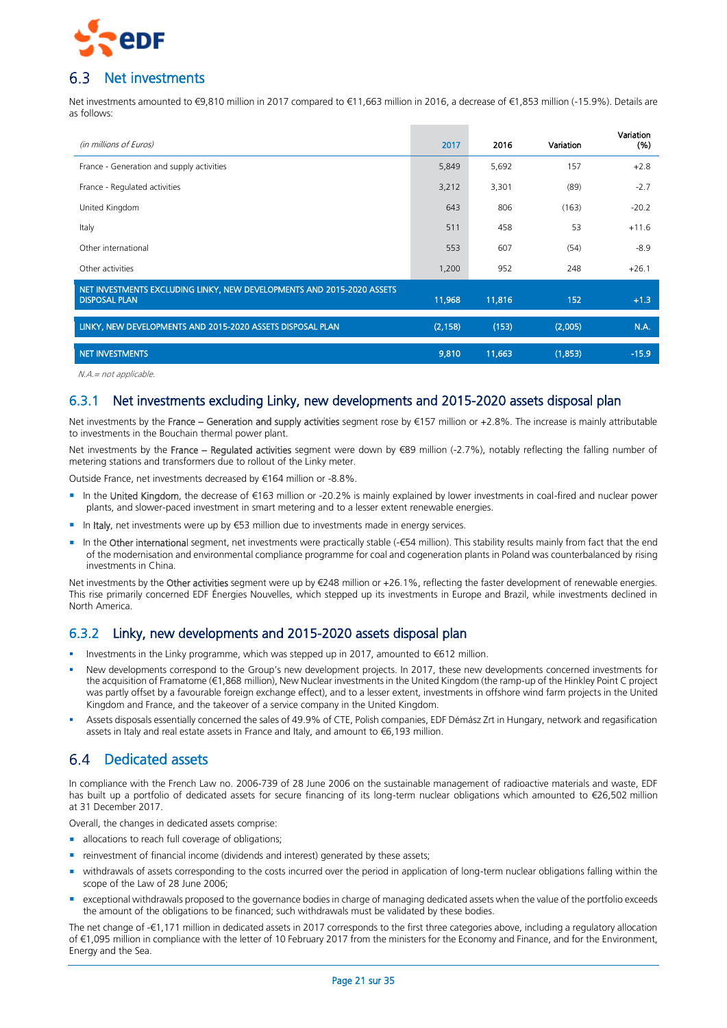## 6.3 Net investments

Net investments amounted to €9,810 million in 2017 compared to €11,663 million in 2016, a decrease of €1,853 million (-15.9%). Details are as follows:

| *(in millions of Euros)* | 2017 | 2016 | Variation | Variation (%) |
|---|---|---|---|---|
| France - Generation and supply activities | 5,849 | 5,692 | 157 | +2.8 |
| France - Regulated activities | 3,212 | 3,301 | (89) | -2.7 |
| United Kingdom | 643 | 806 | (163) | -20.2 |
| Italy | 511 | 458 | 53 | +11.6 |
| Other international | 553 | 607 | (54) | -8.9 |
| Other activities | 1,200 | 952 | 248 | +26.1 |
| **NET INVESTMENTS EXCLUDING LINKY, NEW DEVELOPMENTS AND 2015-2020 ASSETS DISPOSAL PLAN** | **11,968** | **11,816** | **152** | **+1.3** |
| **LINKY, NEW DEVELOPMENTS AND 2015-2020 ASSETS DISPOSAL PLAN** | **(2,158)** | **(153)** | **(2,005)** | **N.A.** |
| **NET INVESTMENTS** | **9,810** | **11,663** | **(1,853)** | **-15.9** |

*N.A.= not applicable.*

### 6.3.1 Net investments excluding Linky, new developments and 2015-2020 assets disposal plan

Net investments by the France – Generation and supply activities segment rose by €157 million or +2.8%. The increase is mainly attributable to investments in the Bouchain thermal power plant.

Net investments by the France – Regulated activities segment were down by €89 million (-2.7%), notably reflecting the falling number of metering stations and transformers due to rollout of the Linky meter.

Outside France, net investments decreased by €164 million or -8.8%.

- In the United Kingdom, the decrease of €163 million or -20.2% is mainly explained by lower investments in coal-fired and nuclear power plants, and slower-paced investment in smart metering and to a lesser extent renewable energies.
- In Italy, net investments were up by €53 million due to investments made in energy services.
- In the Other international segment, net investments were practically stable (-€54 million). This stability results mainly from fact that the end of the modernisation and environmental compliance programme for coal and cogeneration plants in Poland was counterbalanced by rising investments in China.

Net investments by the Other activities segment were up by €248 million or +26.1%, reflecting the faster development of renewable energies. This rise primarily concerned EDF Énergies Nouvelles, which stepped up its investments in Europe and Brazil, while investments declined in North America.

### 6.3.2 Linky, new developments and 2015-2020 assets disposal plan

- Investments in the Linky programme, which was stepped up in 2017, amounted to €612 million.
- New developments correspond to the Group's new development projects. In 2017, these new developments concerned investments for the acquisition of Framatome (€1,868 million), New Nuclear investments in the United Kingdom (the ramp-up of the Hinkley Point C project was partly offset by a favourable foreign exchange effect), and to a lesser extent, investments in offshore wind farm projects in the United Kingdom and France, and the takeover of a service company in the United Kingdom.
- Assets disposals essentially concerned the sales of 49.9% of CTE, Polish companies, EDF Démász Zrt in Hungary, network and regasification assets in Italy and real estate assets in France and Italy, and amount to €6,193 million.

## 6.4 Dedicated assets

In compliance with the French Law no. 2006-739 of 28 June 2006 on the sustainable management of radioactive materials and waste, EDF has built up a portfolio of dedicated assets for secure financing of its long-term nuclear obligations which amounted to €26,502 million at 31 December 2017.

Overall, the changes in dedicated assets comprise:

- allocations to reach full coverage of obligations;
- reinvestment of financial income (dividends and interest) generated by these assets;
- withdrawals of assets corresponding to the costs incurred over the period in application of long-term nuclear obligations falling within the scope of the Law of 28 June 2006;
- exceptional withdrawals proposed to the governance bodies in charge of managing dedicated assets when the value of the portfolio exceeds the amount of the obligations to be financed; such withdrawals must be validated by these bodies.

The net change of -€1,171 million in dedicated assets in 2017 corresponds to the first three categories above, including a regulatory allocation of €1,095 million in compliance with the letter of 10 February 2017 from the ministers for the Economy and Finance, and for the Environment, Energy and the Sea.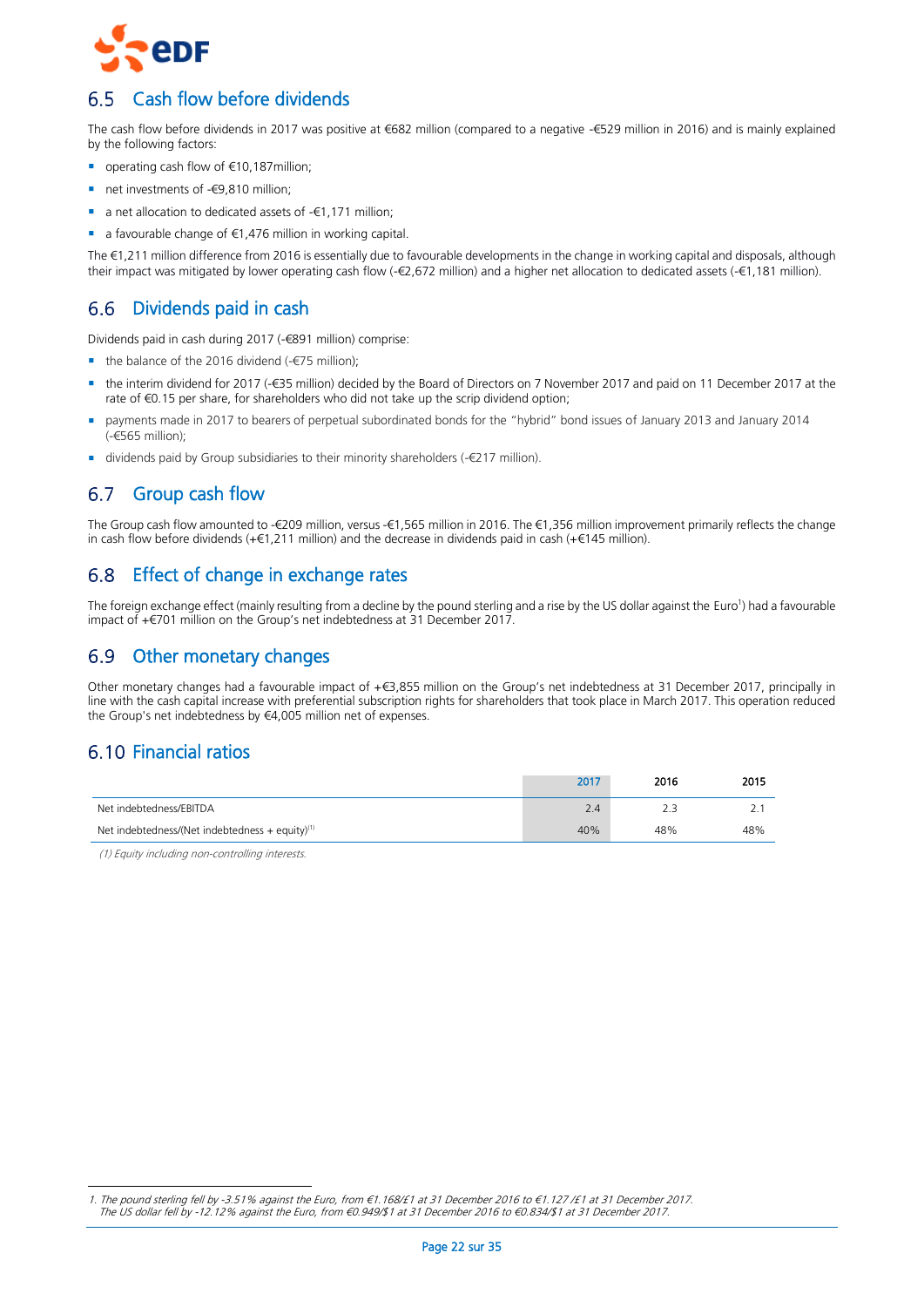## 6.5 Cash flow before dividends

The cash flow before dividends in 2017 was positive at €682 million (compared to a negative -€529 million in 2016) and is mainly explained by the following factors:

- operating cash flow of €10,187million;
- net investments of -€9,810 million;
- a net allocation to dedicated assets of -€1,171 million;
- a favourable change of €1,476 million in working capital.

The €1,211 million difference from 2016 is essentially due to favourable developments in the change in working capital and disposals, although their impact was mitigated by lower operating cash flow (-€2,672 million) and a higher net allocation to dedicated assets (-€1,181 million).

## 6.6 Dividends paid in cash

Dividends paid in cash during 2017 (-€891 million) comprise:

- the balance of the 2016 dividend (-€75 million);
- the interim dividend for 2017 (-€35 million) decided by the Board of Directors on 7 November 2017 and paid on 11 December 2017 at the rate of €0.15 per share, for shareholders who did not take up the scrip dividend option;
- payments made in 2017 to bearers of perpetual subordinated bonds for the "hybrid" bond issues of January 2013 and January 2014 (-€565 million);
- dividends paid by Group subsidiaries to their minority shareholders (-€217 million).

## 6.7 Group cash flow

The Group cash flow amounted to -€209 million, versus -€1,565 million in 2016. The €1,356 million improvement primarily reflects the change in cash flow before dividends (+€1,211 million) and the decrease in dividends paid in cash (+€145 million).

## 6.8 Effect of change in exchange rates

The foreign exchange effect (mainly resulting from a decline by the pound sterling and a rise by the US dollar against the Euro[1]) had a favourable impact of +€701 million on the Group's net indebtedness at 31 December 2017.

## 6.9 Other monetary changes

Other monetary changes had a favourable impact of +€3,855 million on the Group's net indebtedness at 31 December 2017, principally in line with the cash capital increase with preferential subscription rights for shareholders that took place in March 2017. This operation reduced the Group's net indebtedness by €4,005 million net of expenses.

## 6.10 Financial ratios

| | 2017 | 2016 | 2015 |
|---|---|---|---|
| Net indebtedness/EBITDA | 2.4 | 2.3 | 2.1 |
| Net indebtedness/(Net indebtedness + equity)[1] | 40% | 48% | 48% |

*(1) Equity including non-controlling interests.*

---

1. *The pound sterling fell by -3.51% against the Euro, from €1.168/£1 at 31 December 2016 to €1.127/£1 at 31 December 2017. The US dollar fell by -12.12% against the Euro, from €0.949/$1 at 31 December 2016 to €0.834/$1 at 31 December 2017.*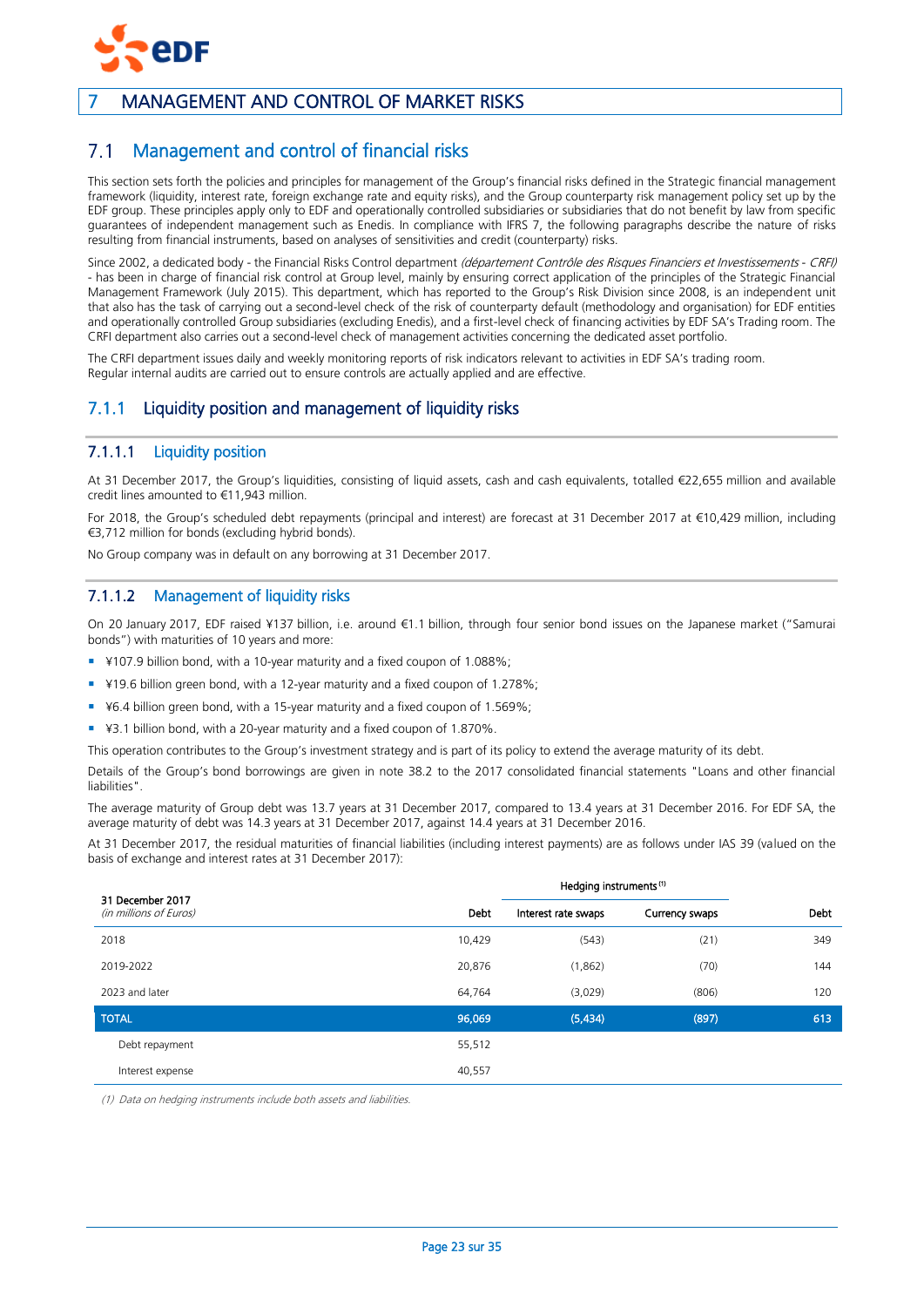# 7 MANAGEMENT AND CONTROL OF MARKET RISKS

## 7.1 Management and control of financial risks

This section sets forth the policies and principles for management of the Group's financial risks defined in the Strategic financial management framework (liquidity, interest rate, foreign exchange rate and equity risks), and the Group counterparty risk management policy set up by the EDF group. These principles apply only to EDF and operationally controlled subsidiaries or subsidiaries that do not benefit by law from specific guarantees of independent management such as Enedis. In compliance with IFRS 7, the following paragraphs describe the nature of risks resulting from financial instruments, based on analyses of sensitivities and credit (counterparty) risks.

Since 2002, a dedicated body - the Financial Risks Control department *(département Contrôle des Risques Financiers et Investissements - CRFI)* - has been in charge of financial risk control at Group level, mainly by ensuring correct application of the principles of the Strategic Financial Management Framework (July 2015). This department, which has reported to the Group's Risk Division since 2008, is an independent unit that also has the task of carrying out a second-level check of the risk of counterparty default (methodology and organisation) for EDF entities and operationally controlled Group subsidiaries (excluding Enedis), and a first-level check of financing activities by EDF SA's Trading room. The CRFI department also carries out a second-level check of management activities concerning the dedicated asset portfolio.

The CRFI department issues daily and weekly monitoring reports of risk indicators relevant to activities in EDF SA's trading room.
Regular internal audits are carried out to ensure controls are actually applied and are effective.

### 7.1.1 Liquidity position and management of liquidity risks

#### 7.1.1.1 Liquidity position

At 31 December 2017, the Group's liquidities, consisting of liquid assets, cash and cash equivalents, totalled €22,655 million and available credit lines amounted to €11,943 million.

For 2018, the Group's scheduled debt repayments (principal and interest) are forecast at 31 December 2017 at €10,429 million, including €3,712 million for bonds (excluding hybrid bonds).

No Group company was in default on any borrowing at 31 December 2017.

#### 7.1.1.2 Management of liquidity risks

On 20 January 2017, EDF raised ¥137 billion, i.e. around €1.1 billion, through four senior bond issues on the Japanese market ("Samurai bonds") with maturities of 10 years and more:

- ¥107.9 billion bond, with a 10-year maturity and a fixed coupon of 1.088%;
- ¥19.6 billion green bond, with a 12-year maturity and a fixed coupon of 1.278%;
- ¥6.4 billion green bond, with a 15-year maturity and a fixed coupon of 1.569%;
- ¥3.1 billion bond, with a 20-year maturity and a fixed coupon of 1.870%.

This operation contributes to the Group's investment strategy and is part of its policy to extend the average maturity of its debt.

Details of the Group's bond borrowings are given in note 38.2 to the 2017 consolidated financial statements "Loans and other financial liabilities".

The average maturity of Group debt was 13.7 years at 31 December 2017, compared to 13.4 years at 31 December 2016. For EDF SA, the average maturity of debt was 14.3 years at 31 December 2017, against 14.4 years at 31 December 2016.

At 31 December 2017, the residual maturities of financial liabilities (including interest payments) are as follows under IAS 39 (valued on the basis of exchange and interest rates at 31 December 2017):

| 31 December 2017<br>*(in millions of Euros)* | Debt | Hedging instruments [1]<br>Interest rate swaps | <br>Currency swaps | Debt |
|---|---|---|---|---|
| 2018 | 10,429 | (543) | (21) | 349 |
| 2019-2022 | 20,876 | (1,862) | (70) | 144 |
| 2023 and later | 64,764 | (3,029) | (806) | 120 |
| **TOTAL** | **96,069** | **(5,434)** | **(897)** | **613** |
| Debt repayment | 55,512 | | | |
| Interest expense | 40,557 | | | |

*(1) Data on hedging instruments include both assets and liabilities.*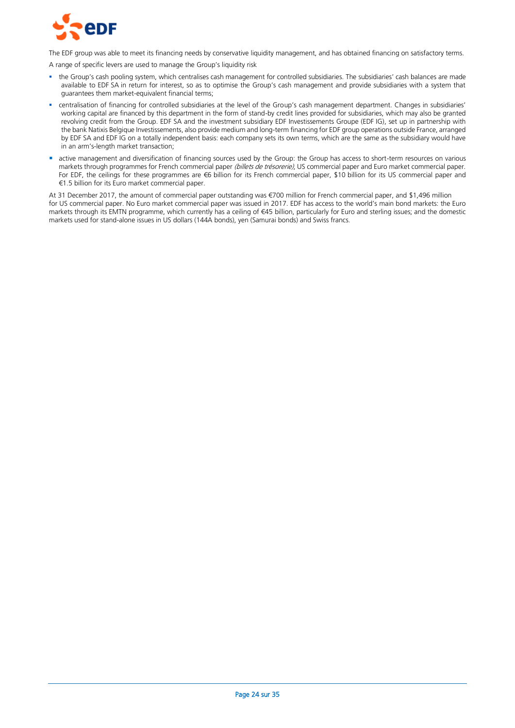The EDF group was able to meet its financing needs by conservative liquidity management, and has obtained financing on satisfactory terms.

A range of specific levers are used to manage the Group's liquidity risk

- the Group's cash pooling system, which centralises cash management for controlled subsidiaries. The subsidiaries' cash balances are made available to EDF SA in return for interest, so as to optimise the Group's cash management and provide subsidiaries with a system that guarantees them market-equivalent financial terms;
- centralisation of financing for controlled subsidiaries at the level of the Group's cash management department. Changes in subsidiaries' working capital are financed by this department in the form of stand-by credit lines provided for subsidiaries, which may also be granted revolving credit from the Group. EDF SA and the investment subsidiary EDF Investissements Groupe (EDF IG), set up in partnership with the bank Natixis Belgique Investissements, also provide medium and long-term financing for EDF group operations outside France, arranged by EDF SA and EDF IG on a totally independent basis: each company sets its own terms, which are the same as the subsidiary would have in an arm's-length market transaction;
- active management and diversification of financing sources used by the Group: the Group has access to short-term resources on various markets through programmes for French commercial paper *(billets de trésorerie)*, US commercial paper and Euro market commercial paper. For EDF, the ceilings for these programmes are €6 billion for its French commercial paper, $10 billion for its US commercial paper and €1.5 billion for its Euro market commercial paper.

At 31 December 2017, the amount of commercial paper outstanding was €700 million for French commercial paper, and $1,496 million for US commercial paper. No Euro market commercial paper was issued in 2017. EDF has access to the world's main bond markets: the Euro markets through its EMTN programme, which currently has a ceiling of €45 billion, particularly for Euro and sterling issues; and the domestic markets used for stand-alone issues in US dollars (144A bonds), yen (Samurai bonds) and Swiss francs.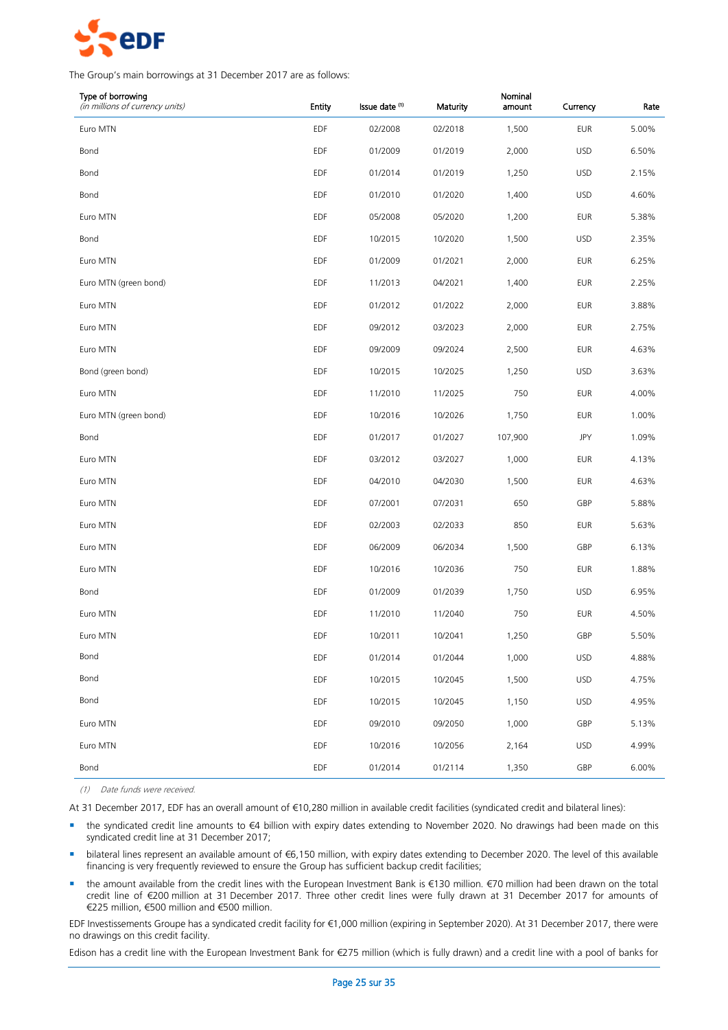The Group's main borrowings at 31 December 2017 are as follows:

| Type of borrowing *(in millions of currency units)* | Entity | Issue date [(1)] | Maturity | Nominal amount | Currency | Rate |
|---|---|---|---|---|---|---|
| Euro MTN | EDF | 02/2008 | 02/2018 | 1,500 | EUR | 5.00% |
| Bond | EDF | 01/2009 | 01/2019 | 2,000 | USD | 6.50% |
| Bond | EDF | 01/2014 | 01/2019 | 1,250 | USD | 2.15% |
| Bond | EDF | 01/2010 | 01/2020 | 1,400 | USD | 4.60% |
| Euro MTN | EDF | 05/2008 | 05/2020 | 1,200 | EUR | 5.38% |
| Bond | EDF | 10/2015 | 10/2020 | 1,500 | USD | 2.35% |
| Euro MTN | EDF | 01/2009 | 01/2021 | 2,000 | EUR | 6.25% |
| Euro MTN (green bond) | EDF | 11/2013 | 04/2021 | 1,400 | EUR | 2.25% |
| Euro MTN | EDF | 01/2012 | 01/2022 | 2,000 | EUR | 3.88% |
| Euro MTN | EDF | 09/2012 | 03/2023 | 2,000 | EUR | 2.75% |
| Euro MTN | EDF | 09/2009 | 09/2024 | 2,500 | EUR | 4.63% |
| Bond (green bond) | EDF | 10/2015 | 10/2025 | 1,250 | USD | 3.63% |
| Euro MTN | EDF | 11/2010 | 11/2025 | 750 | EUR | 4.00% |
| Euro MTN (green bond) | EDF | 10/2016 | 10/2026 | 1,750 | EUR | 1.00% |
| Bond | EDF | 01/2017 | 01/2027 | 107,900 | JPY | 1.09% |
| Euro MTN | EDF | 03/2012 | 03/2027 | 1,000 | EUR | 4.13% |
| Euro MTN | EDF | 04/2010 | 04/2030 | 1,500 | EUR | 4.63% |
| Euro MTN | EDF | 07/2001 | 07/2031 | 650 | GBP | 5.88% |
| Euro MTN | EDF | 02/2003 | 02/2033 | 850 | EUR | 5.63% |
| Euro MTN | EDF | 06/2009 | 06/2034 | 1,500 | GBP | 6.13% |
| Euro MTN | EDF | 10/2016 | 10/2036 | 750 | EUR | 1.88% |
| Bond | EDF | 01/2009 | 01/2039 | 1,750 | USD | 6.95% |
| Euro MTN | EDF | 11/2010 | 11/2040 | 750 | EUR | 4.50% |
| Euro MTN | EDF | 10/2011 | 10/2041 | 1,250 | GBP | 5.50% |
| Bond | EDF | 01/2014 | 01/2044 | 1,000 | USD | 4.88% |
| Bond | EDF | 10/2015 | 10/2045 | 1,500 | USD | 4.75% |
| Bond | EDF | 10/2015 | 10/2045 | 1,150 | USD | 4.95% |
| Euro MTN | EDF | 09/2010 | 09/2050 | 1,000 | GBP | 5.13% |
| Euro MTN | EDF | 10/2016 | 10/2056 | 2,164 | USD | 4.99% |
| Bond | EDF | 01/2014 | 01/2114 | 1,350 | GBP | 6.00% |

*(1) Date funds were received.*

At 31 December 2017, EDF has an overall amount of €10,280 million in available credit facilities (syndicated credit and bilateral lines):

- the syndicated credit line amounts to €4 billion with expiry dates extending to November 2020. No drawings had been made on this syndicated credit line at 31 December 2017;
- bilateral lines represent an available amount of €6,150 million, with expiry dates extending to December 2020. The level of this available financing is very frequently reviewed to ensure the Group has sufficient backup credit facilities;
- the amount available from the credit lines with the European Investment Bank is €130 million. €70 million had been drawn on the total credit line of €200 million at 31 December 2017. Three other credit lines were fully drawn at 31 December 2017 for amounts of €225 million, €500 million and €500 million.

EDF Investissements Groupe has a syndicated credit facility for €1,000 million (expiring in September 2020). At 31 December 2017, there were no drawings on this credit facility.

Edison has a credit line with the European Investment Bank for €275 million (which is fully drawn) and a credit line with a pool of banks for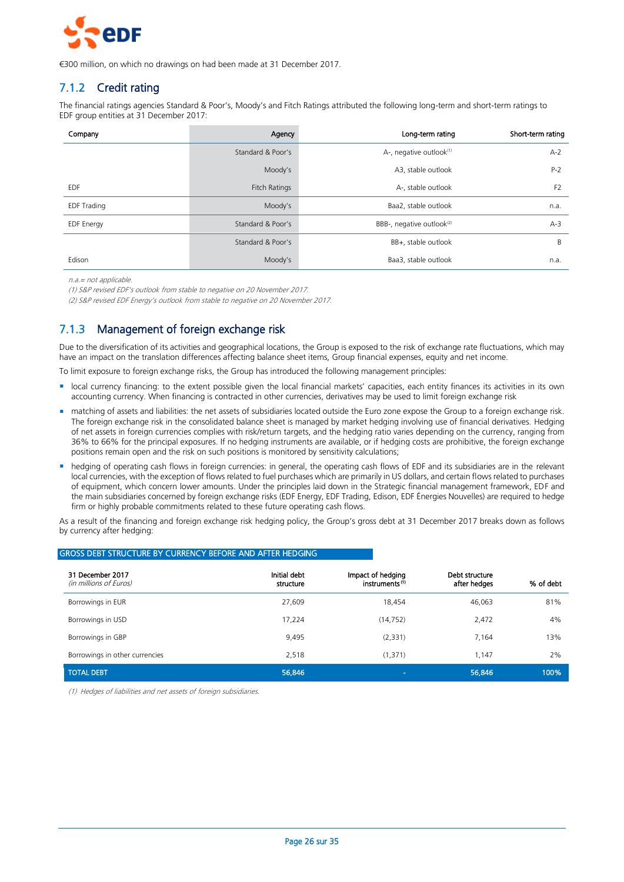€300 million, on which no drawings on had been made at 31 December 2017.

## 7.1.2 Credit rating

The financial ratings agencies Standard & Poor's, Moody's and Fitch Ratings attributed the following long-term and short-term ratings to EDF group entities at 31 December 2017:

| Company | Agency | Long-term rating | Short-term rating |
|---|---|---|---|
| | Standard & Poor's | A-, negative outlook[1] | A-2 |
| | Moody's | A3, stable outlook | P-2 |
| EDF | Fitch Ratings | A-, stable outlook | F2 |
| EDF Trading | Moody's | Baa2, stable outlook | n.a. |
| EDF Energy | Standard & Poor's | BBB-, negative outlook[2] | A-3 |
| | Standard & Poor's | BB+, stable outlook | B |
| Edison | Moody's | Baa3, stable outlook | n.a. |

*n.a.= not applicable.*

*(1) S&P revised EDF's outlook from stable to negative on 20 November 2017.*

*(2) S&P revised EDF Energy's outlook from stable to negative on 20 November 2017.*

## 7.1.3 Management of foreign exchange risk

Due to the diversification of its activities and geographical locations, the Group is exposed to the risk of exchange rate fluctuations, which may have an impact on the translation differences affecting balance sheet items, Group financial expenses, equity and net income.

To limit exposure to foreign exchange risks, the Group has introduced the following management principles:

- local currency financing: to the extent possible given the local financial markets' capacities, each entity finances its activities in its own accounting currency. When financing is contracted in other currencies, derivatives may be used to limit foreign exchange risk
- matching of assets and liabilities: the net assets of subsidiaries located outside the Euro zone expose the Group to a foreign exchange risk. The foreign exchange risk in the consolidated balance sheet is managed by market hedging involving use of financial derivatives. Hedging of net assets in foreign currencies complies with risk/return targets, and the hedging ratio varies depending on the currency, ranging from 36% to 66% for the principal exposures. If no hedging instruments are available, or if hedging costs are prohibitive, the foreign exchange positions remain open and the risk on such positions is monitored by sensitivity calculations;
- hedging of operating cash flows in foreign currencies: in general, the operating cash flows of EDF and its subsidiaries are in the relevant local currencies, with the exception of flows related to fuel purchases which are primarily in US dollars, and certain flows related to purchases of equipment, which concern lower amounts. Under the principles laid down in the Strategic financial management framework, EDF and the main subsidiaries concerned by foreign exchange risks (EDF Energy, EDF Trading, Edison, EDF Énergies Nouvelles) are required to hedge firm or highly probable commitments related to these future operating cash flows.

As a result of the financing and foreign exchange risk hedging policy, the Group's gross debt at 31 December 2017 breaks down as follows by currency after hedging:

**GROSS DEBT STRUCTURE BY CURRENCY BEFORE AND AFTER HEDGING**

| 31 December 2017 *(in millions of Euros)* | Initial debt structure | Impact of hedging instruments [1] | Debt structure after hedges | % of debt |
|---|---|---|---|---|
| Borrowings in EUR | 27,609 | 18,454 | 46,063 | 81% |
| Borrowings in USD | 17,224 | (14,752) | 2,472 | 4% |
| Borrowings in GBP | 9,495 | (2,331) | 7,164 | 13% |
| Borrowings in other currencies | 2,518 | (1,371) | 1,147 | 2% |
| **TOTAL DEBT** | **56,846** | **-** | **56,846** | **100%** |

*(1) Hedges of liabilities and net assets of foreign subsidiaries.*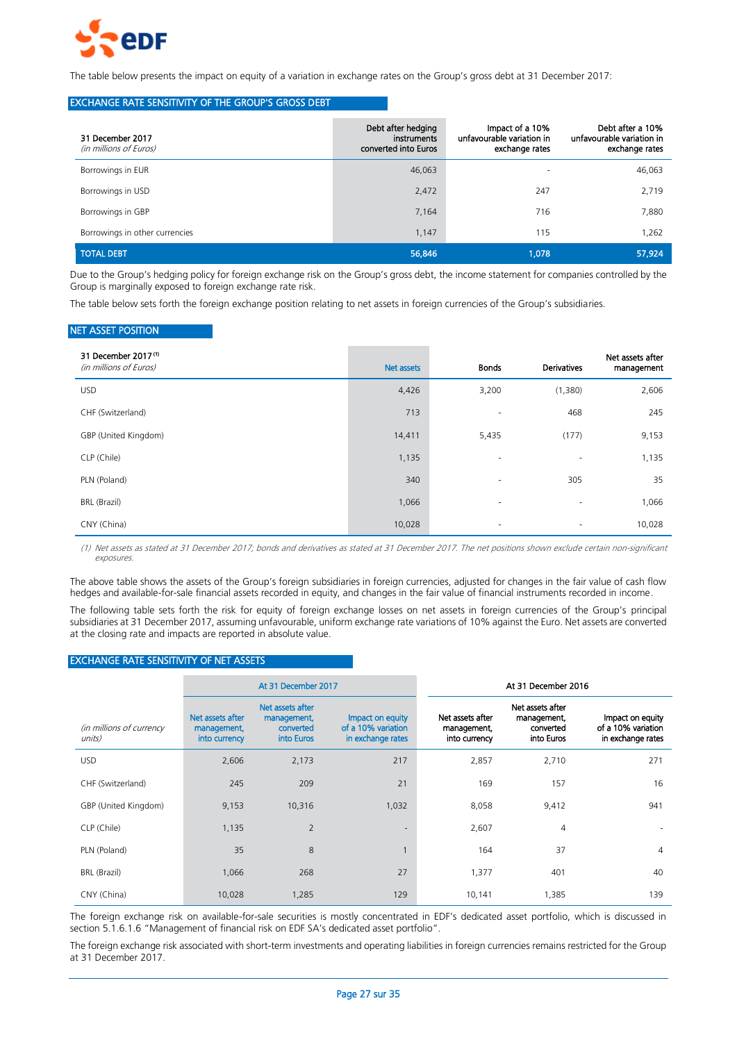The table below presents the impact on equity of a variation in exchange rates on the Group's gross debt at 31 December 2017:

### EXCHANGE RATE SENSITIVITY OF THE GROUP'S GROSS DEBT

| 31 December 2017 *(in millions of Euros)* | Debt after hedging instruments converted into Euros | Impact of a 10% unfavourable variation in exchange rates | Debt after a 10% unfavourable variation in exchange rates |
|---|---|---|---|
| Borrowings in EUR | 46,063 | - | 46,063 |
| Borrowings in USD | 2,472 | 247 | 2,719 |
| Borrowings in GBP | 7,164 | 716 | 7,880 |
| Borrowings in other currencies | 1,147 | 115 | 1,262 |
| TOTAL DEBT | 56,846 | 1,078 | 57,924 |

Due to the Group's hedging policy for foreign exchange risk on the Group's gross debt, the income statement for companies controlled by the Group is marginally exposed to foreign exchange rate risk.

The table below sets forth the foreign exchange position relating to net assets in foreign currencies of the Group's subsidiaries.

### NET ASSET POSITION

| 31 December 2017 [1] *(in millions of Euros)* | Net assets | Bonds | Derivatives | Net assets after management |
|---|---|---|---|---|
| USD | 4,426 | 3,200 | (1,380) | 2,606 |
| CHF (Switzerland) | 713 | - | 468 | 245 |
| GBP (United Kingdom) | 14,411 | 5,435 | (177) | 9,153 |
| CLP (Chile) | 1,135 | - | - | 1,135 |
| PLN (Poland) | 340 | - | 305 | 35 |
| BRL (Brazil) | 1,066 | - | - | 1,066 |
| CNY (China) | 10,028 | - | - | 10,028 |

*(1) Net assets as stated at 31 December 2017; bonds and derivatives as stated at 31 December 2017. The net positions shown exclude certain non-significant exposures.*

The above table shows the assets of the Group's foreign subsidiaries in foreign currencies, adjusted for changes in the fair value of cash flow hedges and available-for-sale financial assets recorded in equity, and changes in the fair value of financial instruments recorded in income.

The following table sets forth the risk for equity of foreign exchange losses on net assets in foreign currencies of the Group's principal subsidiaries at 31 December 2017, assuming unfavourable, uniform exchange rate variations of 10% against the Euro. Net assets are converted at the closing rate and impacts are reported in absolute value.

### EXCHANGE RATE SENSITIVITY OF NET ASSETS

| | At 31 December 2017 | | | At 31 December 2016 | | |
|---|---|---|---|---|---|---|
| *(in millions of currency units)* | Net assets after management, into currency | Net assets after management, converted into Euros | Impact on equity of a 10% variation in exchange rates | Net assets after management, into currency | Net assets after management, converted into Euros | Impact on equity of a 10% variation in exchange rates |
| USD | 2,606 | 2,173 | 217 | 2,857 | 2,710 | 271 |
| CHF (Switzerland) | 245 | 209 | 21 | 169 | 157 | 16 |
| GBP (United Kingdom) | 9,153 | 10,316 | 1,032 | 8,058 | 9,412 | 941 |
| CLP (Chile) | 1,135 | 2 | - | 2,607 | 4 | - |
| PLN (Poland) | 35 | 8 | 1 | 164 | 37 | 4 |
| BRL (Brazil) | 1,066 | 268 | 27 | 1,377 | 401 | 40 |
| CNY (China) | 10,028 | 1,285 | 129 | 10,141 | 1,385 | 139 |

The foreign exchange risk on available-for-sale securities is mostly concentrated in EDF's dedicated asset portfolio, which is discussed in section 5.1.6.1.6 "Management of financial risk on EDF SA's dedicated asset portfolio".

The foreign exchange risk associated with short-term investments and operating liabilities in foreign currencies remains restricted for the Group at 31 December 2017.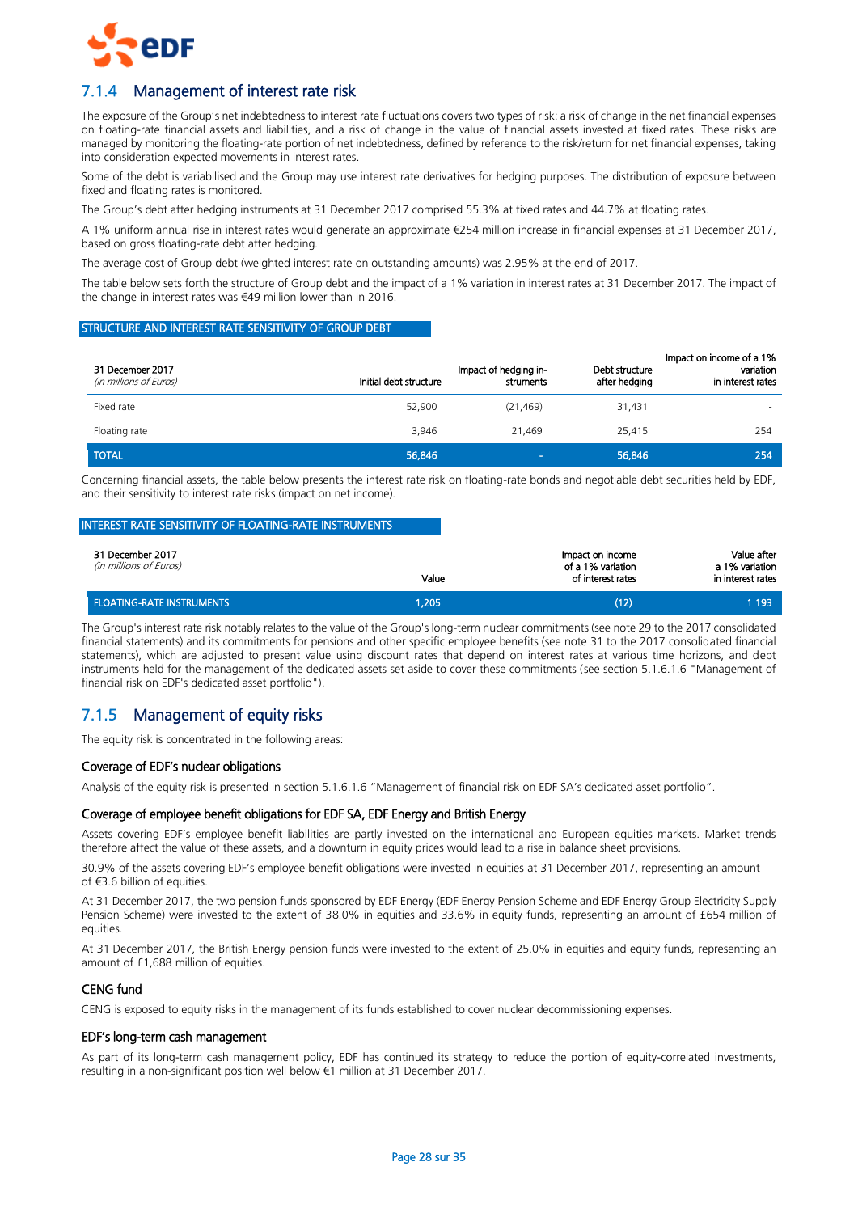## 7.1.4 Management of interest rate risk

The exposure of the Group's net indebtedness to interest rate fluctuations covers two types of risk: a risk of change in the net financial expenses on floating-rate financial assets and liabilities, and a risk of change in the value of financial assets invested at fixed rates. These risks are managed by monitoring the floating-rate portion of net indebtedness, defined by reference to the risk/return for net financial expenses, taking into consideration expected movements in interest rates.

Some of the debt is variabilised and the Group may use interest rate derivatives for hedging purposes. The distribution of exposure between fixed and floating rates is monitored.

The Group's debt after hedging instruments at 31 December 2017 comprised 55.3% at fixed rates and 44.7% at floating rates.

A 1% uniform annual rise in interest rates would generate an approximate €254 million increase in financial expenses at 31 December 2017, based on gross floating-rate debt after hedging.

The average cost of Group debt (weighted interest rate on outstanding amounts) was 2.95% at the end of 2017.

The table below sets forth the structure of Group debt and the impact of a 1% variation in interest rates at 31 December 2017. The impact of the change in interest rates was €49 million lower than in 2016.

**STRUCTURE AND INTEREST RATE SENSITIVITY OF GROUP DEBT**

| 31 December 2017 *(in millions of Euros)* | Initial debt structure | Impact of hedging instruments | Debt structure after hedging | Impact on income of a 1% variation in interest rates |
|---|---|---|---|---|
| Fixed rate | 52,900 | (21,469) | 31,431 | - |
| Floating rate | 3,946 | 21,469 | 25,415 | 254 |
| **TOTAL** | **56,846** | **-** | **56,846** | **254** |

Concerning financial assets, the table below presents the interest rate risk on floating-rate bonds and negotiable debt securities held by EDF, and their sensitivity to interest rate risks (impact on net income).

**INTEREST RATE SENSITIVITY OF FLOATING-RATE INSTRUMENTS**

| 31 December 2017 *(in millions of Euros)* | Value | Impact on income of a 1% variation of interest rates | Value after a 1% variation in interest rates |
|---|---|---|---|
| **FLOATING-RATE INSTRUMENTS** | **1,205** | **(12)** | **1 193** |

The Group's interest rate risk notably relates to the value of the Group's long-term nuclear commitments (see note 29 to the 2017 consolidated financial statements) and its commitments for pensions and other specific employee benefits (see note 31 to the 2017 consolidated financial statements), which are adjusted to present value using discount rates that depend on interest rates at various time horizons, and debt instruments held for the management of the dedicated assets set aside to cover these commitments (see section 5.1.6.1.6 "Management of financial risk on EDF's dedicated asset portfolio").

## 7.1.5 Management of equity risks

The equity risk is concentrated in the following areas:

### Coverage of EDF's nuclear obligations

Analysis of the equity risk is presented in section 5.1.6.1.6 "Management of financial risk on EDF SA's dedicated asset portfolio".

### Coverage of employee benefit obligations for EDF SA, EDF Energy and British Energy

Assets covering EDF's employee benefit liabilities are partly invested on the international and European equities markets. Market trends therefore affect the value of these assets, and a downturn in equity prices would lead to a rise in balance sheet provisions.

30.9% of the assets covering EDF's employee benefit obligations were invested in equities at 31 December 2017, representing an amount of €3.6 billion of equities.

At 31 December 2017, the two pension funds sponsored by EDF Energy (EDF Energy Pension Scheme and EDF Energy Group Electricity Supply Pension Scheme) were invested to the extent of 38.0% in equities and 33.6% in equity funds, representing an amount of £654 million of equities.

At 31 December 2017, the British Energy pension funds were invested to the extent of 25.0% in equities and equity funds, representing an amount of £1,688 million of equities.

### CENG fund

CENG is exposed to equity risks in the management of its funds established to cover nuclear decommissioning expenses.

### EDF's long-term cash management

As part of its long-term cash management policy, EDF has continued its strategy to reduce the portion of equity-correlated investments, resulting in a non-significant position well below €1 million at 31 December 2017.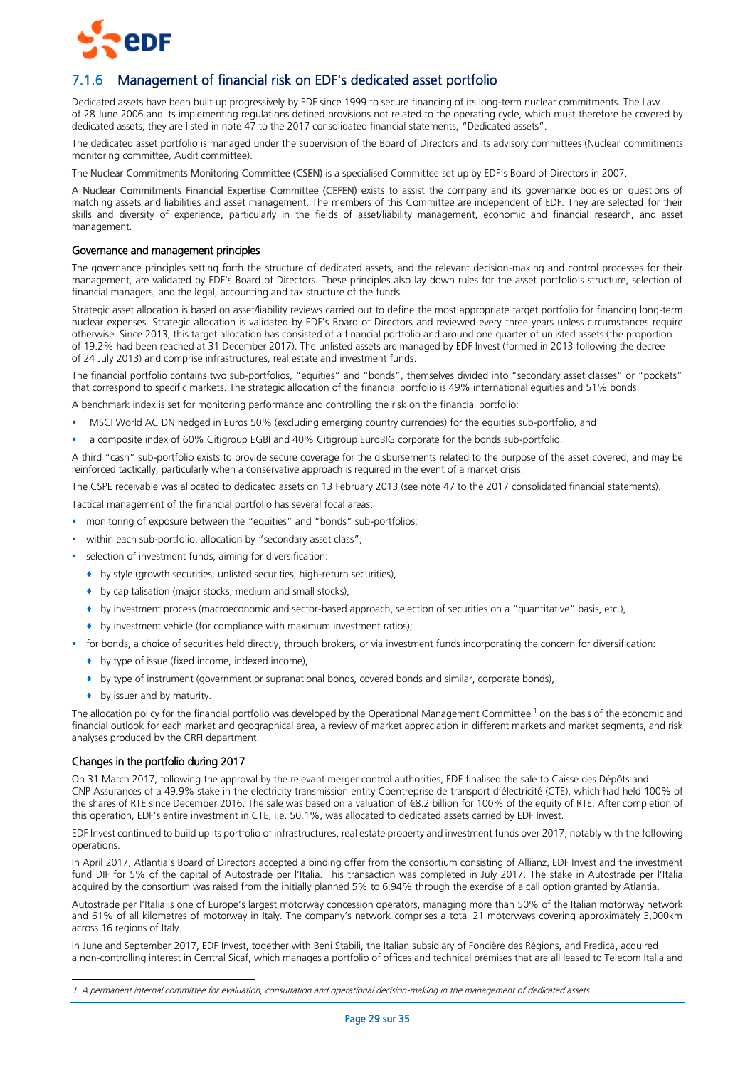## 7.1.6 Management of financial risk on EDF's dedicated asset portfolio

Dedicated assets have been built up progressively by EDF since 1999 to secure financing of its long-term nuclear commitments. The Law of 28 June 2006 and its implementing regulations defined provisions not related to the operating cycle, which must therefore be covered by dedicated assets; they are listed in note 47 to the 2017 consolidated financial statements, "Dedicated assets".

The dedicated asset portfolio is managed under the supervision of the Board of Directors and its advisory committees (Nuclear commitments monitoring committee, Audit committee).

The Nuclear Commitments Monitoring Committee (CSEN) is a specialised Committee set up by EDF's Board of Directors in 2007.

A Nuclear Commitments Financial Expertise Committee (CEFEN) exists to assist the company and its governance bodies on questions of matching assets and liabilities and asset management. The members of this Committee are independent of EDF. They are selected for their skills and diversity of experience, particularly in the fields of asset/liability management, economic and financial research, and asset management.

### Governance and management principles

The governance principles setting forth the structure of dedicated assets, and the relevant decision-making and control processes for their management, are validated by EDF's Board of Directors. These principles also lay down rules for the asset portfolio's structure, selection of financial managers, and the legal, accounting and tax structure of the funds.

Strategic asset allocation is based on asset/liability reviews carried out to define the most appropriate target portfolio for financing long-term nuclear expenses. Strategic allocation is validated by EDF's Board of Directors and reviewed every three years unless circumstances require otherwise. Since 2013, this target allocation has consisted of a financial portfolio and around one quarter of unlisted assets (the proportion of 19.2% had been reached at 31 December 2017). The unlisted assets are managed by EDF Invest (formed in 2013 following the decree of 24 July 2013) and comprise infrastructures, real estate and investment funds.

The financial portfolio contains two sub-portfolios, "equities" and "bonds", themselves divided into "secondary asset classes" or "pockets" that correspond to specific markets. The strategic allocation of the financial portfolio is 49% international equities and 51% bonds.

A benchmark index is set for monitoring performance and controlling the risk on the financial portfolio:

- MSCI World AC DN hedged in Euros 50% (excluding emerging country currencies) for the equities sub-portfolio, and
- a composite index of 60% Citigroup EGBI and 40% Citigroup EuroBIG corporate for the bonds sub-portfolio.

A third "cash" sub-portfolio exists to provide secure coverage for the disbursements related to the purpose of the asset covered, and may be reinforced tactically, particularly when a conservative approach is required in the event of a market crisis.

The CSPE receivable was allocated to dedicated assets on 13 February 2013 (see note 47 to the 2017 consolidated financial statements).

Tactical management of the financial portfolio has several focal areas:

- monitoring of exposure between the "equities" and "bonds" sub-portfolios;
- within each sub-portfolio, allocation by "secondary asset class";
- selection of investment funds, aiming for diversification:
  - by style (growth securities, unlisted securities, high-return securities),
  - by capitalisation (major stocks, medium and small stocks),
  - by investment process (macroeconomic and sector-based approach, selection of securities on a "quantitative" basis, etc.),
  - by investment vehicle (for compliance with maximum investment ratios);
- for bonds, a choice of securities held directly, through brokers, or via investment funds incorporating the concern for diversification:
  - by type of issue (fixed income, indexed income),
  - by type of instrument (government or supranational bonds, covered bonds and similar, corporate bonds),
  - by issuer and by maturity.

The allocation policy for the financial portfolio was developed by the Operational Management Committee [1] on the basis of the economic and financial outlook for each market and geographical area, a review of market appreciation in different markets and market segments, and risk analyses produced by the CRFI department.

### Changes in the portfolio during 2017

On 31 March 2017, following the approval by the relevant merger control authorities, EDF finalised the sale to Caisse des Dépôts and CNP Assurances of a 49.9% stake in the electricity transmission entity Coentreprise de transport d'électricité (CTE), which had held 100% of the shares of RTE since December 2016. The sale was based on a valuation of €8.2 billion for 100% of the equity of RTE. After completion of this operation, EDF's entire investment in CTE, i.e. 50.1%, was allocated to dedicated assets carried by EDF Invest.

EDF Invest continued to build up its portfolio of infrastructures, real estate property and investment funds over 2017, notably with the following operations.

In April 2017, Atlantia's Board of Directors accepted a binding offer from the consortium consisting of Allianz, EDF Invest and the investment fund DIF for 5% of the capital of Autostrade per l'Italia. This transaction was completed in July 2017. The stake in Autostrade per l'Italia acquired by the consortium was raised from the initially planned 5% to 6.94% through the exercise of a call option granted by Atlantia.

Autostrade per l'Italia is one of Europe's largest motorway concession operators, managing more than 50% of the Italian motorway network and 61% of all kilometres of motorway in Italy. The company's network comprises a total 21 motorways covering approximately 3,000km across 16 regions of Italy.

In June and September 2017, EDF Invest, together with Beni Stabili, the Italian subsidiary of Foncière des Régions, and Predica, acquired a non-controlling interest in Central Sicaf, which manages a portfolio of offices and technical premises that are all leased to Telecom Italia and

---

1. *A permanent internal committee for evaluation, consultation and operational decision-making in the management of dedicated assets.*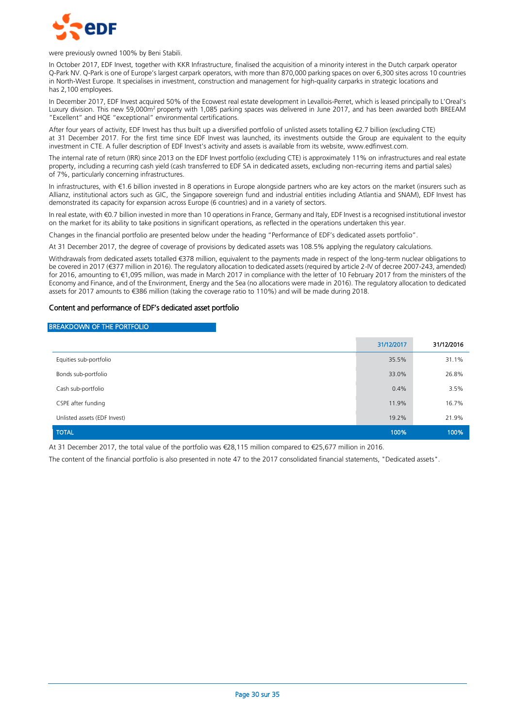were previously owned 100% by Beni Stabili.

In October 2017, EDF Invest, together with KKR Infrastructure, finalised the acquisition of a minority interest in the Dutch carpark operator Q-Park NV. Q-Park is one of Europe's largest carpark operators, with more than 870,000 parking spaces on over 6,300 sites across 10 countries in North-West Europe. It specialises in investment, construction and management for high-quality carparks in strategic locations and has 2,100 employees.

In December 2017, EDF Invest acquired 50% of the Ecowest real estate development in Levallois-Perret, which is leased principally to L'Oreal's Luxury division. This new 59,000m² property with 1,085 parking spaces was delivered in June 2017, and has been awarded both BREEAM "Excellent" and HQE "exceptional" environmental certifications.

After four years of activity, EDF Invest has thus built up a diversified portfolio of unlisted assets totalling €2.7 billion (excluding CTE) at 31 December 2017. For the first time since EDF Invest was launched, its investments outside the Group are equivalent to the equity investment in CTE. A fuller description of EDF Invest's activity and assets is available from its website, www.edfinvest.com.

The internal rate of return (IRR) since 2013 on the EDF Invest portfolio (excluding CTE) is approximately 11% on infrastructures and real estate property, including a recurring cash yield (cash transferred to EDF SA in dedicated assets, excluding non-recurring items and partial sales) of 7%, particularly concerning infrastructures.

In infrastructures, with €1.6 billion invested in 8 operations in Europe alongside partners who are key actors on the market (insurers such as Allianz, institutional actors such as GIC, the Singapore sovereign fund and industrial entities including Atlantia and SNAM), EDF Invest has demonstrated its capacity for expansion across Europe (6 countries) and in a variety of sectors.

In real estate, with €0.7 billion invested in more than 10 operations in France, Germany and Italy, EDF Invest is a recognised institutional investor on the market for its ability to take positions in significant operations, as reflected in the operations undertaken this year.

Changes in the financial portfolio are presented below under the heading "Performance of EDF's dedicated assets portfolio".

At 31 December 2017, the degree of coverage of provisions by dedicated assets was 108.5% applying the regulatory calculations.

Withdrawals from dedicated assets totalled €378 million, equivalent to the payments made in respect of the long-term nuclear obligations to be covered in 2017 (€377 million in 2016). The regulatory allocation to dedicated assets (required by article 2-IV of decree 2007-243, amended) for 2016, amounting to €1,095 million, was made in March 2017 in compliance with the letter of 10 February 2017 from the ministers of the Economy and Finance, and of the Environment, Energy and the Sea (no allocations were made in 2016). The regulatory allocation to dedicated assets for 2017 amounts to €386 million (taking the coverage ratio to 110%) and will be made during 2018.

### Content and performance of EDF's dedicated asset portfolio

**BREAKDOWN OF THE PORTFOLIO**

| | 31/12/2017 | 31/12/2016 |
|---|---|---|
| Equities sub-portfolio | 35.5% | 31.1% |
| Bonds sub-portfolio | 33.0% | 26.8% |
| Cash sub-portfolio | 0.4% | 3.5% |
| CSPE after funding | 11.9% | 16.7% |
| Unlisted assets (EDF Invest) | 19.2% | 21.9% |
| **TOTAL** | **100%** | **100%** |

At 31 December 2017, the total value of the portfolio was €28,115 million compared to €25,677 million in 2016.

The content of the financial portfolio is also presented in note 47 to the 2017 consolidated financial statements, "Dedicated assets".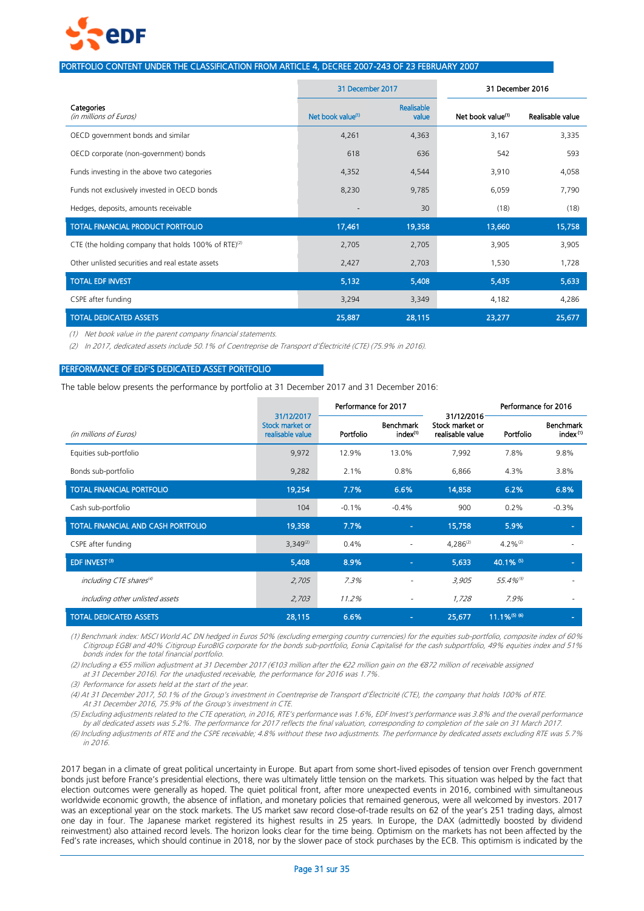## PORTFOLIO CONTENT UNDER THE CLASSIFICATION FROM ARTICLE 4, DECREE 2007-243 OF 23 FEBRUARY 2007

| Categories *(in millions of Euros)* | 31 December 2017 | | 31 December 2016 | |
|---|---|---|---|---|
| | Net book value[(1)] | Realisable value | Net book value[(1)] | Realisable value |
| OECD government bonds and similar | 4,261 | 4,363 | 3,167 | 3,335 |
| OECD corporate (non-government) bonds | 618 | 636 | 542 | 593 |
| Funds investing in the above two categories | 4,352 | 4,544 | 3,910 | 4,058 |
| Funds not exclusively invested in OECD bonds | 8,230 | 9,785 | 6,059 | 7,790 |
| Hedges, deposits, amounts receivable | - | 30 | (18) | (18) |
| **TOTAL FINANCIAL PRODUCT PORTFOLIO** | **17,461** | **19,358** | **13,660** | **15,758** |
| CTE (the holding company that holds 100% of RTE)[(2)] | 2,705 | 2,705 | 3,905 | 3,905 |
| Other unlisted securities and real estate assets | 2,427 | 2,703 | 1,530 | 1,728 |
| **TOTAL EDF INVEST** | **5,132** | **5,408** | **5,435** | **5,633** |
| CSPE after funding | 3,294 | 3,349 | 4,182 | 4,286 |
| **TOTAL DEDICATED ASSETS** | **25,887** | **28,115** | **23,277** | **25,677** |

*(1) Net book value in the parent company financial statements.*

*(2) In 2017, dedicated assets include 50.1% of Coentreprise de Transport d'Électricité (CTE) (75.9% in 2016).*

## PERFORMANCE OF EDF'S DEDICATED ASSET PORTFOLIO

The table below presents the performance by portfolio at 31 December 2017 and 31 December 2016:

| *(in millions of Euros)* | 31/12/2017 Stock market or realisable value | Performance for 2017 | | 31/12/2016 Stock market or realisable value | Performance for 2016 | |
|---|---|---|---|---|---|---|
| | | Portfolio | Benchmark index[(1)] | | Portfolio | Benchmark index[(1)] |
| Equities sub-portfolio | 9,972 | 12.9% | 13.0% | 7,992 | 7.8% | 9.8% |
| Bonds sub-portfolio | 9,282 | 2.1% | 0.8% | 6,866 | 4.3% | 3.8% |
| **TOTAL FINANCIAL PORTFOLIO** | **19,254** | **7.7%** | **6.6%** | **14,858** | **6.2%** | **6.8%** |
| Cash sub-portfolio | 104 | -0.1% | -0.4% | 900 | 0.2% | -0.3% |
| **TOTAL FINANCIAL AND CASH PORTFOLIO** | **19,358** | **7.7%** | **-** | **15,758** | **5.9%** | **-** |
| CSPE after funding | 3,349[(2)] | 0.4% | - | 4,286[(2)] | 4.2%[(2)] | - |
| **EDF INVEST[(3)]** | **5,408** | **8.9%** | **-** | **5,633** | **40.1%[(5)]** | **-** |
| *including CTE shares[(4)]* | *2,705* | *7.3%* | - | *3,905* | *55.4%[(5)]* | - |
| *including other unlisted assets* | *2,703* | *11.2%* | - | *1,728* | *7.9%* | - |
| **TOTAL DEDICATED ASSETS** | **28,115** | **6.6%** | **-** | **25,677** | **11.1%[(5)(6)]** | **-** |

*(1) Benchmark index: MSCI World AC DN hedged in Euros 50% (excluding emerging country currencies) for the equities sub-portfolio, composite index of 60% Citigroup EGBI and 40% Citigroup EuroBIG corporate for the bonds sub-portfolio, Eonia Capitalisé for the cash subportfolio, 49% equities index and 51% bonds index for the total financial portfolio.*

*(2) Including a €55 million adjustment at 31 December 2017 (€103 million after the €22 million gain on the €872 million of receivable assigned at 31 December 2016). For the unadjusted receivable, the performance for 2016 was 1.7%.*

*(3) Performance for assets held at the start of the year.*

*(4) At 31 December 2017, 50.1% of the Group's investment in Coentreprise de Transport d'Électricité (CTE), the company that holds 100% of RTE. At 31 December 2016, 75.9% of the Group's investment in CTE.*

*(5) Excluding adjustments related to the CTE operation, in 2016, RTE's performance was 1.6%, EDF Invest's performance was 3.8% and the overall performance by all dedicated assets was 5.2%. The performance for 2017 reflects the final valuation, corresponding to completion of the sale on 31 March 2017.*

*(6) Including adjustments of RTE and the CSPE receivable; 4.8% without these two adjustments. The performance by dedicated assets excluding RTE was 5.7% in 2016.*

2017 began in a climate of great political uncertainty in Europe. But apart from some short-lived episodes of tension over French government bonds just before France's presidential elections, there was ultimately little tension on the markets. This situation was helped by the fact that election outcomes were generally as hoped. The quiet political front, after more unexpected events in 2016, combined with simultaneous worldwide economic growth, the absence of inflation, and monetary policies that remained generous, were all welcomed by investors. 2017 was an exceptional year on the stock markets. The US market saw record close-of-trade results on 62 of the year's 251 trading days, almost one day in four. The Japanese market registered its highest results in 25 years. In Europe, the DAX (admittedly boosted by dividend reinvestment) also attained record levels. The horizon looks clear for the time being. Optimism on the markets has not been affected by the Fed's rate increases, which should continue in 2018, nor by the slower pace of stock purchases by the ECB. This optimism is indicated by the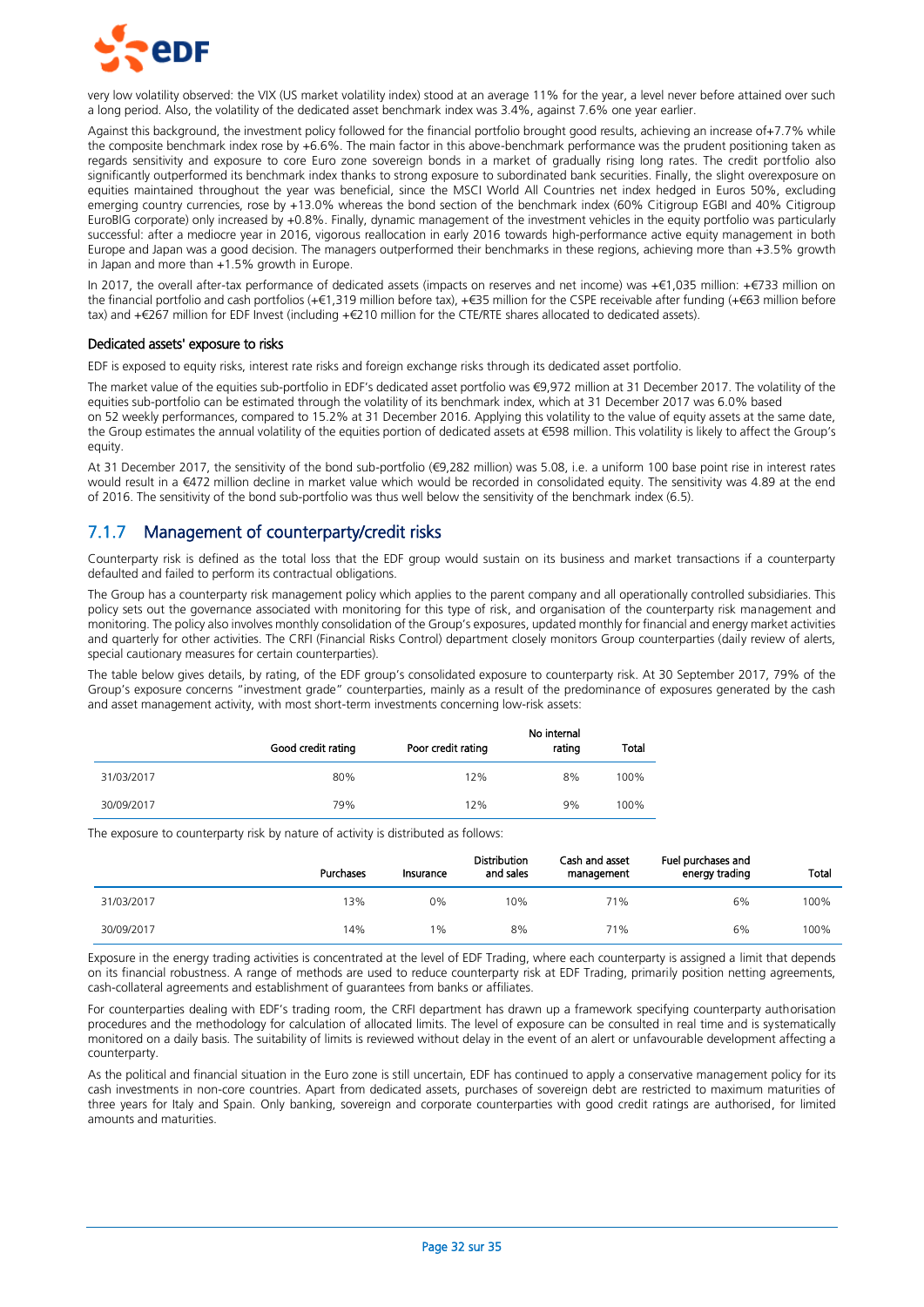very low volatility observed: the VIX (US market volatility index) stood at an average 11% for the year, a level never before attained over such a long period. Also, the volatility of the dedicated asset benchmark index was 3.4%, against 7.6% one year earlier.

Against this background, the investment policy followed for the financial portfolio brought good results, achieving an increase of+7.7% while the composite benchmark index rose by +6.6%. The main factor in this above-benchmark performance was the prudent positioning taken as regards sensitivity and exposure to core Euro zone sovereign bonds in a market of gradually rising long rates. The credit portfolio also significantly outperformed its benchmark index thanks to strong exposure to subordinated bank securities. Finally, the slight overexposure on equities maintained throughout the year was beneficial, since the MSCI World All Countries net index hedged in Euros 50%, excluding emerging country currencies, rose by +13.0% whereas the bond section of the benchmark index (60% Citigroup EGBI and 40% Citigroup EuroBIG corporate) only increased by +0.8%. Finally, dynamic management of the investment vehicles in the equity portfolio was particularly successful: after a mediocre year in 2016, vigorous reallocation in early 2016 towards high-performance active equity management in both Europe and Japan was a good decision. The managers outperformed their benchmarks in these regions, achieving more than +3.5% growth in Japan and more than +1.5% growth in Europe.

In 2017, the overall after-tax performance of dedicated assets (impacts on reserves and net income) was +€1,035 million: +€733 million on the financial portfolio and cash portfolios (+€1,319 million before tax), +€35 million for the CSPE receivable after funding (+€63 million before tax) and +€267 million for EDF Invest (including +€210 million for the CTE/RTE shares allocated to dedicated assets).

#### Dedicated assets' exposure to risks

EDF is exposed to equity risks, interest rate risks and foreign exchange risks through its dedicated asset portfolio.

The market value of the equities sub-portfolio in EDF's dedicated asset portfolio was €9,972 million at 31 December 2017. The volatility of the equities sub-portfolio can be estimated through the volatility of its benchmark index, which at 31 December 2017 was 6.0% based on 52 weekly performances, compared to 15.2% at 31 December 2016. Applying this volatility to the value of equity assets at the same date, the Group estimates the annual volatility of the equities portion of dedicated assets at €598 million. This volatility is likely to affect the Group's equity.

At 31 December 2017, the sensitivity of the bond sub-portfolio (€9,282 million) was 5.08, i.e. a uniform 100 base point rise in interest rates would result in a €472 million decline in market value which would be recorded in consolidated equity. The sensitivity was 4.89 at the end of 2016. The sensitivity of the bond sub-portfolio was thus well below the sensitivity of the benchmark index (6.5).

## 7.1.7 Management of counterparty/credit risks

Counterparty risk is defined as the total loss that the EDF group would sustain on its business and market transactions if a counterparty defaulted and failed to perform its contractual obligations.

The Group has a counterparty risk management policy which applies to the parent company and all operationally controlled subsidiaries. This policy sets out the governance associated with monitoring for this type of risk, and organisation of the counterparty risk management and monitoring. The policy also involves monthly consolidation of the Group's exposures, updated monthly for financial and energy market activities and quarterly for other activities. The CRFI (Financial Risks Control) department closely monitors Group counterparties (daily review of alerts, special cautionary measures for certain counterparties).

The table below gives details, by rating, of the EDF group's consolidated exposure to counterparty risk. At 30 September 2017, 79% of the Group's exposure concerns "investment grade" counterparties, mainly as a result of the predominance of exposures generated by the cash and asset management activity, with most short-term investments concerning low-risk assets:

| | Good credit rating | Poor credit rating | No internal rating | Total |
|---|---|---|---|---|
| 31/03/2017 | 80% | 12% | 8% | 100% |
| 30/09/2017 | 79% | 12% | 9% | 100% |

The exposure to counterparty risk by nature of activity is distributed as follows:

| | Purchases | Insurance | Distribution and sales | Cash and asset management | Fuel purchases and energy trading | Total |
|---|---|---|---|---|---|---|
| 31/03/2017 | 13% | 0% | 10% | 71% | 6% | 100% |
| 30/09/2017 | 14% | 1% | 8% | 71% | 6% | 100% |

Exposure in the energy trading activities is concentrated at the level of EDF Trading, where each counterparty is assigned a limit that depends on its financial robustness. A range of methods are used to reduce counterparty risk at EDF Trading, primarily position netting agreements, cash-collateral agreements and establishment of guarantees from banks or affiliates.

For counterparties dealing with EDF's trading room, the CRFI department has drawn up a framework specifying counterparty authorisation procedures and the methodology for calculation of allocated limits. The level of exposure can be consulted in real time and is systematically monitored on a daily basis. The suitability of limits is reviewed without delay in the event of an alert or unfavourable development affecting a counterparty.

As the political and financial situation in the Euro zone is still uncertain, EDF has continued to apply a conservative management policy for its cash investments in non-core countries. Apart from dedicated assets, purchases of sovereign debt are restricted to maximum maturities of three years for Italy and Spain. Only banking, sovereign and corporate counterparties with good credit ratings are authorised, for limited amounts and maturities.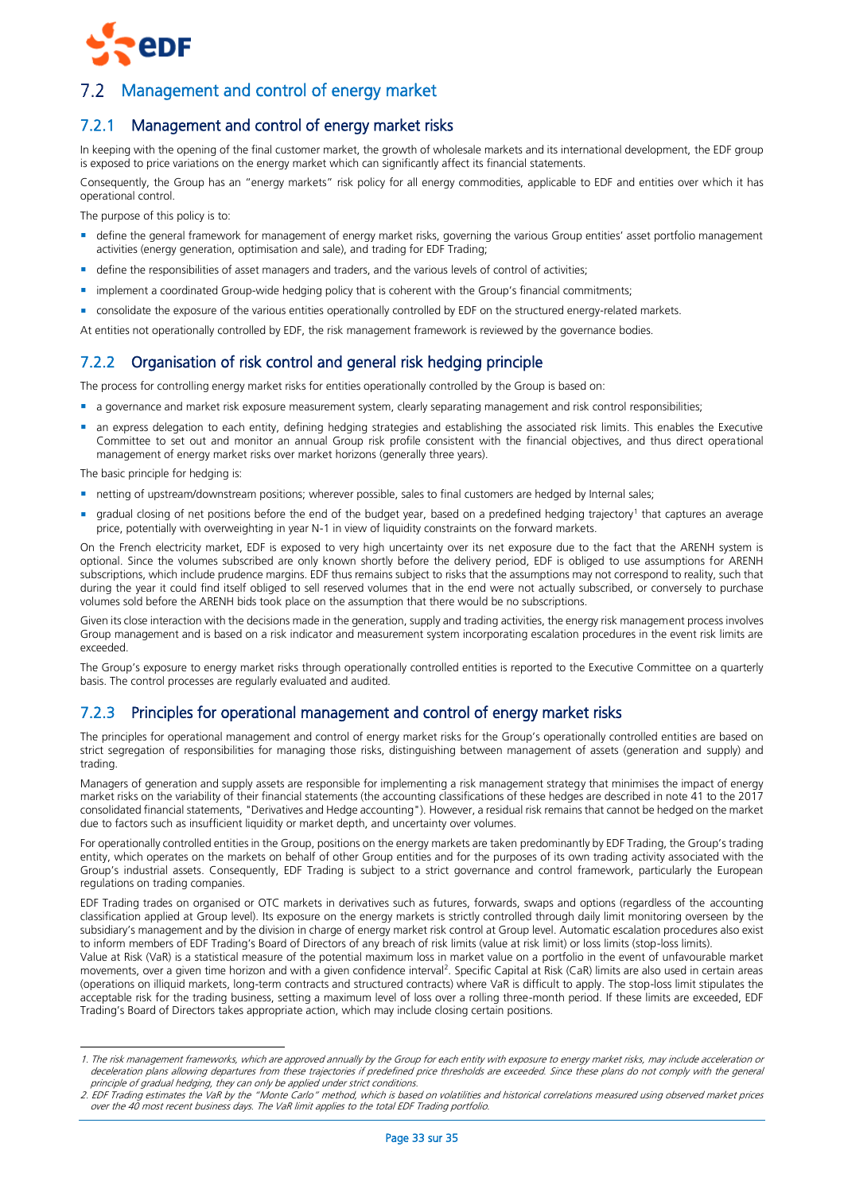## 7.2 Management and control of energy market

### 7.2.1 Management and control of energy market risks

In keeping with the opening of the final customer market, the growth of wholesale markets and its international development, the EDF group is exposed to price variations on the energy market which can significantly affect its financial statements.

Consequently, the Group has an "energy markets" risk policy for all energy commodities, applicable to EDF and entities over which it has operational control.

The purpose of this policy is to:

- define the general framework for management of energy market risks, governing the various Group entities' asset portfolio management activities (energy generation, optimisation and sale), and trading for EDF Trading;
- define the responsibilities of asset managers and traders, and the various levels of control of activities;
- implement a coordinated Group-wide hedging policy that is coherent with the Group's financial commitments;
- consolidate the exposure of the various entities operationally controlled by EDF on the structured energy-related markets.

At entities not operationally controlled by EDF, the risk management framework is reviewed by the governance bodies.

### 7.2.2 Organisation of risk control and general risk hedging principle

The process for controlling energy market risks for entities operationally controlled by the Group is based on:

- a governance and market risk exposure measurement system, clearly separating management and risk control responsibilities;
- an express delegation to each entity, defining hedging strategies and establishing the associated risk limits. This enables the Executive Committee to set out and monitor an annual Group risk profile consistent with the financial objectives, and thus direct operational management of energy market risks over market horizons (generally three years).

The basic principle for hedging is:

- netting of upstream/downstream positions; wherever possible, sales to final customers are hedged by Internal sales;
- gradual closing of net positions before the end of the budget year, based on a predefined hedging trajectory[1] that captures an average price, potentially with overweighting in year N-1 in view of liquidity constraints on the forward markets.

On the French electricity market, EDF is exposed to very high uncertainty over its net exposure due to the fact that the ARENH system is optional. Since the volumes subscribed are only known shortly before the delivery period, EDF is obliged to use assumptions for ARENH subscriptions, which include prudence margins. EDF thus remains subject to risks that the assumptions may not correspond to reality, such that during the year it could find itself obliged to sell reserved volumes that in the end were not actually subscribed, or conversely to purchase volumes sold before the ARENH bids took place on the assumption that there would be no subscriptions.

Given its close interaction with the decisions made in the generation, supply and trading activities, the energy risk management process involves Group management and is based on a risk indicator and measurement system incorporating escalation procedures in the event risk limits are exceeded.

The Group's exposure to energy market risks through operationally controlled entities is reported to the Executive Committee on a quarterly basis. The control processes are regularly evaluated and audited.

### 7.2.3 Principles for operational management and control of energy market risks

The principles for operational management and control of energy market risks for the Group's operationally controlled entities are based on strict segregation of responsibilities for managing those risks, distinguishing between management of assets (generation and supply) and trading.

Managers of generation and supply assets are responsible for implementing a risk management strategy that minimises the impact of energy market risks on the variability of their financial statements (the accounting classifications of these hedges are described in note 41 to the 2017 consolidated financial statements, "Derivatives and Hedge accounting"). However, a residual risk remains that cannot be hedged on the market due to factors such as insufficient liquidity or market depth, and uncertainty over volumes.

For operationally controlled entities in the Group, positions on the energy markets are taken predominantly by EDF Trading, the Group's trading entity, which operates on the markets on behalf of other Group entities and for the purposes of its own trading activity associated with the Group's industrial assets. Consequently, EDF Trading is subject to a strict governance and control framework, particularly the European regulations on trading companies.

EDF Trading trades on organised or OTC markets in derivatives such as futures, forwards, swaps and options (regardless of the accounting classification applied at Group level). Its exposure on the energy markets is strictly controlled through daily limit monitoring overseen by the subsidiary's management and by the division in charge of energy market risk control at Group level. Automatic escalation procedures also exist to inform members of EDF Trading's Board of Directors of any breach of risk limits (value at risk limit) or loss limits (stop-loss limits).

Value at Risk (VaR) is a statistical measure of the potential maximum loss in market value on a portfolio in the event of unfavourable market movements, over a given time horizon and with a given confidence interval[2]. Specific Capital at Risk (CaR) limits are also used in certain areas (operations on illiquid markets, long-term contracts and structured contracts) where VaR is difficult to apply. The stop-loss limit stipulates the acceptable risk for the trading business, setting a maximum level of loss over a rolling three-month period. If these limits are exceeded, EDF Trading's Board of Directors takes appropriate action, which may include closing certain positions.

---

*1. The risk management frameworks, which are approved annually by the Group for each entity with exposure to energy market risks, may include acceleration or deceleration plans allowing departures from these trajectories if predefined price thresholds are exceeded. Since these plans do not comply with the general principle of gradual hedging, they can only be applied under strict conditions.*

*2. EDF Trading estimates the VaR by the "Monte Carlo" method, which is based on volatilities and historical correlations measured using observed market prices over the 40 most recent business days. The VaR limit applies to the total EDF Trading portfolio.*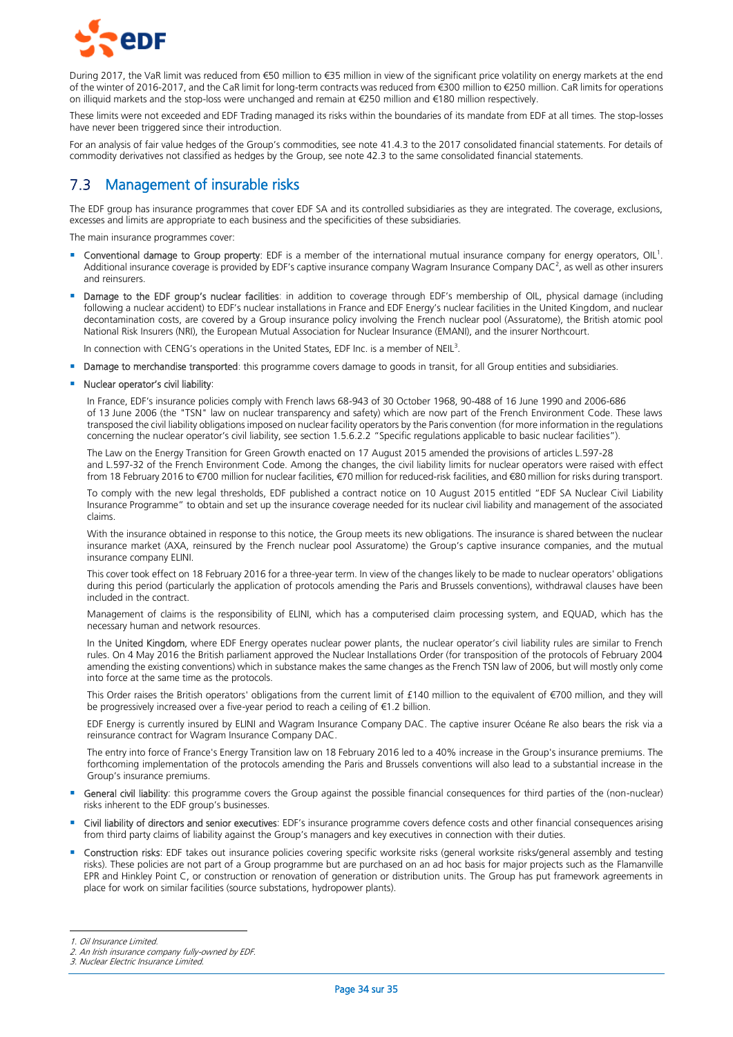During 2017, the VaR limit was reduced from €50 million to €35 million in view of the significant price volatility on energy markets at the end of the winter of 2016-2017, and the CaR limit for long-term contracts was reduced from €300 million to €250 million. CaR limits for operations on illiquid markets and the stop-loss were unchanged and remain at €250 million and €180 million respectively.

These limits were not exceeded and EDF Trading managed its risks within the boundaries of its mandate from EDF at all times. The stop-losses have never been triggered since their introduction.

For an analysis of fair value hedges of the Group's commodities, see note 41.4.3 to the 2017 consolidated financial statements. For details of commodity derivatives not classified as hedges by the Group, see note 42.3 to the same consolidated financial statements.

## 7.3 Management of insurable risks

The EDF group has insurance programmes that cover EDF SA and its controlled subsidiaries as they are integrated. The coverage, exclusions, excesses and limits are appropriate to each business and the specificities of these subsidiaries.

The main insurance programmes cover:

- **Conventional damage to Group property**: EDF is a member of the international mutual insurance company for energy operators, OIL[1]. Additional insurance coverage is provided by EDF's captive insurance company Wagram Insurance Company DAC[2], as well as other insurers and reinsurers.
- **Damage to the EDF group's nuclear facilities**: in addition to coverage through EDF's membership of OIL, physical damage (including following a nuclear accident) to EDF's nuclear installations in France and EDF Energy's nuclear facilities in the United Kingdom, and nuclear decontamination costs, are covered by a Group insurance policy involving the French nuclear pool (Assuratome), the British atomic pool National Risk Insurers (NRI), the European Mutual Association for Nuclear Insurance (EMANI), and the insurer Northcourt.

  In connection with CENG's operations in the United States, EDF Inc. is a member of NEIL[3].
- **Damage to merchandise transported**: this programme covers damage to goods in transit, for all Group entities and subsidiaries.
- **Nuclear operator's civil liability**:

  In France, EDF's insurance policies comply with French laws 68-943 of 30 October 1968, 90-488 of 16 June 1990 and 2006-686 of 13 June 2006 (the "TSN" law on nuclear transparency and safety) which are now part of the French Environment Code. These laws transposed the civil liability obligations imposed on nuclear facility operators by the Paris convention (for more information in the regulations concerning the nuclear operator's civil liability, see section 1.5.6.2.2 "Specific regulations applicable to basic nuclear facilities").

  The Law on the Energy Transition for Green Growth enacted on 17 August 2015 amended the provisions of articles L.597-28 and L.597-32 of the French Environment Code. Among the changes, the civil liability limits for nuclear operators were raised with effect from 18 February 2016 to €700 million for nuclear facilities, €70 million for reduced-risk facilities, and €80 million for risks during transport.

  To comply with the new legal thresholds, EDF published a contract notice on 10 August 2015 entitled "EDF SA Nuclear Civil Liability Insurance Programme" to obtain and set up the insurance coverage needed for its nuclear civil liability and management of the associated claims.

  With the insurance obtained in response to this notice, the Group meets its new obligations. The insurance is shared between the nuclear insurance market (AXA, reinsured by the French nuclear pool Assuratome) the Group's captive insurance companies, and the mutual insurance company ELINI.

  This cover took effect on 18 February 2016 for a three-year term. In view of the changes likely to be made to nuclear operators' obligations during this period (particularly the application of protocols amending the Paris and Brussels conventions), withdrawal clauses have been included in the contract.

  Management of claims is the responsibility of ELINI, which has a computerised claim processing system, and EQUAD, which has the necessary human and network resources.

  In the United Kingdom, where EDF Energy operates nuclear power plants, the nuclear operator's civil liability rules are similar to French rules. On 4 May 2016 the British parliament approved the Nuclear Installations Order (for transposition of the protocols of February 2004 amending the existing conventions) which in substance makes the same changes as the French TSN law of 2006, but will mostly only come into force at the same time as the protocols.

  This Order raises the British operators' obligations from the current limit of £140 million to the equivalent of €700 million, and they will be progressively increased over a five-year period to reach a ceiling of €1.2 billion.

  EDF Energy is currently insured by ELINI and Wagram Insurance Company DAC. The captive insurer Océane Re also bears the risk via a reinsurance contract for Wagram Insurance Company DAC.

  The entry into force of France's Energy Transition law on 18 February 2016 led to a 40% increase in the Group's insurance premiums. The forthcoming implementation of the protocols amending the Paris and Brussels conventions will also lead to a substantial increase in the Group's insurance premiums.
- **General civil liability**: this programme covers the Group against the possible financial consequences for third parties of the (non-nuclear) risks inherent to the EDF group's businesses.
- **Civil liability of directors and senior executives**: EDF's insurance programme covers defence costs and other financial consequences arising from third party claims of liability against the Group's managers and key executives in connection with their duties.
- **Construction risks**: EDF takes out insurance policies covering specific worksite risks (general worksite risks/general assembly and testing risks). These policies are not part of a Group programme but are purchased on an ad hoc basis for major projects such as the Flamanville EPR and Hinkley Point C, or construction or renovation of generation or distribution units. The Group has put framework agreements in place for work on similar facilities (source substations, hydropower plants).

---

1. *Oil Insurance Limited.*
2. *An Irish insurance company fully-owned by EDF.*
3. *Nuclear Electric Insurance Limited.*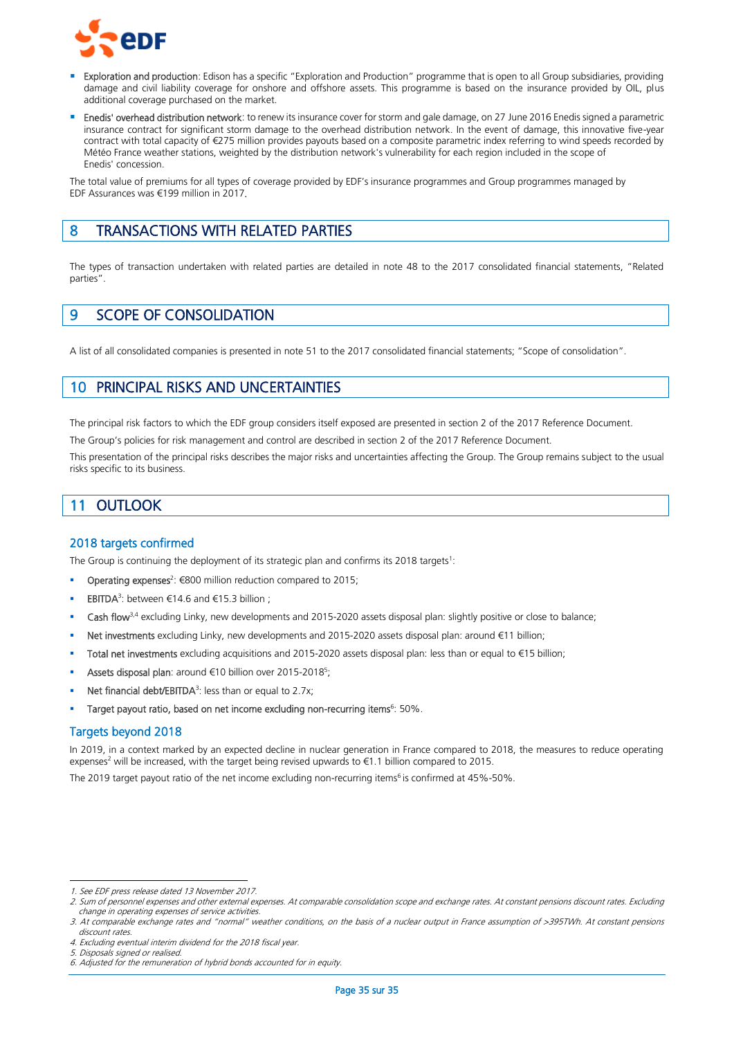- **Exploration and production**: Edison has a specific "Exploration and Production" programme that is open to all Group subsidiaries, providing damage and civil liability coverage for onshore and offshore assets. This programme is based on the insurance provided by OIL, plus additional coverage purchased on the market.
- **Enedis' overhead distribution network**: to renew its insurance cover for storm and gale damage, on 27 June 2016 Enedis signed a parametric insurance contract for significant storm damage to the overhead distribution network. In the event of damage, this innovative five-year contract with total capacity of €275 million provides payouts based on a composite parametric index referring to wind speeds recorded by Météo France weather stations, weighted by the distribution network's vulnerability for each region included in the scope of Enedis' concession.

The total value of premiums for all types of coverage provided by EDF's insurance programmes and Group programmes managed by EDF Assurances was €199 million in 2017.

# 8 TRANSACTIONS WITH RELATED PARTIES

The types of transaction undertaken with related parties are detailed in note 48 to the 2017 consolidated financial statements, "Related parties".

# 9 SCOPE OF CONSOLIDATION

A list of all consolidated companies is presented in note 51 to the 2017 consolidated financial statements; "Scope of consolidation".

# 10 PRINCIPAL RISKS AND UNCERTAINTIES

The principal risk factors to which the EDF group considers itself exposed are presented in section 2 of the 2017 Reference Document.

The Group's policies for risk management and control are described in section 2 of the 2017 Reference Document.

This presentation of the principal risks describes the major risks and uncertainties affecting the Group. The Group remains subject to the usual risks specific to its business.

# 11 OUTLOOK

## 2018 targets confirmed

The Group is continuing the deployment of its strategic plan and confirms its 2018 targets[1]:

- **Operating expenses**[2]: €800 million reduction compared to 2015;
- **EBITDA**[3]: between €14.6 and €15.3 billion ;
- **Cash flow**[3,4] excluding Linky, new developments and 2015-2020 assets disposal plan: slightly positive or close to balance;
- **Net investments** excluding Linky, new developments and 2015-2020 assets disposal plan: around €11 billion;
- **Total net investments** excluding acquisitions and 2015-2020 assets disposal plan: less than or equal to €15 billion;
- **Assets disposal plan**: around €10 billion over 2015-2018[5];
- **Net financial debt/EBITDA**[3]: less than or equal to 2.7x;
- **Target payout ratio, based on net income excluding non-recurring items**[6]: 50%.

## Targets beyond 2018

In 2019, in a context marked by an expected decline in nuclear generation in France compared to 2018, the measures to reduce operating expenses[2] will be increased, with the target being revised upwards to €1.1 billion compared to 2015.

The 2019 target payout ratio of the net income excluding non-recurring items[6] is confirmed at 45%-50%.

*1. See EDF press release dated 13 November 2017.*

*2. Sum of personnel expenses and other external expenses. At comparable consolidation scope and exchange rates. At constant pensions discount rates. Excluding change in operating expenses of service activities.*

*3. At comparable exchange rates and "normal" weather conditions, on the basis of a nuclear output in France assumption of >395TWh. At constant pensions discount rates.*

*4. Excluding eventual interim dividend for the 2018 fiscal year.*

*5. Disposals signed or realised.*

*6. Adjusted for the remuneration of hybrid bonds accounted for in equity.*